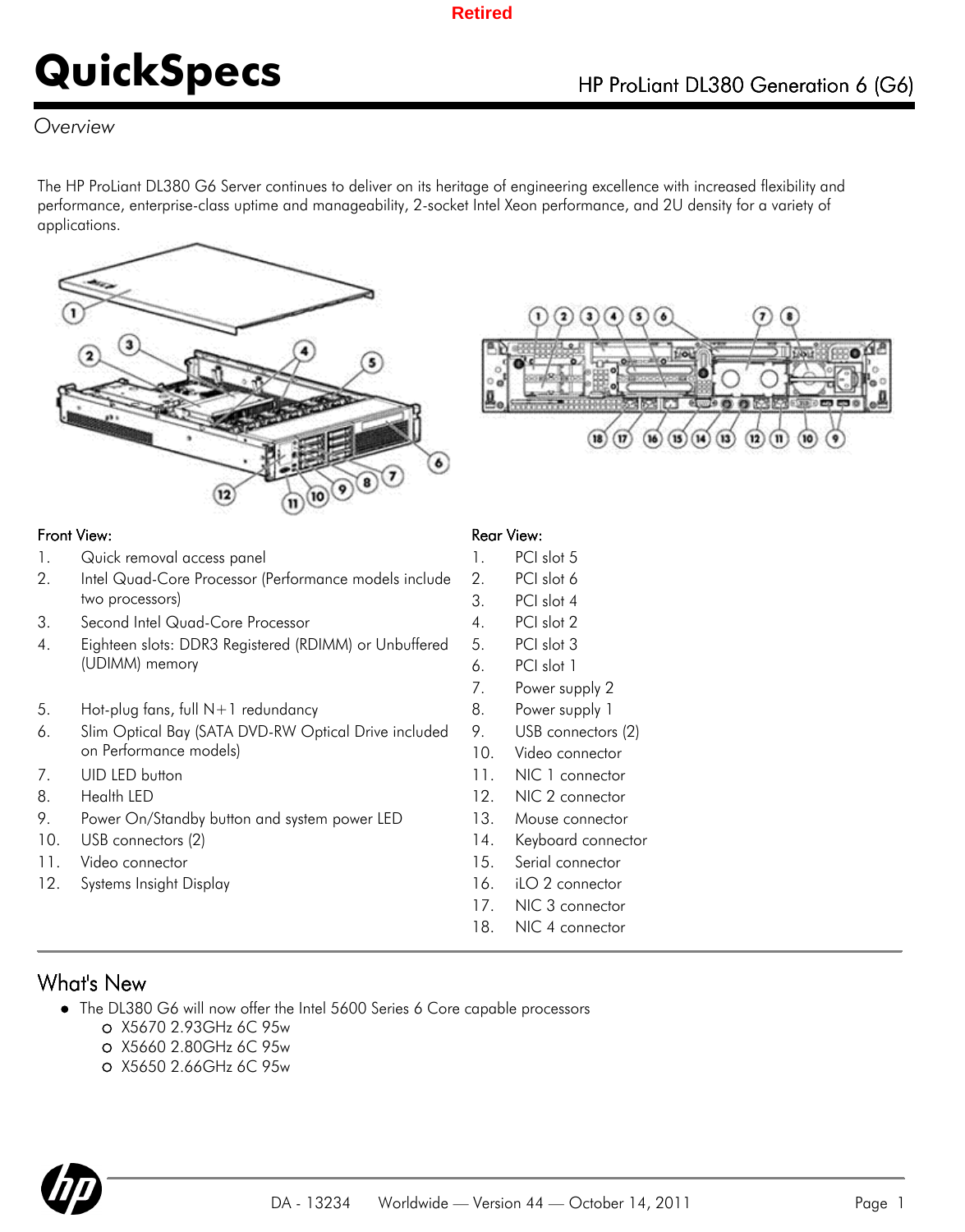Retired

# QuickSpecs

HP ProLiant DL380 Generation 6 (G6)

*Overview*

The HP ProLiant DL380 G6 Server continues to deliver on its heritage of engineering excellence with increased flexibility and performance, enterprise-class uptime and manageability, 2-socket Intel Xeon performance, and 2U density for a variety of applications.

Front View:

1. Quick removal access panel
2. Intel Quad-Core Processor (Performance models include two processors)
3. Second Intel Quad-Core Processor
4. Eighteen slots: DDR3 Registered (RDIMM) or Unbuffered (UDIMM) memory
5. Hot-plug fans, full N+1 redundancy
6. Slim Optical Bay (SATA DVD-RW Optical Drive included on Performance models)
7. UID LED button
8. Health LED
9. Power On/Standby button and system power LED
10. USB connectors (2)
11. Video connector
12. Systems Insight Display

Rear View:

1. PCI slot 5
2. PCI slot 6
3. PCI slot 4
4. PCI slot 2
5. PCI slot 3
6. PCI slot 1
7. Power supply 2
8. Power supply 1
9. USB connectors (2)
10. Video connector
11. NIC 1 connector
12. NIC 2 connector
13. Mouse connector
14. Keyboard connector
15. Serial connector
16. iLO 2 connector
17. NIC 3 connector
18. NIC 4 connector

## What's New

- The DL380 G6 will now offer the Intel 5600 Series 6 Core capable processors
  - X5670 2.93GHz 6C 95w
  - X5660 2.80GHz 6C 95w
  - X5650 2.66GHz 6C 95w

DA - 13234 Worldwide — Version 44 — October 14, 2011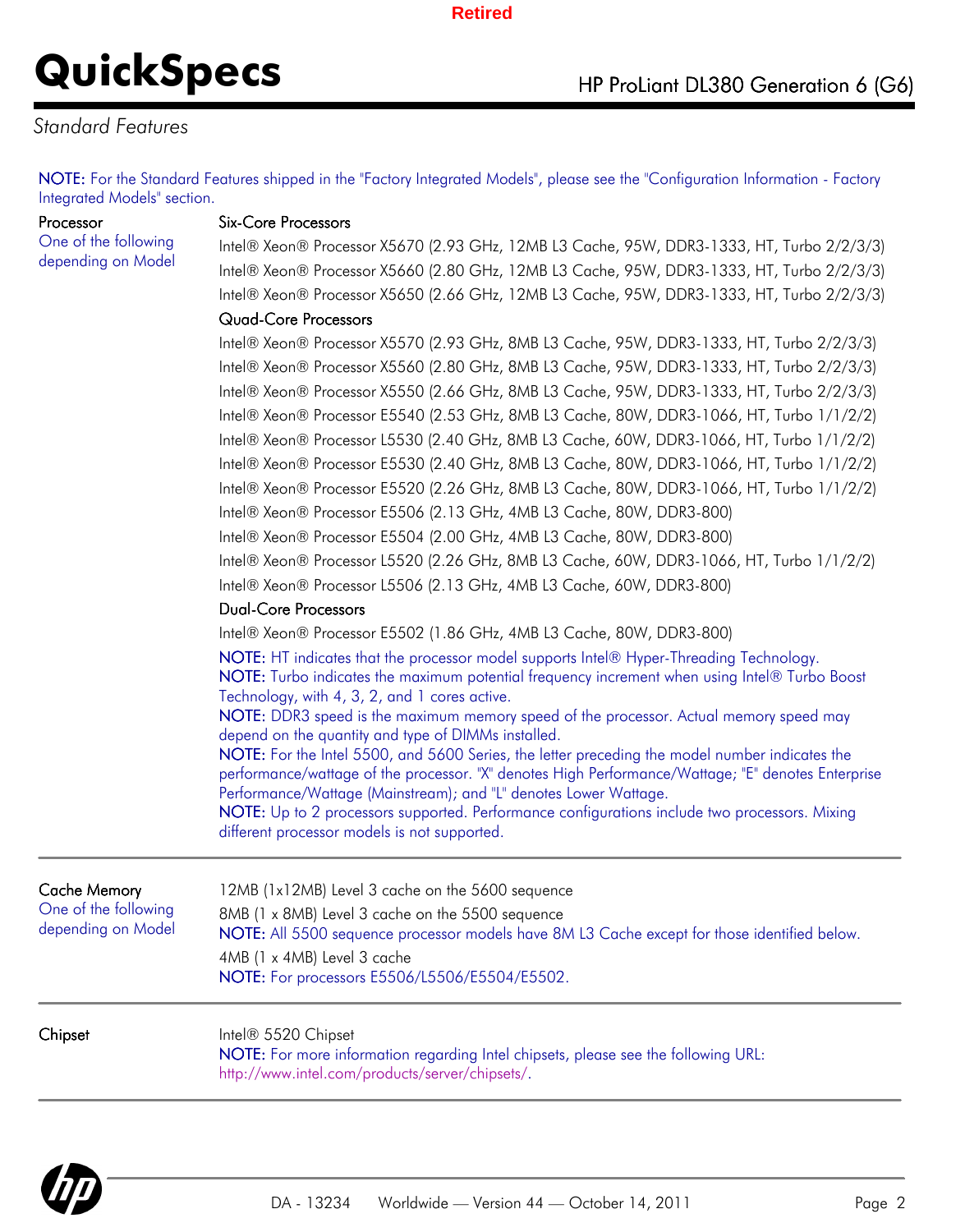## Standard Features

NOTE: For the Standard Features shipped in the "Factory Integrated Models", please see the "Configuration Information - Factory Integrated Models" section.

### Processor

One of the following depending on Model

**Six-Core Processors**

Intel® Xeon® Processor X5670 (2.93 GHz, 12MB L3 Cache, 95W, DDR3-1333, HT, Turbo 2/2/3/3)
Intel® Xeon® Processor X5660 (2.80 GHz, 12MB L3 Cache, 95W, DDR3-1333, HT, Turbo 2/2/3/3)
Intel® Xeon® Processor X5650 (2.66 GHz, 12MB L3 Cache, 95W, DDR3-1333, HT, Turbo 2/2/3/3)

**Quad-Core Processors**

Intel® Xeon® Processor X5570 (2.93 GHz, 8MB L3 Cache, 95W, DDR3-1333, HT, Turbo 2/2/3/3)
Intel® Xeon® Processor X5560 (2.80 GHz, 8MB L3 Cache, 95W, DDR3-1333, HT, Turbo 2/2/3/3)
Intel® Xeon® Processor X5550 (2.66 GHz, 8MB L3 Cache, 95W, DDR3-1333, HT, Turbo 2/2/3/3)
Intel® Xeon® Processor E5540 (2.53 GHz, 8MB L3 Cache, 80W, DDR3-1066, HT, Turbo 1/1/2/2)
Intel® Xeon® Processor L5530 (2.40 GHz, 8MB L3 Cache, 60W, DDR3-1066, HT, Turbo 1/1/2/2)
Intel® Xeon® Processor E5530 (2.40 GHz, 8MB L3 Cache, 80W, DDR3-1066, HT, Turbo 1/1/2/2)
Intel® Xeon® Processor E5520 (2.26 GHz, 8MB L3 Cache, 80W, DDR3-1066, HT, Turbo 1/1/2/2)
Intel® Xeon® Processor E5506 (2.13 GHz, 4MB L3 Cache, 80W, DDR3-800)
Intel® Xeon® Processor E5504 (2.00 GHz, 4MB L3 Cache, 80W, DDR3-800)
Intel® Xeon® Processor L5520 (2.26 GHz, 8MB L3 Cache, 60W, DDR3-1066, HT, Turbo 1/1/2/2)
Intel® Xeon® Processor L5506 (2.13 GHz, 4MB L3 Cache, 60W, DDR3-800)

**Dual-Core Processors**

Intel® Xeon® Processor E5502 (1.86 GHz, 4MB L3 Cache, 80W, DDR3-800)

NOTE: HT indicates that the processor model supports Intel® Hyper-Threading Technology.
NOTE: Turbo indicates the maximum potential frequency increment when using Intel® Turbo Boost Technology, with 4, 3, 2, and 1 cores active.
NOTE: DDR3 speed is the maximum memory speed of the processor. Actual memory speed may depend on the quantity and type of DIMMs installed.
NOTE: For the Intel 5500, and 5600 Series, the letter preceding the model number indicates the performance/wattage of the processor. "X" denotes High Performance/Wattage; "E" denotes Enterprise Performance/Wattage (Mainstream); and "L" denotes Lower Wattage.
NOTE: Up to 2 processors supported. Performance configurations include two processors. Mixing different processor models is not supported.

### Cache Memory

One of the following depending on Model

12MB (1x12MB) Level 3 cache on the 5600 sequence

8MB (1 x 8MB) Level 3 cache on the 5500 sequence
NOTE: All 5500 sequence processor models have 8M L3 Cache except for those identified below.

4MB (1 x 4MB) Level 3 cache
NOTE: For processors E5506/L5506/E5504/E5502.

### Chipset

Intel® 5520 Chipset
NOTE: For more information regarding Intel chipsets, please see the following URL: http://www.intel.com/products/server/chipsets/.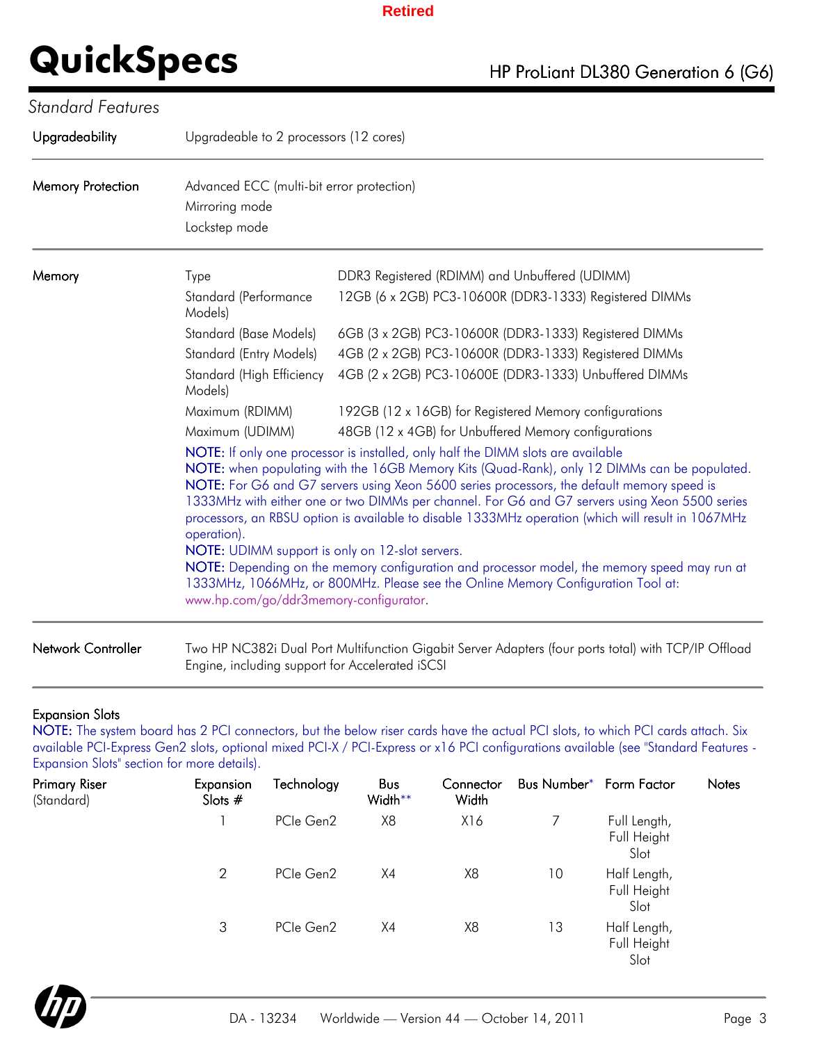Retired

# QuickSpecs

HP ProLiant DL380 Generation 6 (G6)

*Standard Features*

**Upgradeability**

Upgradeable to 2 processors (12 cores)

**Memory Protection**

Advanced ECC (multi-bit error protection)
Mirroring mode
Lockstep mode

**Memory**

| | |
|---|---|
| Type | DDR3 Registered (RDIMM) and Unbuffered (UDIMM) |
| Standard (Performance Models) | 12GB (6 x 2GB) PC3-10600R (DDR3-1333) Registered DIMMs |
| Standard (Base Models) | 6GB (3 x 2GB) PC3-10600R (DDR3-1333) Registered DIMMs |
| Standard (Entry Models) | 4GB (2 x 2GB) PC3-10600R (DDR3-1333) Registered DIMMs |
| Standard (High Efficiency Models) | 4GB (2 x 2GB) PC3-10600E (DDR3-1333) Unbuffered DIMMs |
| Maximum (RDIMM) | 192GB (12 x 16GB) for Registered Memory configurations |
| Maximum (UDIMM) | 48GB (12 x 4GB) for Unbuffered Memory configurations |

NOTE: If only one processor is installed, only half the DIMM slots are available
NOTE: when populating with the 16GB Memory Kits (Quad-Rank), only 12 DIMMs can be populated.
NOTE: For G6 and G7 servers using Xeon 5600 series processors, the default memory speed is 1333MHz with either one or two DIMMs per channel. For G6 and G7 servers using Xeon 5500 series processors, an RBSU option is available to disable 1333MHz operation (which will result in 1067MHz operation).
NOTE: UDIMM support is only on 12-slot servers.
NOTE: Depending on the memory configuration and processor model, the memory speed may run at 1333MHz, 1066MHz, or 800MHz. Please see the Online Memory Configuration Tool at: www.hp.com/go/ddr3memory-configurator.

**Network Controller**

Two HP NC382i Dual Port Multifunction Gigabit Server Adapters (four ports total) with TCP/IP Offload Engine, including support for Accelerated iSCSI

**Expansion Slots**

NOTE: The system board has 2 PCI connectors, but the below riser cards have the actual PCI slots, to which PCI cards attach. Six available PCI-Express Gen2 slots, optional mixed PCI-X / PCI-Express or x16 PCI configurations available (see "Standard Features - Expansion Slots" section for more details).

| Primary Riser (Standard) | Expansion Slots # | Technology | Bus Width** | Connector Width | Bus Number* | Form Factor | Notes |
|---|---|---|---|---|---|---|---|
| | 1 | PCIe Gen2 | X8 | X16 | 7 | Full Length, Full Height Slot | |
| | 2 | PCIe Gen2 | X4 | X8 | 10 | Half Length, Full Height Slot | |
| | 3 | PCIe Gen2 | X4 | X8 | 13 | Half Length, Full Height Slot | |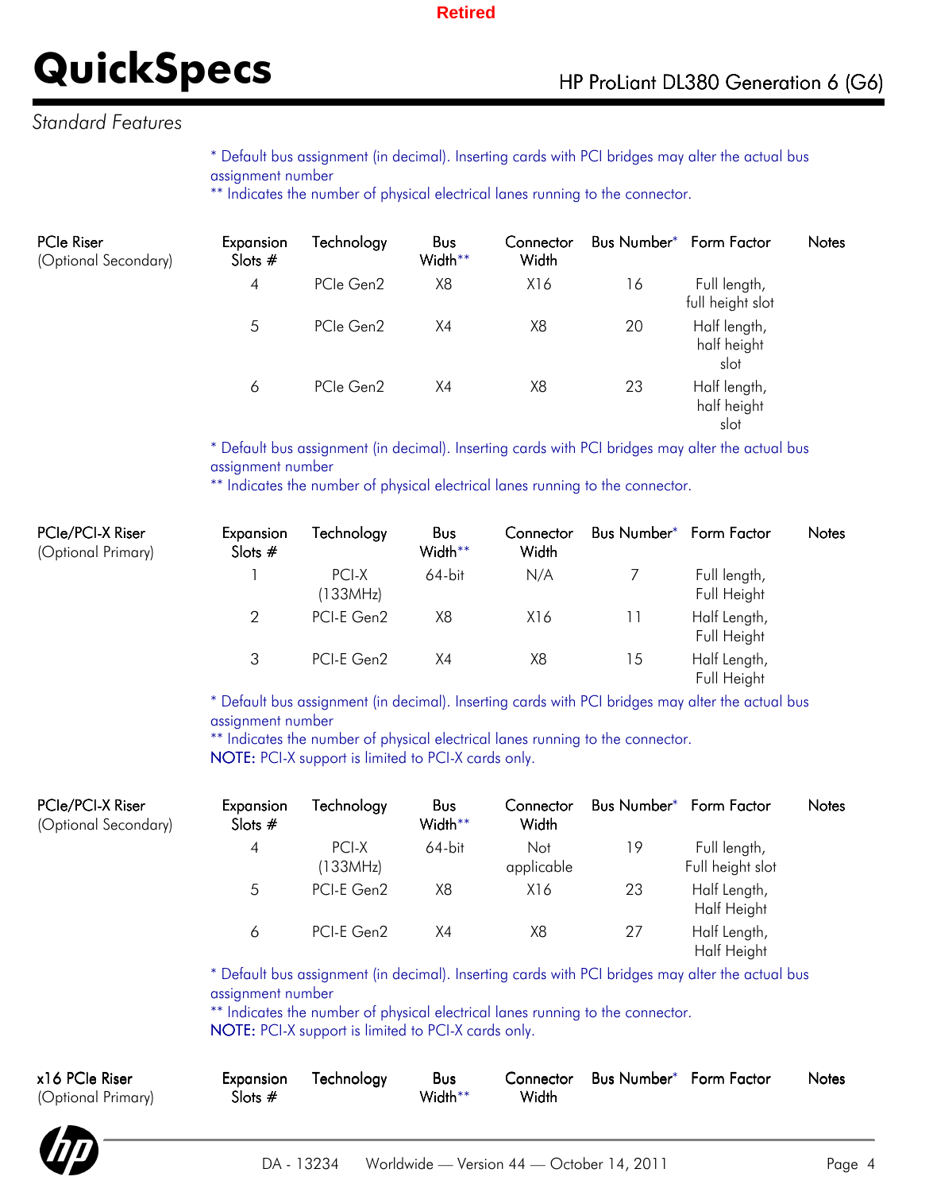*Standard Features*

\* Default bus assignment (in decimal). Inserting cards with PCI bridges may alter the actual bus assignment number
\*\* Indicates the number of physical electrical lanes running to the connector.

**PCIe Riser** (Optional Secondary)

| Expansion Slots # | Technology | Bus Width** | Connector Width | Bus Number* | Form Factor | Notes |
|---|---|---|---|---|---|---|
| 4 | PCIe Gen2 | X8 | X16 | 16 | Full length, full height slot | |
| 5 | PCIe Gen2 | X4 | X8 | 20 | Half length, half height slot | |
| 6 | PCIe Gen2 | X4 | X8 | 23 | Half length, half height slot | |

\* Default bus assignment (in decimal). Inserting cards with PCI bridges may alter the actual bus assignment number
\*\* Indicates the number of physical electrical lanes running to the connector.

**PCIe/PCI-X Riser** (Optional Primary)

| Expansion Slots # | Technology | Bus Width** | Connector Width | Bus Number* | Form Factor | Notes |
|---|---|---|---|---|---|---|
| 1 | PCI-X (133MHz) | 64-bit | N/A | 7 | Full length, Full Height | |
| 2 | PCI-E Gen2 | X8 | X16 | 11 | Half Length, Full Height | |
| 3 | PCI-E Gen2 | X4 | X8 | 15 | Half Length, Full Height | |

\* Default bus assignment (in decimal). Inserting cards with PCI bridges may alter the actual bus assignment number
\*\* Indicates the number of physical electrical lanes running to the connector.
**NOTE:** PCI-X support is limited to PCI-X cards only.

**PCIe/PCI-X Riser** (Optional Secondary)

| Expansion Slots # | Technology | Bus Width** | Connector Width | Bus Number* | Form Factor | Notes |
|---|---|---|---|---|---|---|
| 4 | PCI-X (133MHz) | 64-bit | Not applicable | 19 | Full length, Full height slot | |
| 5 | PCI-E Gen2 | X8 | X16 | 23 | Half Length, Half Height | |
| 6 | PCI-E Gen2 | X4 | X8 | 27 | Half Length, Half Height | |

\* Default bus assignment (in decimal). Inserting cards with PCI bridges may alter the actual bus assignment number
\*\* Indicates the number of physical electrical lanes running to the connector.
**NOTE:** PCI-X support is limited to PCI-X cards only.

**x16 PCIe Riser** (Optional Primary)

| Expansion Slots # | Technology | Bus Width** | Connector Width | Bus Number* | Form Factor | Notes |
|---|---|---|---|---|---|---|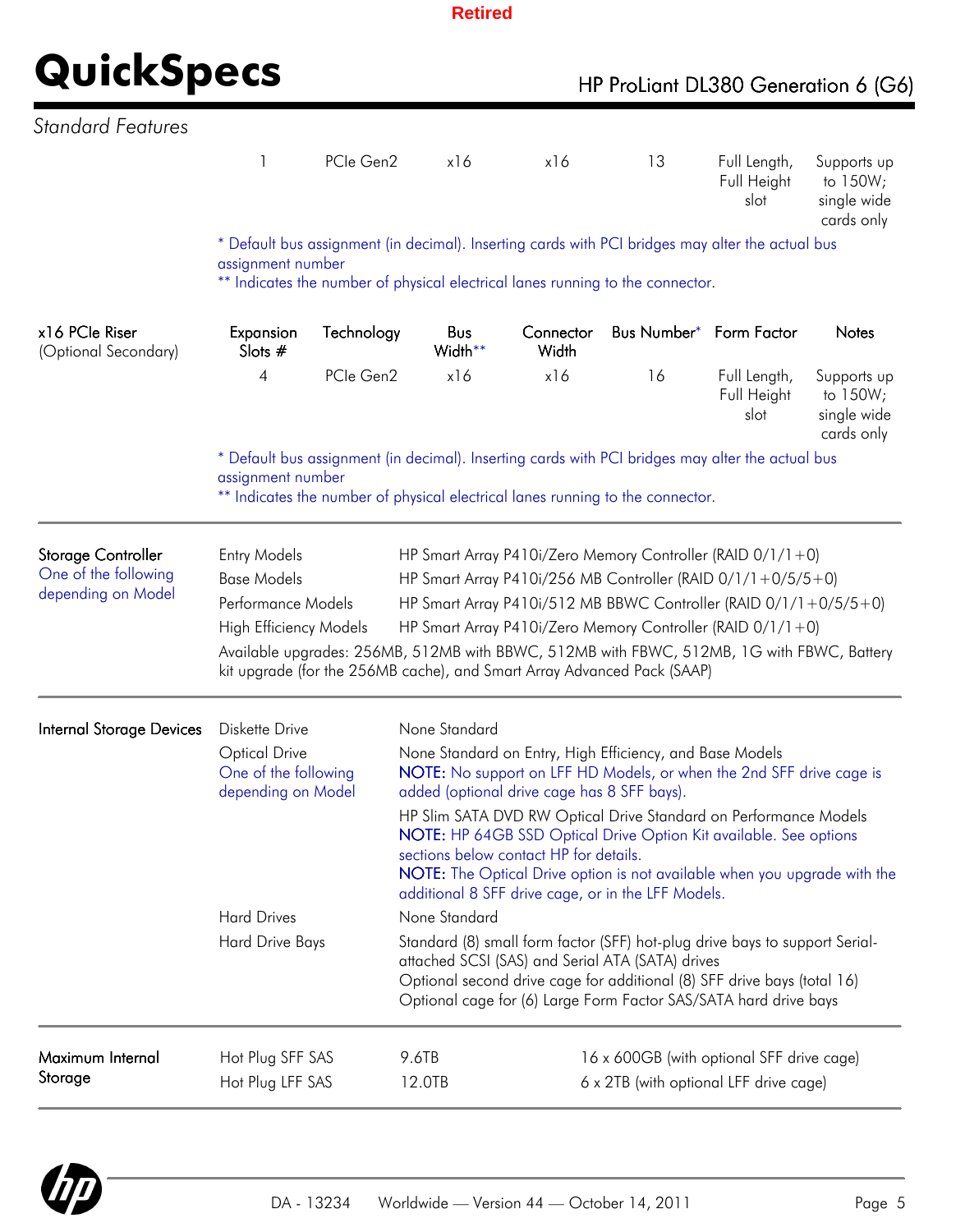Retired

## Standard Features

| Expansion Slots # | Technology | Bus Width** | Connector Width | Bus Number* | Form Factor | Notes |
|---|---|---|---|---|---|---|
| 1 | PCIe Gen2 | x16 | x16 | 13 | Full Length, Full Height slot | Supports up to 150W; single wide cards only |

\* Default bus assignment (in decimal). Inserting cards with PCI bridges may alter the actual bus assignment number
** Indicates the number of physical electrical lanes running to the connector.

**x16 PCIe Riser** (Optional Secondary)

| Expansion Slots # | Technology | Bus Width** | Connector Width | Bus Number* | Form Factor | Notes |
|---|---|---|---|---|---|---|
| 4 | PCIe Gen2 | x16 | x16 | 16 | Full Length, Full Height slot | Supports up to 150W; single wide cards only |

\* Default bus assignment (in decimal). Inserting cards with PCI bridges may alter the actual bus assignment number
** Indicates the number of physical electrical lanes running to the connector.

### Storage Controller

One of the following depending on Model

| | |
|---|---|
| Entry Models | HP Smart Array P410i/Zero Memory Controller (RAID 0/1/1+0) |
| Base Models | HP Smart Array P410i/256 MB Controller (RAID 0/1/1+0/5/5+0) |
| Performance Models | HP Smart Array P410i/512 MB BBWC Controller (RAID 0/1/1+0/5/5+0) |
| High Efficiency Models | HP Smart Array P410i/Zero Memory Controller (RAID 0/1/1+0) |

Available upgrades: 256MB, 512MB with BBWC, 512MB with FBWC, 512MB, 1G with FBWC, Battery kit upgrade (for the 256MB cache), and Smart Array Advanced Pack (SAAP)

### Internal Storage Devices

**Diskette Drive**
None Standard

**Optical Drive**
One of the following depending on Model

None Standard on Entry, High Efficiency, and Base Models
NOTE: No support on LFF HD Models, or when the 2nd SFF drive cage is added (optional drive cage has 8 SFF bays).

HP Slim SATA DVD RW Optical Drive Standard on Performance Models
NOTE: HP 64GB SSD Optical Drive Option Kit available. See options sections below contact HP for details.
NOTE: The Optical Drive option is not available when you upgrade with the additional 8 SFF drive cage, or in the LFF Models.

**Hard Drives**
None Standard

**Hard Drive Bays**
Standard (8) small form factor (SFF) hot-plug drive bays to support Serial-attached SCSI (SAS) and Serial ATA (SATA) drives
Optional second drive cage for additional (8) SFF drive bays (total 16)
Optional cage for (6) Large Form Factor SAS/SATA hard drive bays

### Maximum Internal Storage

| | | |
|---|---|---|
| Hot Plug SFF SAS | 9.6TB | 16 x 600GB (with optional SFF drive cage) |
| Hot Plug LFF SAS | 12.0TB | 6 x 2TB (with optional LFF drive cage) |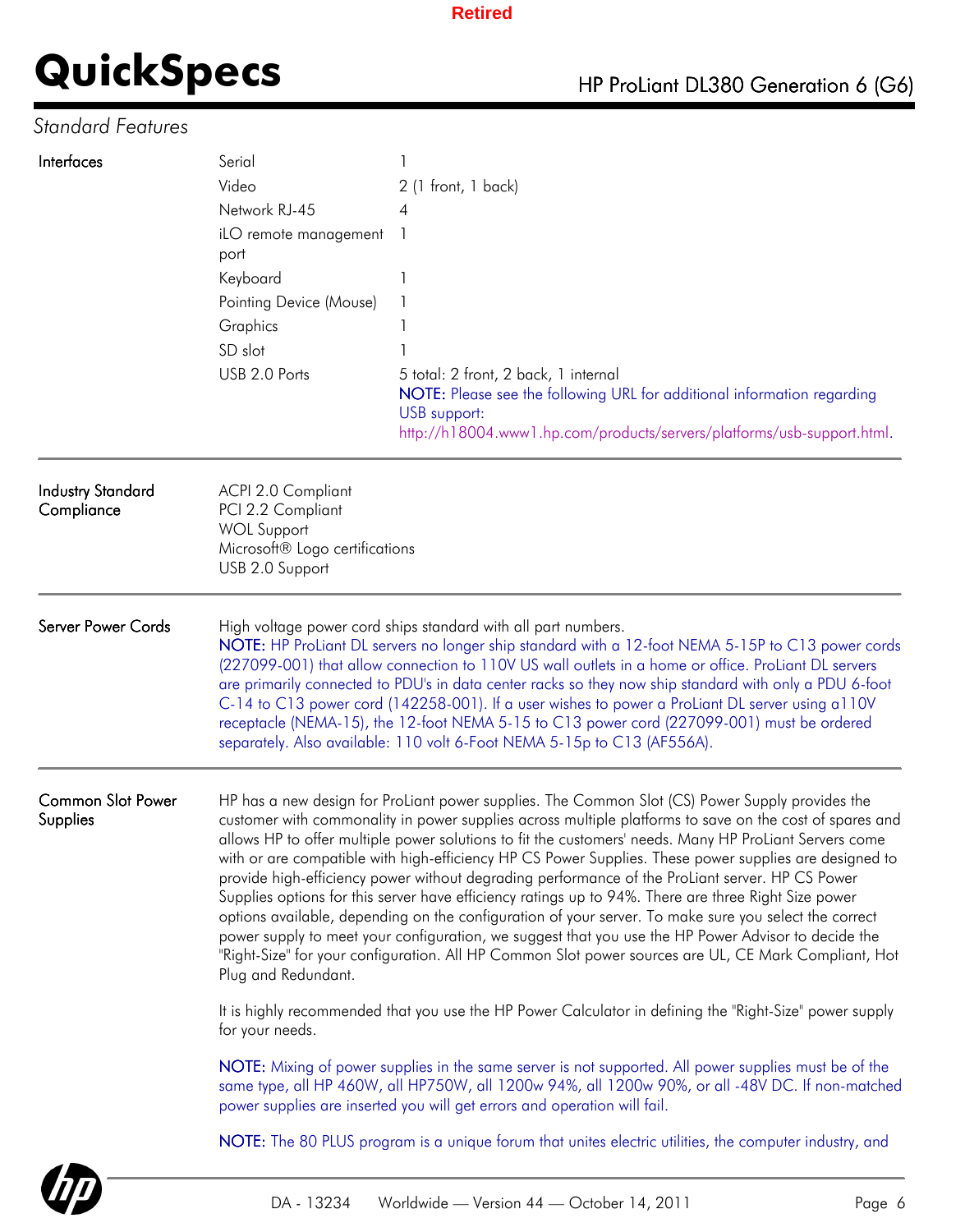## Standard Features

| | | |
|---|---|---|
| **Interfaces** | Serial | 1 |
| | Video | 2 (1 front, 1 back) |
| | Network RJ-45 | 4 |
| | iLO remote management port | 1 |
| | Keyboard | 1 |
| | Pointing Device (Mouse) | 1 |
| | Graphics | 1 |
| | SD slot | 1 |
| | USB 2.0 Ports | 5 total: 2 front, 2 back, 1 internal<br>NOTE: Please see the following URL for additional information regarding USB support:<br>http://h18004.www1.hp.com/products/servers/platforms/usb-support.html. |

**Industry Standard Compliance**

ACPI 2.0 Compliant
PCI 2.2 Compliant
WOL Support
Microsoft® Logo certifications
USB 2.0 Support

**Server Power Cords**

High voltage power cord ships standard with all part numbers.

NOTE: HP ProLiant DL servers no longer ship standard with a 12-foot NEMA 5-15P to C13 power cords (227099-001) that allow connection to 110V US wall outlets in a home or office. ProLiant DL servers are primarily connected to PDU's in data center racks so they now ship standard with only a PDU 6-foot C-14 to C13 power cord (142258-001). If a user wishes to power a ProLiant DL server using a110V receptacle (NEMA-15), the 12-foot NEMA 5-15 to C13 power cord (227099-001) must be ordered separately. Also available: 110 volt 6-Foot NEMA 5-15p to C13 (AF556A).

**Common Slot Power Supplies**

HP has a new design for ProLiant power supplies. The Common Slot (CS) Power Supply provides the customer with commonality in power supplies across multiple platforms to save on the cost of spares and allows HP to offer multiple power solutions to fit the customers' needs. Many HP ProLiant Servers come with or are compatible with high-efficiency HP CS Power Supplies. These power supplies are designed to provide high-efficiency power without degrading performance of the ProLiant server. HP CS Power Supplies options for this server have efficiency ratings up to 94%. There are three Right Size power options available, depending on the configuration of your server. To make sure you select the correct power supply to meet your configuration, we suggest that you use the HP Power Advisor to decide the "Right-Size" for your configuration. All HP Common Slot power sources are UL, CE Mark Compliant, Hot Plug and Redundant.

It is highly recommended that you use the HP Power Calculator in defining the "Right-Size" power supply for your needs.

NOTE: Mixing of power supplies in the same server is not supported. All power supplies must be of the same type, all HP 460W, all HP750W, all 1200w 94%, all 1200w 90%, or all -48V DC. If non-matched power supplies are inserted you will get errors and operation will fail.

NOTE: The 80 PLUS program is a unique forum that unites electric utilities, the computer industry, and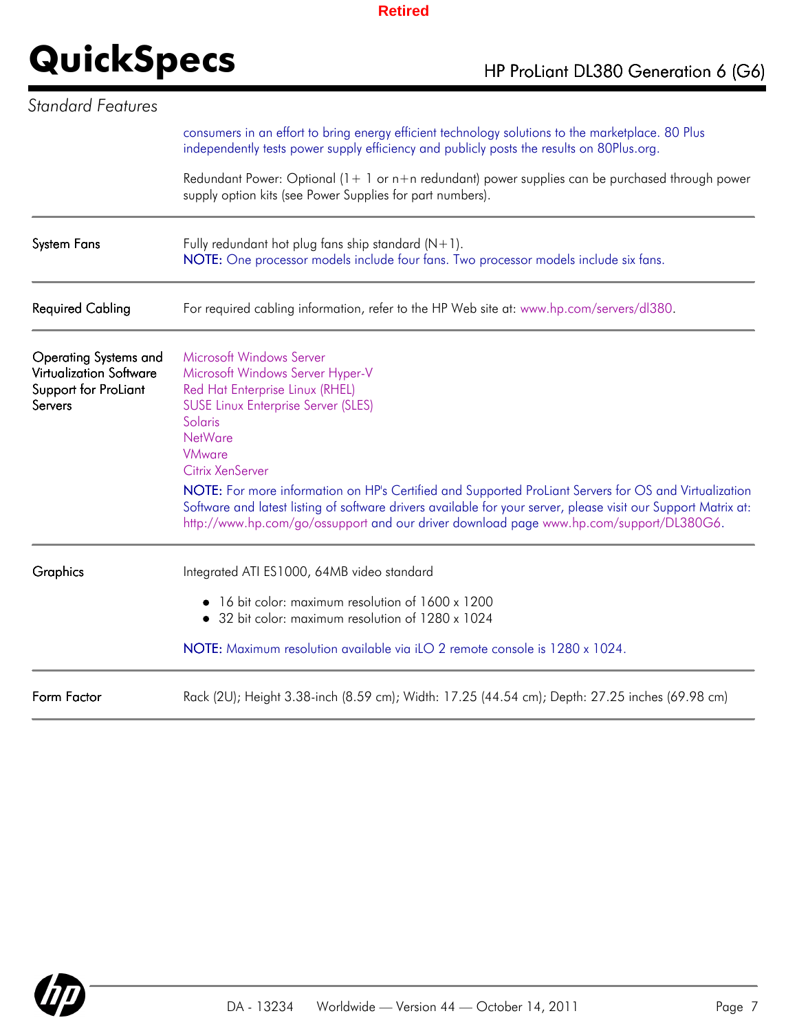## Standard Features

| | |
|---|---|
| | consumers in an effort to bring energy efficient technology solutions to the marketplace. 80 Plus independently tests power supply efficiency and publicly posts the results on 80Plus.org.<br><br>Redundant Power: Optional (1+ 1 or n+n redundant) power supplies can be purchased through power supply option kits (see Power Supplies for part numbers). |
| System Fans | Fully redundant hot plug fans ship standard (N+1).<br>**NOTE:** One processor models include four fans. Two processor models include six fans. |
| Required Cabling | For required cabling information, refer to the HP Web site at: www.hp.com/servers/dl380. |
| Operating Systems and Virtualization Software Support for ProLiant Servers | Microsoft Windows Server<br>Microsoft Windows Server Hyper-V<br>Red Hat Enterprise Linux (RHEL)<br>SUSE Linux Enterprise Server (SLES)<br>Solaris<br>NetWare<br>VMware<br>Citrix XenServer<br>**NOTE:** For more information on HP's Certified and Supported ProLiant Servers for OS and Virtualization Software and latest listing of software drivers available for your server, please visit our Support Matrix at: http://www.hp.com/go/ossupport and our driver download page www.hp.com/support/DL380G6. |
| Graphics | Integrated ATI ES1000, 64MB video standard<br>• 16 bit color: maximum resolution of 1600 x 1200<br>• 32 bit color: maximum resolution of 1280 x 1024<br><br>**NOTE:** Maximum resolution available via iLO 2 remote console is 1280 x 1024. |
| Form Factor | Rack (2U); Height 3.38-inch (8.59 cm); Width: 17.25 (44.54 cm); Depth: 27.25 inches (69.98 cm) |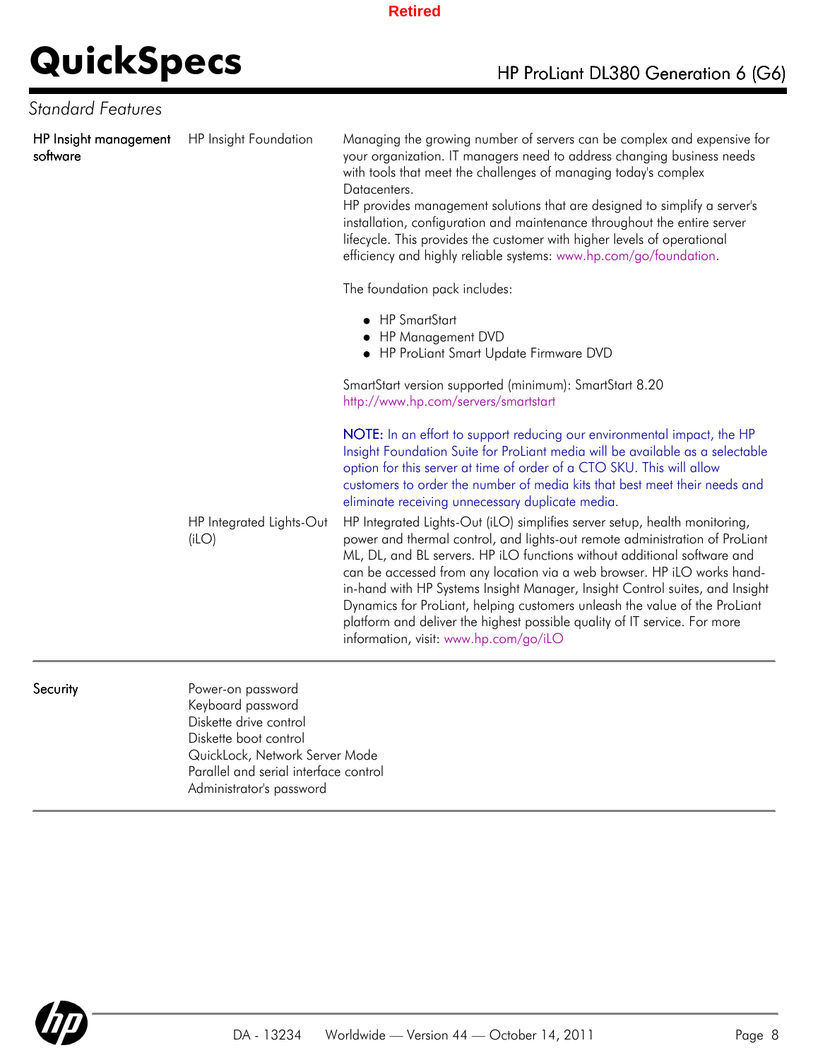## Standard Features

| | | |
|---|---|---|
| HP Insight management software | HP Insight Foundation | Managing the growing number of servers can be complex and expensive for your organization. IT managers need to address changing business needs with tools that meet the challenges of managing today's complex Datacenters.<br>HP provides management solutions that are designed to simplify a server's installation, configuration and maintenance throughout the entire server lifecycle. This provides the customer with higher levels of operational efficiency and highly reliable systems: www.hp.com/go/foundation.<br><br>The foundation pack includes:<br>• HP SmartStart<br>• HP Management DVD<br>• HP ProLiant Smart Update Firmware DVD<br><br>SmartStart version supported (minimum): SmartStart 8.20<br>http://www.hp.com/servers/smartstart<br><br>**NOTE:** In an effort to support reducing our environmental impact, the HP Insight Foundation Suite for ProLiant media will be available as a selectable option for this server at time of order of a CTO SKU. This will allow customers to order the number of media kits that best meet their needs and eliminate receiving unnecessary duplicate media. |
| | HP Integrated Lights-Out (iLO) | HP Integrated Lights-Out (iLO) simplifies server setup, health monitoring, power and thermal control, and lights-out remote administration of ProLiant ML, DL, and BL servers. HP iLO functions without additional software and can be accessed from any location via a web browser. HP iLO works hand-in-hand with HP Systems Insight Manager, Insight Control suites, and Insight Dynamics for ProLiant, helping customers unleash the value of the ProLiant platform and deliver the highest possible quality of IT service. For more information, visit: www.hp.com/go/iLO |
| Security | Power-on password<br>Keyboard password<br>Diskette drive control<br>Diskette boot control<br>QuickLock, Network Server Mode<br>Parallel and serial interface control<br>Administrator's password | |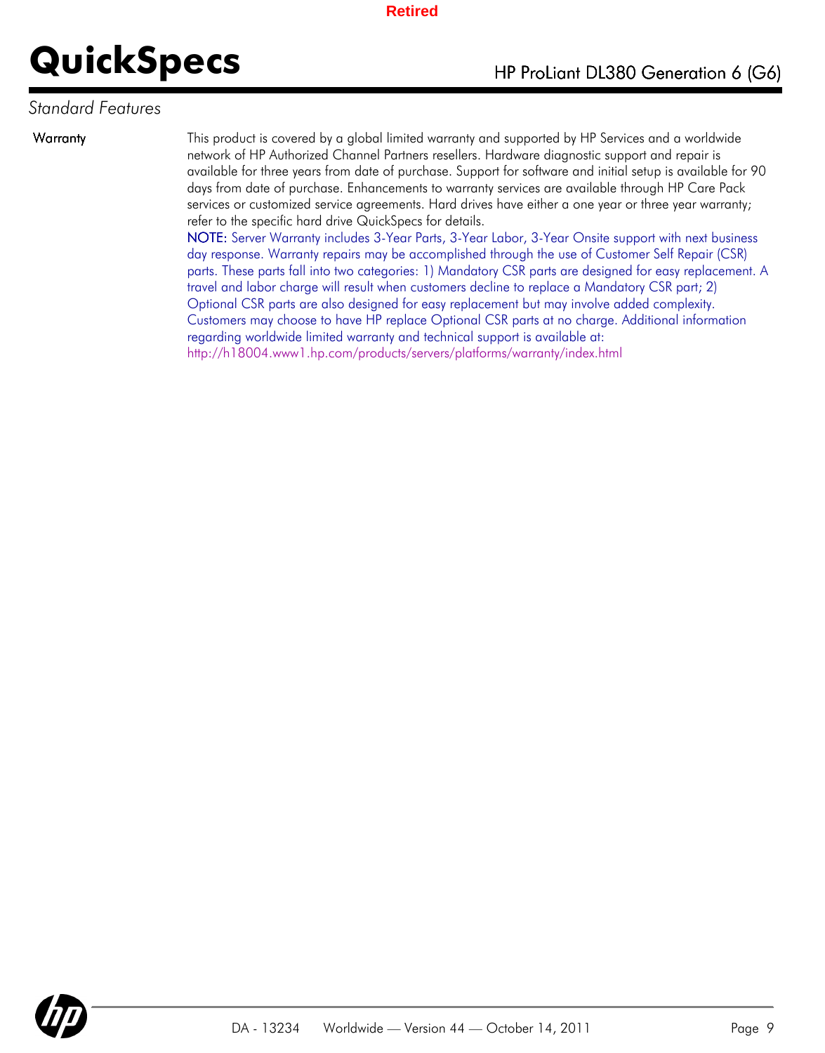## Standard Features

**Warranty**

This product is covered by a global limited warranty and supported by HP Services and a worldwide network of HP Authorized Channel Partners resellers. Hardware diagnostic support and repair is available for three years from date of purchase. Support for software and initial setup is available for 90 days from date of purchase. Enhancements to warranty services are available through HP Care Pack services or customized service agreements. Hard drives have either a one year or three year warranty; refer to the specific hard drive QuickSpecs for details.

**NOTE:** Server Warranty includes 3-Year Parts, 3-Year Labor, 3-Year Onsite support with next business day response. Warranty repairs may be accomplished through the use of Customer Self Repair (CSR) parts. These parts fall into two categories: 1) Mandatory CSR parts are designed for easy replacement. A travel and labor charge will result when customers decline to replace a Mandatory CSR part; 2) Optional CSR parts are also designed for easy replacement but may involve added complexity. Customers may choose to have HP replace Optional CSR parts at no charge. Additional information regarding worldwide limited warranty and technical support is available at: http://h18004.www1.hp.com/products/servers/platforms/warranty/index.html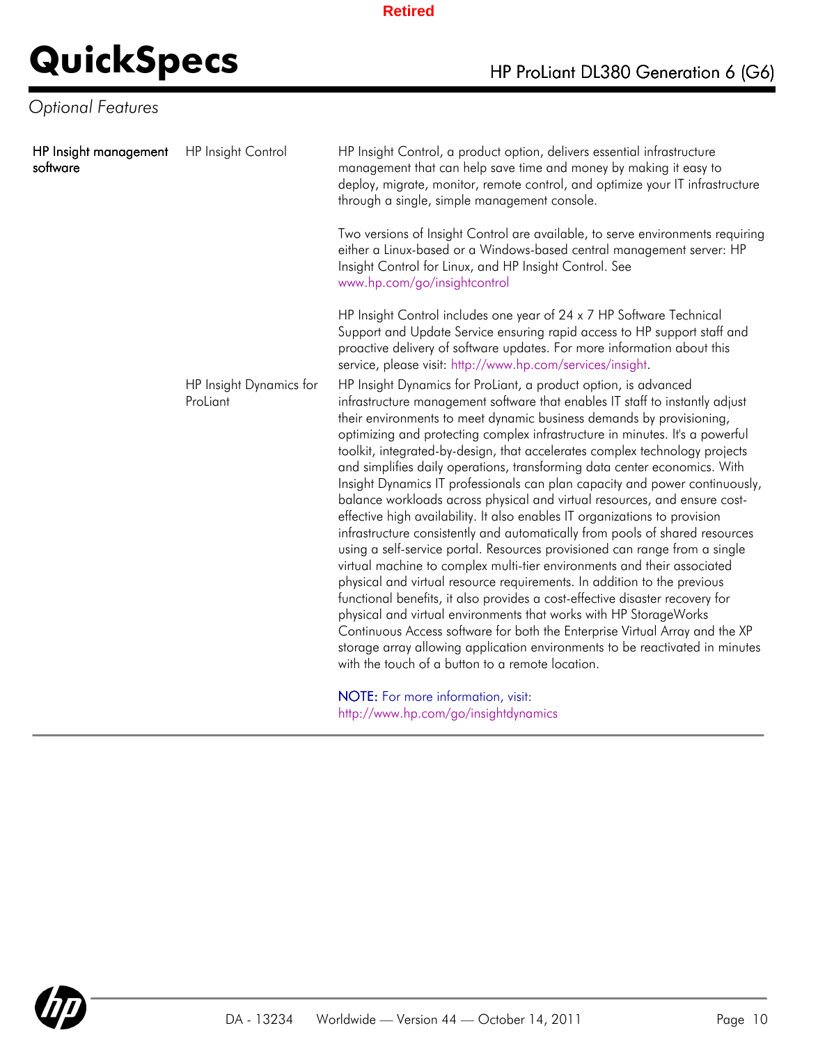Retired

## Optional Features

| HP Insight management software | | |
|---|---|---|
| | HP Insight Control | HP Insight Control, a product option, delivers essential infrastructure management that can help save time and money by making it easy to deploy, migrate, monitor, remote control, and optimize your IT infrastructure through a single, simple management console.<br><br>Two versions of Insight Control are available, to serve environments requiring either a Linux-based or a Windows-based central management server: HP Insight Control for Linux, and HP Insight Control. See www.hp.com/go/insightcontrol<br><br>HP Insight Control includes one year of 24 x 7 HP Software Technical Support and Update Service ensuring rapid access to HP support staff and proactive delivery of software updates. For more information about this service, please visit: http://www.hp.com/services/insight. |
| | HP Insight Dynamics for ProLiant | HP Insight Dynamics for ProLiant, a product option, is advanced infrastructure management software that enables IT staff to instantly adjust their environments to meet dynamic business demands by provisioning, optimizing and protecting complex infrastructure in minutes. It's a powerful toolkit, integrated-by-design, that accelerates complex technology projects and simplifies daily operations, transforming data center economics. With Insight Dynamics IT professionals can plan capacity and power continuously, balance workloads across physical and virtual resources, and ensure cost-effective high availability. It also enables IT organizations to provision infrastructure consistently and automatically from pools of shared resources using a self-service portal. Resources provisioned can range from a single virtual machine to complex multi-tier environments and their associated physical and virtual resource requirements. In addition to the previous functional benefits, it also provides a cost-effective disaster recovery for physical and virtual environments that works with HP StorageWorks Continuous Access software for both the Enterprise Virtual Array and the XP storage array allowing application environments to be reactivated in minutes with the touch of a button to a remote location.<br><br>**NOTE:** For more information, visit: http://www.hp.com/go/insightdynamics |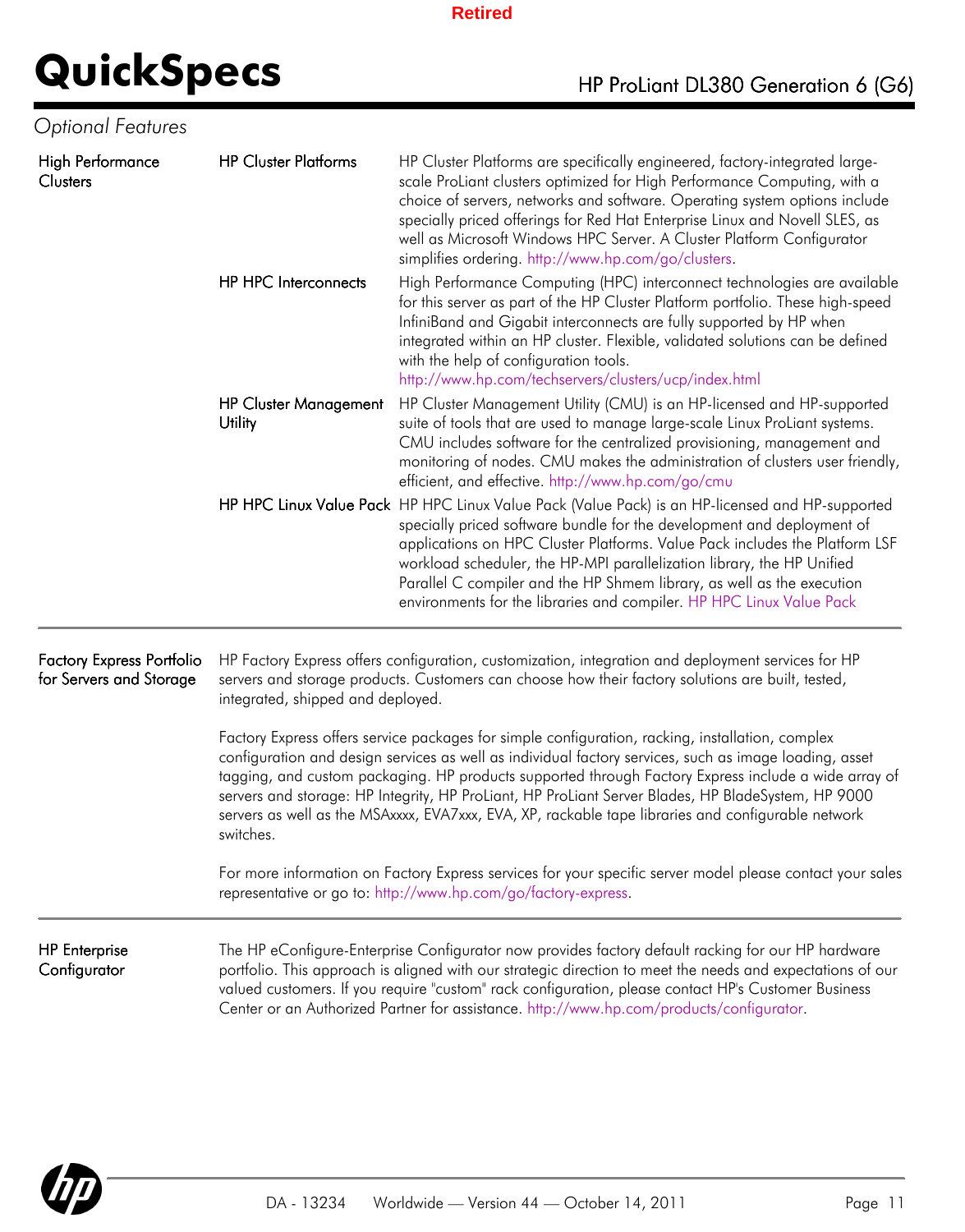## Optional Features

### High Performance Clusters

**HP Cluster Platforms**

HP Cluster Platforms are specifically engineered, factory-integrated large-scale ProLiant clusters optimized for High Performance Computing, with a choice of servers, networks and software. Operating system options include specially priced offerings for Red Hat Enterprise Linux and Novell SLES, as well as Microsoft Windows HPC Server. A Cluster Platform Configurator simplifies ordering. http://www.hp.com/go/clusters.

**HP HPC Interconnects**

High Performance Computing (HPC) interconnect technologies are available for this server as part of the HP Cluster Platform portfolio. These high-speed InfiniBand and Gigabit interconnects are fully supported by HP when integrated within an HP cluster. Flexible, validated solutions can be defined with the help of configuration tools.
http://www.hp.com/techservers/clusters/ucp/index.html

**HP Cluster Management Utility**

HP Cluster Management Utility (CMU) is an HP-licensed and HP-supported suite of tools that are used to manage large-scale Linux ProLiant systems. CMU includes software for the centralized provisioning, management and monitoring of nodes. CMU makes the administration of clusters user friendly, efficient, and effective. http://www.hp.com/go/cmu

**HP HPC Linux Value Pack**

HP HPC Linux Value Pack (Value Pack) is an HP-licensed and HP-supported specially priced software bundle for the development and deployment of applications on HPC Cluster Platforms. Value Pack includes the Platform LSF workload scheduler, the HP-MPI parallelization library, the HP Unified Parallel C compiler and the HP Shmem library, as well as the execution environments for the libraries and compiler. HP HPC Linux Value Pack

---

### Factory Express Portfolio for Servers and Storage

HP Factory Express offers configuration, customization, integration and deployment services for HP servers and storage products. Customers can choose how their factory solutions are built, tested, integrated, shipped and deployed.

Factory Express offers service packages for simple configuration, racking, installation, complex configuration and design services as well as individual factory services, such as image loading, asset tagging, and custom packaging. HP products supported through Factory Express include a wide array of servers and storage: HP Integrity, HP ProLiant, HP ProLiant Server Blades, HP BladeSystem, HP 9000 servers as well as the MSAxxxx, EVA7xxx, EVA, XP, rackable tape libraries and configurable network switches.

For more information on Factory Express services for your specific server model please contact your sales representative or go to: http://www.hp.com/go/factory-express.

---

### HP Enterprise Configurator

The HP eConfigure-Enterprise Configurator now provides factory default racking for our HP hardware portfolio. This approach is aligned with our strategic direction to meet the needs and expectations of our valued customers. If you require "custom" rack configuration, please contact HP's Customer Business Center or an Authorized Partner for assistance. http://www.hp.com/products/configurator.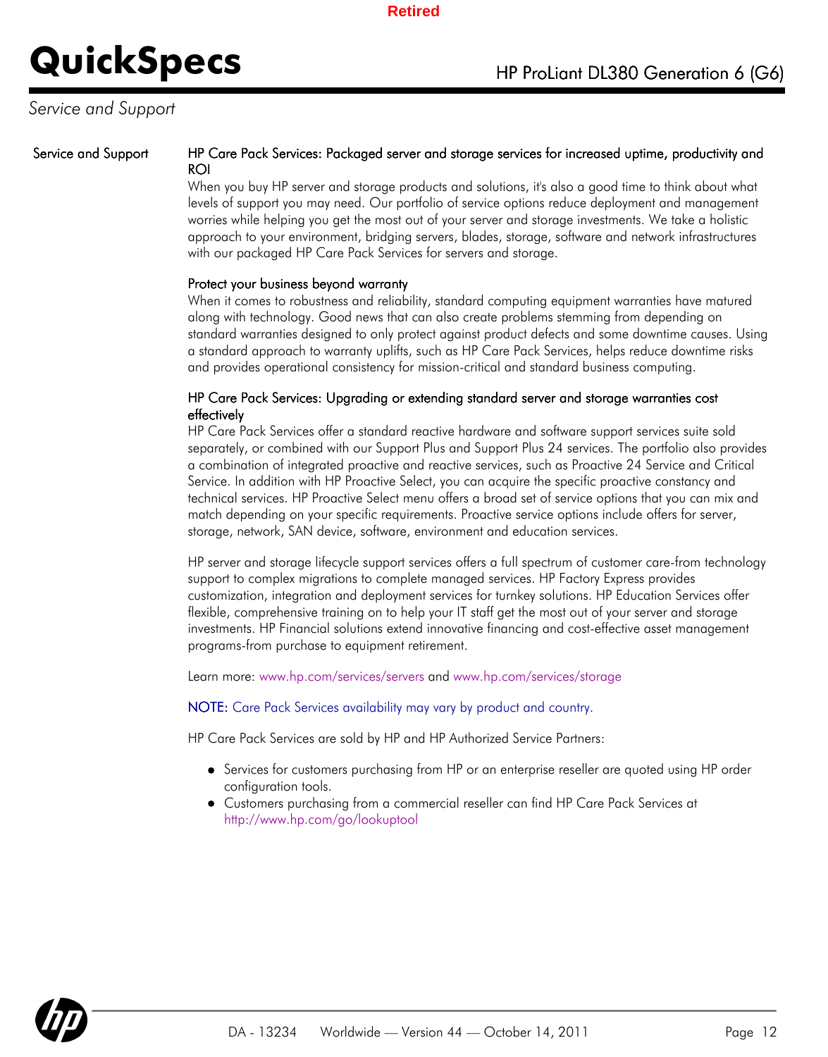## Service and Support

### Service and Support

**HP Care Pack Services: Packaged server and storage services for increased uptime, productivity and ROI**

When you buy HP server and storage products and solutions, it's also a good time to think about what levels of support you may need. Our portfolio of service options reduce deployment and management worries while helping you get the most out of your server and storage investments. We take a holistic approach to your environment, bridging servers, blades, storage, software and network infrastructures with our packaged HP Care Pack Services for servers and storage.

**Protect your business beyond warranty**

When it comes to robustness and reliability, standard computing equipment warranties have matured along with technology. Good news that can also create problems stemming from depending on standard warranties designed to only protect against product defects and some downtime causes. Using a standard approach to warranty uplifts, such as HP Care Pack Services, helps reduce downtime risks and provides operational consistency for mission-critical and standard business computing.

**HP Care Pack Services: Upgrading or extending standard server and storage warranties cost effectively**

HP Care Pack Services offer a standard reactive hardware and software support services suite sold separately, or combined with our Support Plus and Support Plus 24 services. The portfolio also provides a combination of integrated proactive and reactive services, such as Proactive 24 Service and Critical Service. In addition with HP Proactive Select, you can acquire the specific proactive constancy and technical services. HP Proactive Select menu offers a broad set of service options that you can mix and match depending on your specific requirements. Proactive service options include offers for server, storage, network, SAN device, software, environment and education services.

HP server and storage lifecycle support services offers a full spectrum of customer care-from technology support to complex migrations to complete managed services. HP Factory Express provides customization, integration and deployment services for turnkey solutions. HP Education Services offer flexible, comprehensive training on to help your IT staff get the most out of your server and storage investments. HP Financial solutions extend innovative financing and cost-effective asset management programs-from purchase to equipment retirement.

Learn more: www.hp.com/services/servers and www.hp.com/services/storage

**NOTE:** Care Pack Services availability may vary by product and country.

HP Care Pack Services are sold by HP and HP Authorized Service Partners:

- Services for customers purchasing from HP or an enterprise reseller are quoted using HP order configuration tools.
- Customers purchasing from a commercial reseller can find HP Care Pack Services at http://www.hp.com/go/lookuptool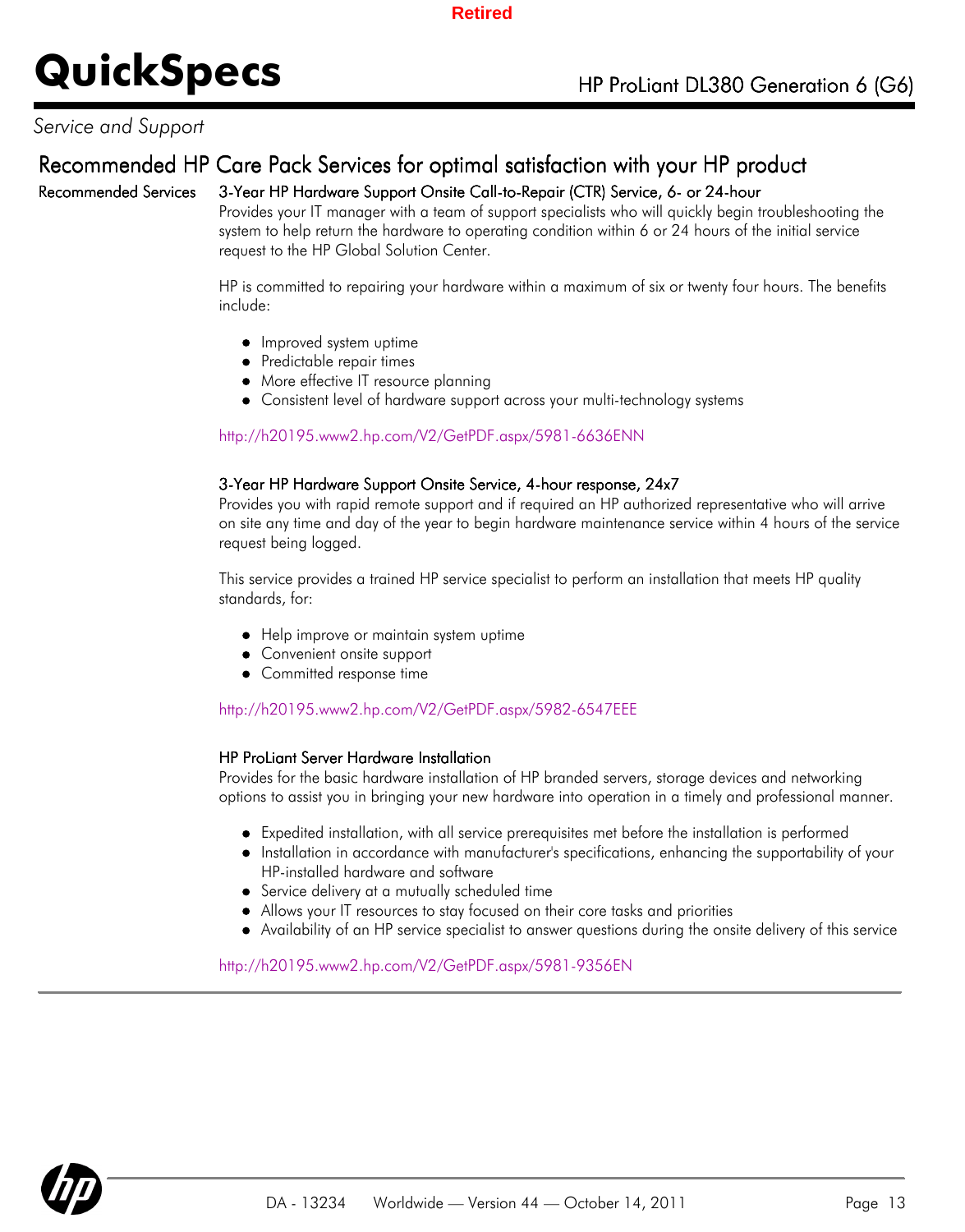*Service and Support*

## Recommended HP Care Pack Services for optimal satisfaction with your HP product

**Recommended Services**

### 3-Year HP Hardware Support Onsite Call-to-Repair (CTR) Service, 6- or 24-hour

Provides your IT manager with a team of support specialists who will quickly begin troubleshooting the system to help return the hardware to operating condition within 6 or 24 hours of the initial service request to the HP Global Solution Center.

HP is committed to repairing your hardware within a maximum of six or twenty four hours. The benefits include:

- Improved system uptime
- Predictable repair times
- More effective IT resource planning
- Consistent level of hardware support across your multi-technology systems

http://h20195.www2.hp.com/V2/GetPDF.aspx/5981-6636ENN

### 3-Year HP Hardware Support Onsite Service, 4-hour response, 24x7

Provides you with rapid remote support and if required an HP authorized representative who will arrive on site any time and day of the year to begin hardware maintenance service within 4 hours of the service request being logged.

This service provides a trained HP service specialist to perform an installation that meets HP quality standards, for:

- Help improve or maintain system uptime
- Convenient onsite support
- Committed response time

http://h20195.www2.hp.com/V2/GetPDF.aspx/5982-6547EEE

### HP ProLiant Server Hardware Installation

Provides for the basic hardware installation of HP branded servers, storage devices and networking options to assist you in bringing your new hardware into operation in a timely and professional manner.

- Expedited installation, with all service prerequisites met before the installation is performed
- Installation in accordance with manufacturer's specifications, enhancing the supportability of your HP-installed hardware and software
- Service delivery at a mutually scheduled time
- Allows your IT resources to stay focused on their core tasks and priorities
- Availability of an HP service specialist to answer questions during the onsite delivery of this service

http://h20195.www2.hp.com/V2/GetPDF.aspx/5981-9356EN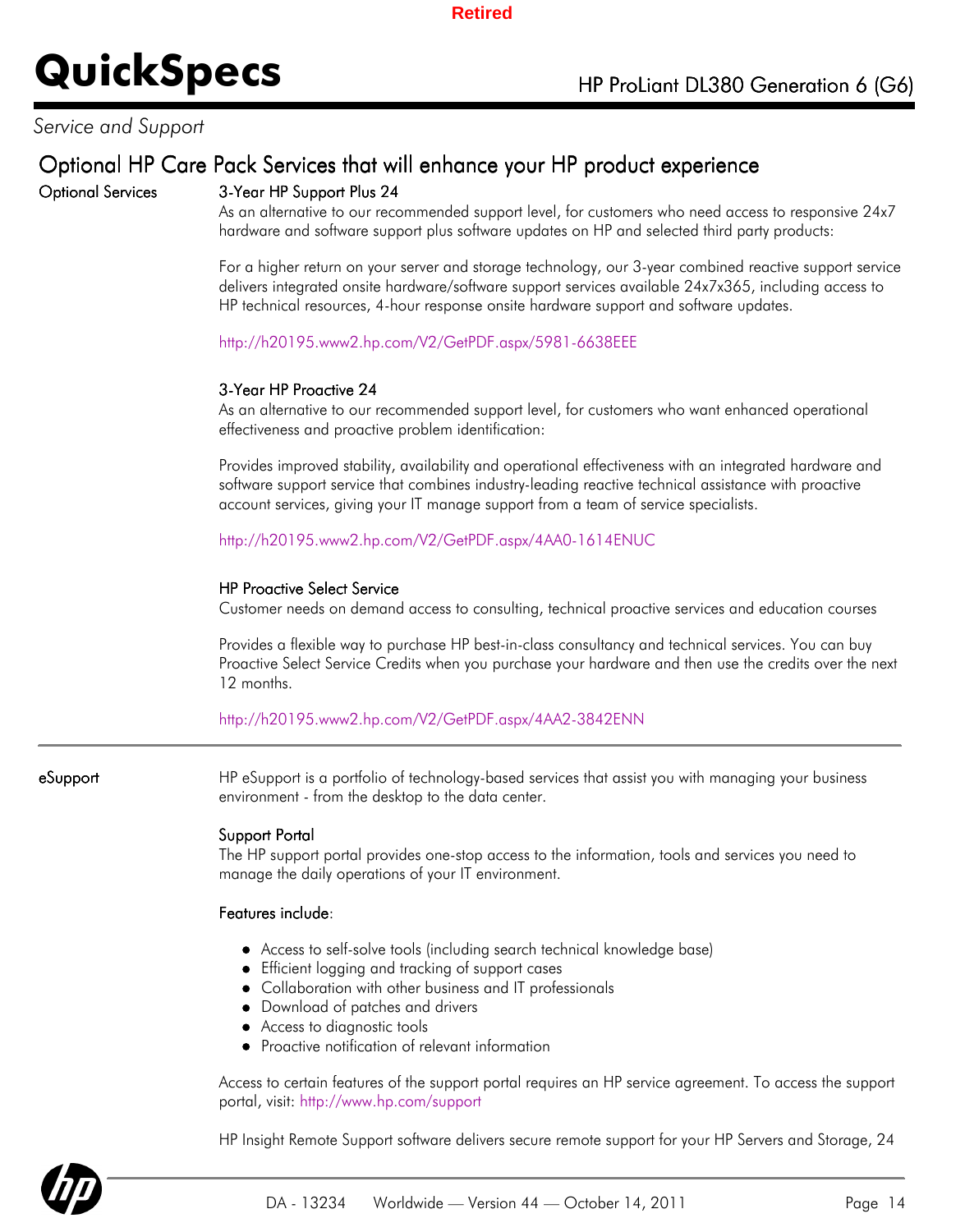## Service and Support

### Optional HP Care Pack Services that will enhance your HP product experience

**Optional Services**

**3-Year HP Support Plus 24**

As an alternative to our recommended support level, for customers who need access to responsive 24x7 hardware and software support plus software updates on HP and selected third party products:

For a higher return on your server and storage technology, our 3-year combined reactive support service delivers integrated onsite hardware/software support services available 24x7x365, including access to HP technical resources, 4-hour response onsite hardware support and software updates.

http://h20195.www2.hp.com/V2/GetPDF.aspx/5981-6638EEE

**3-Year HP Proactive 24**

As an alternative to our recommended support level, for customers who want enhanced operational effectiveness and proactive problem identification:

Provides improved stability, availability and operational effectiveness with an integrated hardware and software support service that combines industry-leading reactive technical assistance with proactive account services, giving your IT manage support from a team of service specialists.

http://h20195.www2.hp.com/V2/GetPDF.aspx/4AA0-1614ENUC

**HP Proactive Select Service**

Customer needs on demand access to consulting, technical proactive services and education courses

Provides a flexible way to purchase HP best-in-class consultancy and technical services. You can buy Proactive Select Service Credits when you purchase your hardware and then use the credits over the next 12 months.

http://h20195.www2.hp.com/V2/GetPDF.aspx/4AA2-3842ENN

---

**eSupport**

HP eSupport is a portfolio of technology-based services that assist you with managing your business environment - from the desktop to the data center.

**Support Portal**

The HP support portal provides one-stop access to the information, tools and services you need to manage the daily operations of your IT environment.

**Features include**:

- Access to self-solve tools (including search technical knowledge base)
- Efficient logging and tracking of support cases
- Collaboration with other business and IT professionals
- Download of patches and drivers
- Access to diagnostic tools
- Proactive notification of relevant information

Access to certain features of the support portal requires an HP service agreement. To access the support portal, visit: http://www.hp.com/support

HP Insight Remote Support software delivers secure remote support for your HP Servers and Storage, 24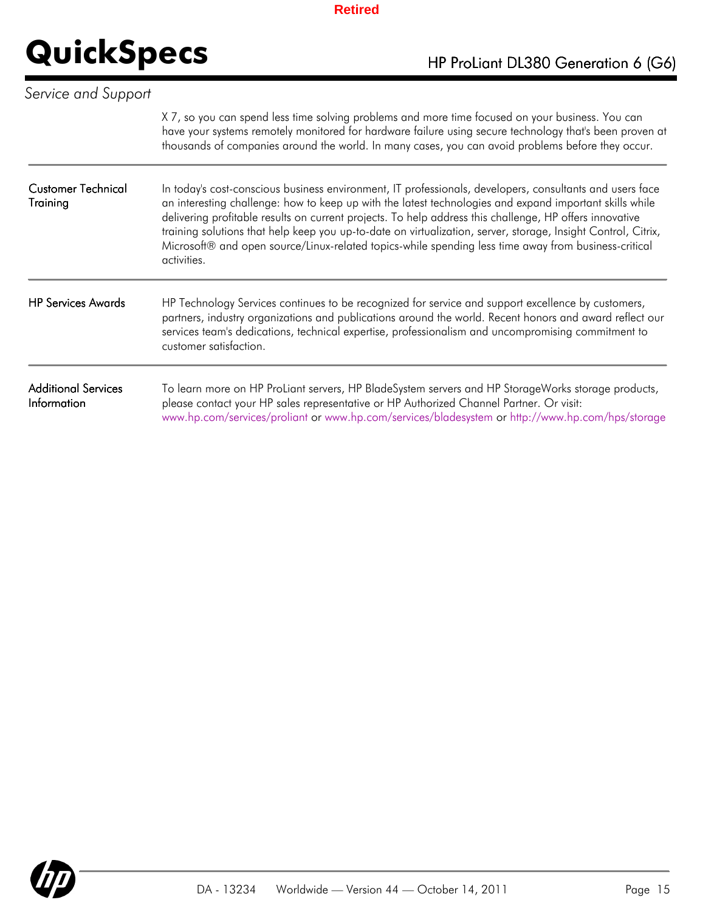## Service and Support

X 7, so you can spend less time solving problems and more time focused on your business. You can have your systems remotely monitored for hardware failure using secure technology that's been proven at thousands of companies around the world. In many cases, you can avoid problems before they occur.

| | |
|---|---|
| **Customer Technical Training** | In today's cost-conscious business environment, IT professionals, developers, consultants and users face an interesting challenge: how to keep up with the latest technologies and expand important skills while delivering profitable results on current projects. To help address this challenge, HP offers innovative training solutions that help keep you up-to-date on virtualization, server, storage, Insight Control, Citrix, Microsoft® and open source/Linux-related topics-while spending less time away from business-critical activities. |
| **HP Services Awards** | HP Technology Services continues to be recognized for service and support excellence by customers, partners, industry organizations and publications around the world. Recent honors and award reflect our services team's dedications, technical expertise, professionalism and uncompromising commitment to customer satisfaction. |
| **Additional Services Information** | To learn more on HP ProLiant servers, HP BladeSystem servers and HP StorageWorks storage products, please contact your HP sales representative or HP Authorized Channel Partner. Or visit: www.hp.com/services/proliant or www.hp.com/services/bladesystem or http://www.hp.com/hps/storage |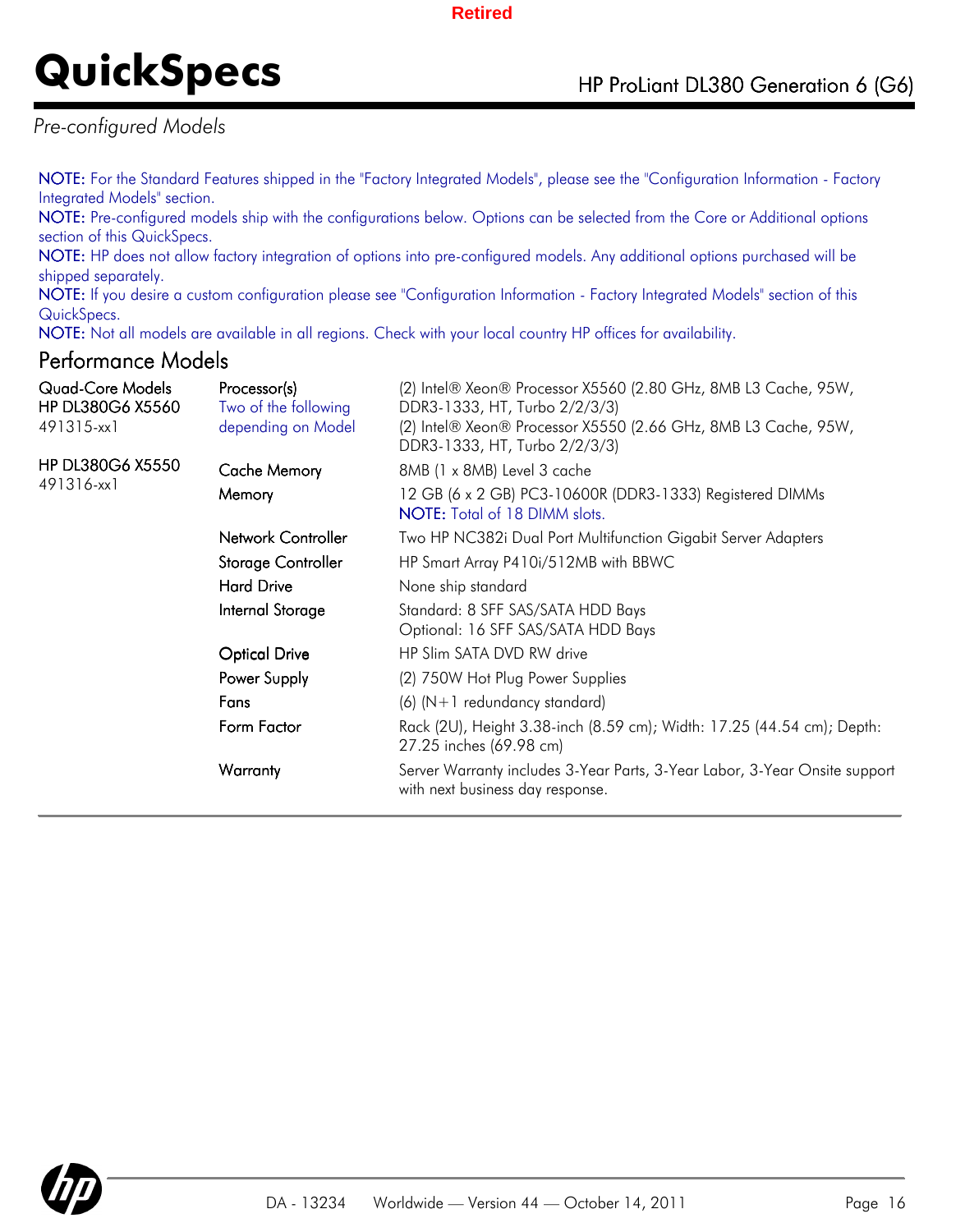Retired

# QuickSpecs

HP ProLiant DL380 Generation 6 (G6)

*Pre-configured Models*

NOTE: For the Standard Features shipped in the "Factory Integrated Models", please see the "Configuration Information - Factory Integrated Models" section.
NOTE: Pre-configured models ship with the configurations below. Options can be selected from the Core or Additional options section of this QuickSpecs.
NOTE: HP does not allow factory integration of options into pre-configured models. Any additional options purchased will be shipped separately.
NOTE: If you desire a custom configuration please see "Configuration Information - Factory Integrated Models" section of this QuickSpecs.
NOTE: Not all models are available in all regions. Check with your local country HP offices for availability.

## Performance Models

| Quad-Core Models | | |
|---|---|---|
| HP DL380G6 X5560<br>491315-xx1<br><br>HP DL380G6 X5550<br>491316-xx1 | Processor(s)<br>Two of the following depending on Model | (2) Intel® Xeon® Processor X5560 (2.80 GHz, 8MB L3 Cache, 95W, DDR3-1333, HT, Turbo 2/2/3/3)<br>(2) Intel® Xeon® Processor X5550 (2.66 GHz, 8MB L3 Cache, 95W, DDR3-1333, HT, Turbo 2/2/3/3) |
| | Cache Memory | 8MB (1 x 8MB) Level 3 cache |
| | Memory | 12 GB (6 x 2 GB) PC3-10600R (DDR3-1333) Registered DIMMs<br>NOTE: Total of 18 DIMM slots. |
| | Network Controller | Two HP NC382i Dual Port Multifunction Gigabit Server Adapters |
| | Storage Controller | HP Smart Array P410i/512MB with BBWC |
| | Hard Drive | None ship standard |
| | Internal Storage | Standard: 8 SFF SAS/SATA HDD Bays<br>Optional: 16 SFF SAS/SATA HDD Bays |
| | Optical Drive | HP Slim SATA DVD RW drive |
| | Power Supply | (2) 750W Hot Plug Power Supplies |
| | Fans | (6) (N+1 redundancy standard) |
| | Form Factor | Rack (2U), Height 3.38-inch (8.59 cm); Width: 17.25 (44.54 cm); Depth: 27.25 inches (69.98 cm) |
| | Warranty | Server Warranty includes 3-Year Parts, 3-Year Labor, 3-Year Onsite support with next business day response. |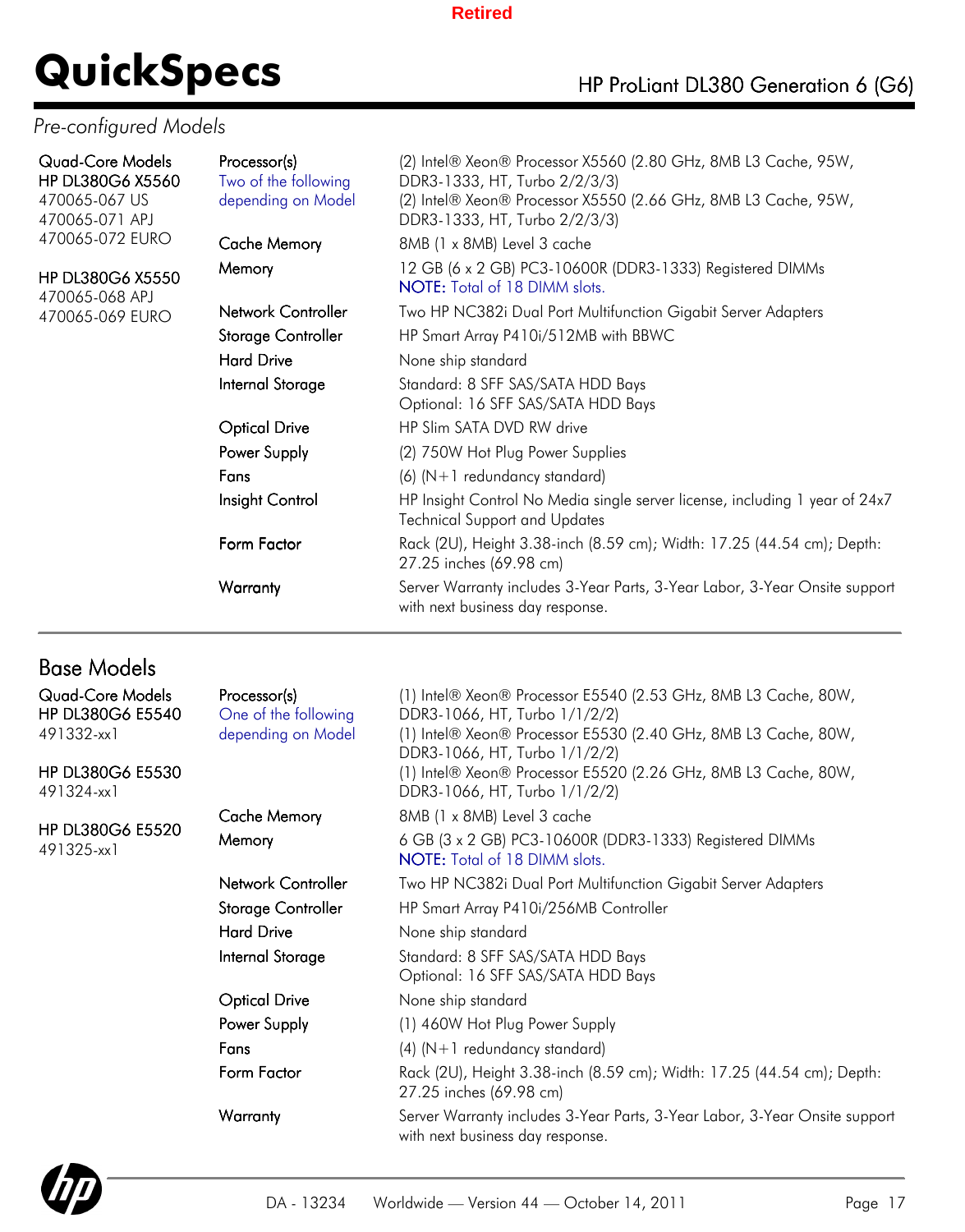Retired

## Pre-configured Models

| | | |
|---|---|---|
| **Quad-Core Models** | Processor(s) | (2) Intel® Xeon® Processor X5560 (2.80 GHz, 8MB L3 Cache, 95W, DDR3-1333, HT, Turbo 2/2/3/3) |
| **HP DL380G6 X5560** | Two of the following depending on Model | (2) Intel® Xeon® Processor X5550 (2.66 GHz, 8MB L3 Cache, 95W, DDR3-1333, HT, Turbo 2/2/3/3) |
| 470065-067 US<br>470065-071 APJ<br>470065-072 EURO | Cache Memory | 8MB (1 x 8MB) Level 3 cache |
| **HP DL380G6 X5550**<br>470065-068 APJ<br>470065-069 EURO | Memory | 12 GB (6 x 2 GB) PC3-10600R (DDR3-1333) Registered DIMMs<br>NOTE: Total of 18 DIMM slots. |
| | Network Controller | Two HP NC382i Dual Port Multifunction Gigabit Server Adapters |
| | Storage Controller | HP Smart Array P410i/512MB with BBWC |
| | Hard Drive | None ship standard |
| | Internal Storage | Standard: 8 SFF SAS/SATA HDD Bays<br>Optional: 16 SFF SAS/SATA HDD Bays |
| | Optical Drive | HP Slim SATA DVD RW drive |
| | Power Supply | (2) 750W Hot Plug Power Supplies |
| | Fans | (6) (N+1 redundancy standard) |
| | Insight Control | HP Insight Control No Media single server license, including 1 year of 24x7 Technical Support and Updates |
| | Form Factor | Rack (2U), Height 3.38-inch (8.59 cm); Width: 17.25 (44.54 cm); Depth: 27.25 inches (69.98 cm) |
| | Warranty | Server Warranty includes 3-Year Parts, 3-Year Labor, 3-Year Onsite support with next business day response. |

## Base Models

| | | |
|---|---|---|
| **Quad-Core Models** | Processor(s) | (1) Intel® Xeon® Processor E5540 (2.53 GHz, 8MB L3 Cache, 80W, DDR3-1066, HT, Turbo 1/1/2/2) |
| **HP DL380G6 E5540**<br>491332-xx1 | One of the following depending on Model | (1) Intel® Xeon® Processor E5530 (2.40 GHz, 8MB L3 Cache, 80W, DDR3-1066, HT, Turbo 1/1/2/2) |
| **HP DL380G6 E5530**<br>491324-xx1 | | (1) Intel® Xeon® Processor E5520 (2.26 GHz, 8MB L3 Cache, 80W, DDR3-1066, HT, Turbo 1/1/2/2) |
| **HP DL380G6 E5520**<br>491325-xx1 | Cache Memory | 8MB (1 x 8MB) Level 3 cache |
| | Memory | 6 GB (3 x 2 GB) PC3-10600R (DDR3-1333) Registered DIMMs<br>NOTE: Total of 18 DIMM slots. |
| | Network Controller | Two HP NC382i Dual Port Multifunction Gigabit Server Adapters |
| | Storage Controller | HP Smart Array P410i/256MB Controller |
| | Hard Drive | None ship standard |
| | Internal Storage | Standard: 8 SFF SAS/SATA HDD Bays<br>Optional: 16 SFF SAS/SATA HDD Bays |
| | Optical Drive | None ship standard |
| | Power Supply | (1) 460W Hot Plug Power Supply |
| | Fans | (4) (N+1 redundancy standard) |
| | Form Factor | Rack (2U), Height 3.38-inch (8.59 cm); Width: 17.25 (44.54 cm); Depth: 27.25 inches (69.98 cm) |
| | Warranty | Server Warranty includes 3-Year Parts, 3-Year Labor, 3-Year Onsite support with next business day response. |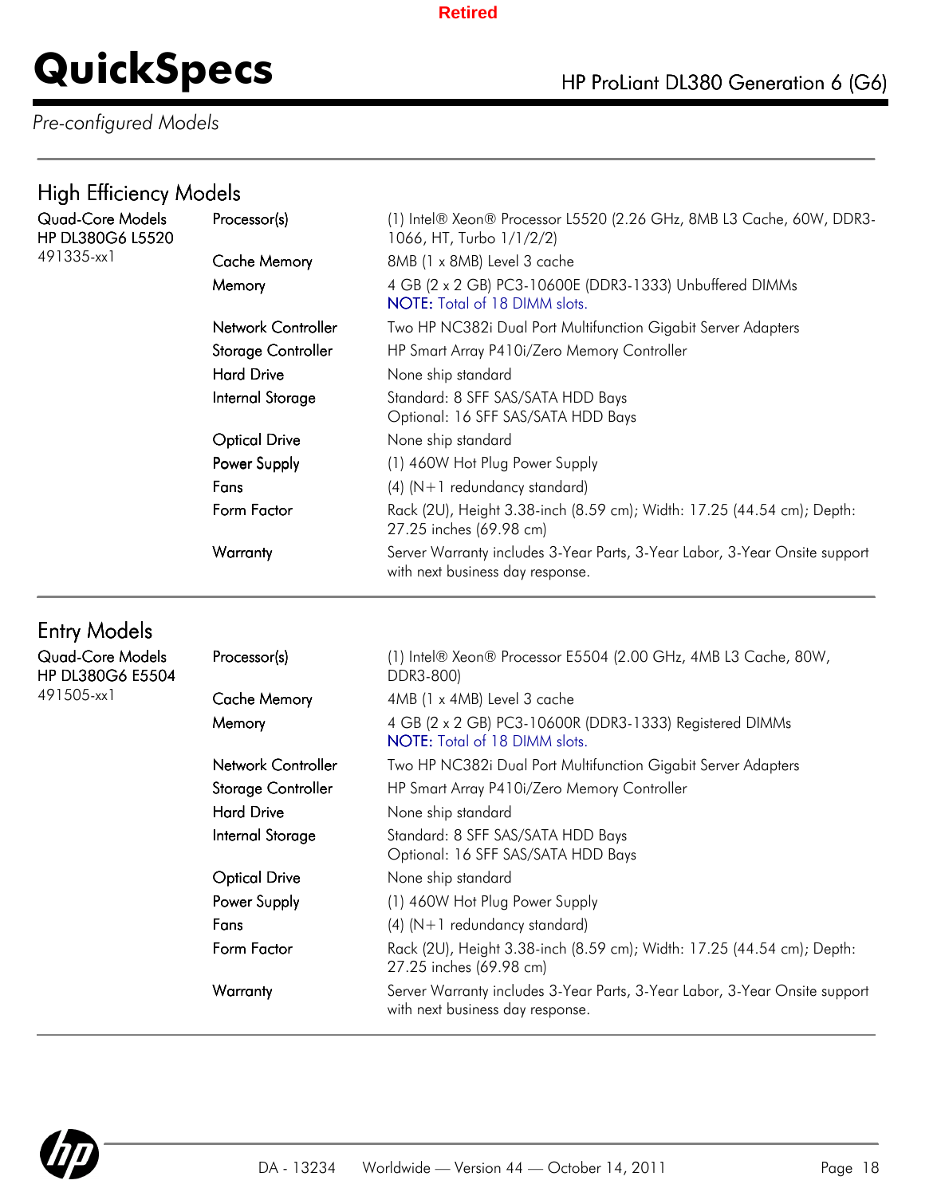Retired

# QuickSpecs

HP ProLiant DL380 Generation 6 (G6)

*Pre-configured Models*

## High Efficiency Models

| Quad-Core Models<br>HP DL380G6 L5520<br>491335-xx1 | | |
|---|---|---|
| | Processor(s) | (1) Intel® Xeon® Processor L5520 (2.26 GHz, 8MB L3 Cache, 60W, DDR3-1066, HT, Turbo 1/1/2/2) |
| | Cache Memory | 8MB (1 x 8MB) Level 3 cache |
| | Memory | 4 GB (2 x 2 GB) PC3-10600E (DDR3-1333) Unbuffered DIMMs<br>NOTE: Total of 18 DIMM slots. |
| | Network Controller | Two HP NC382i Dual Port Multifunction Gigabit Server Adapters |
| | Storage Controller | HP Smart Array P410i/Zero Memory Controller |
| | Hard Drive | None ship standard |
| | Internal Storage | Standard: 8 SFF SAS/SATA HDD Bays<br>Optional: 16 SFF SAS/SATA HDD Bays |
| | Optical Drive | None ship standard |
| | Power Supply | (1) 460W Hot Plug Power Supply |
| | Fans | (4) (N+1 redundancy standard) |
| | Form Factor | Rack (2U), Height 3.38-inch (8.59 cm); Width: 17.25 (44.54 cm); Depth: 27.25 inches (69.98 cm) |
| | Warranty | Server Warranty includes 3-Year Parts, 3-Year Labor, 3-Year Onsite support with next business day response. |

## Entry Models

| Quad-Core Models<br>HP DL380G6 E5504<br>491505-xx1 | | |
|---|---|---|
| | Processor(s) | (1) Intel® Xeon® Processor E5504 (2.00 GHz, 4MB L3 Cache, 80W, DDR3-800) |
| | Cache Memory | 4MB (1 x 4MB) Level 3 cache |
| | Memory | 4 GB (2 x 2 GB) PC3-10600R (DDR3-1333) Registered DIMMs<br>NOTE: Total of 18 DIMM slots. |
| | Network Controller | Two HP NC382i Dual Port Multifunction Gigabit Server Adapters |
| | Storage Controller | HP Smart Array P410i/Zero Memory Controller |
| | Hard Drive | None ship standard |
| | Internal Storage | Standard: 8 SFF SAS/SATA HDD Bays<br>Optional: 16 SFF SAS/SATA HDD Bays |
| | Optical Drive | None ship standard |
| | Power Supply | (1) 460W Hot Plug Power Supply |
| | Fans | (4) (N+1 redundancy standard) |
| | Form Factor | Rack (2U), Height 3.38-inch (8.59 cm); Width: 17.25 (44.54 cm); Depth: 27.25 inches (69.98 cm) |
| | Warranty | Server Warranty includes 3-Year Parts, 3-Year Labor, 3-Year Onsite support with next business day response. |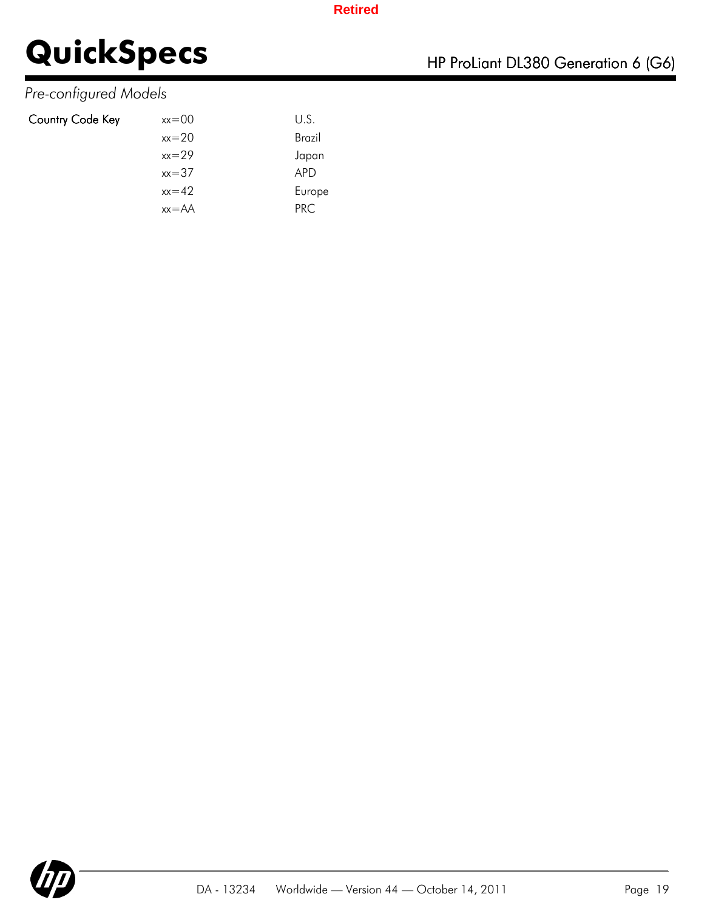*Pre-configured Models*

| Country Code Key | | |
|---|---|---|
| | xx=00 | U.S. |
| | xx=20 | Brazil |
| | xx=29 | Japan |
| | xx=37 | APD |
| | xx=42 | Europe |
| | xx=AA | PRC |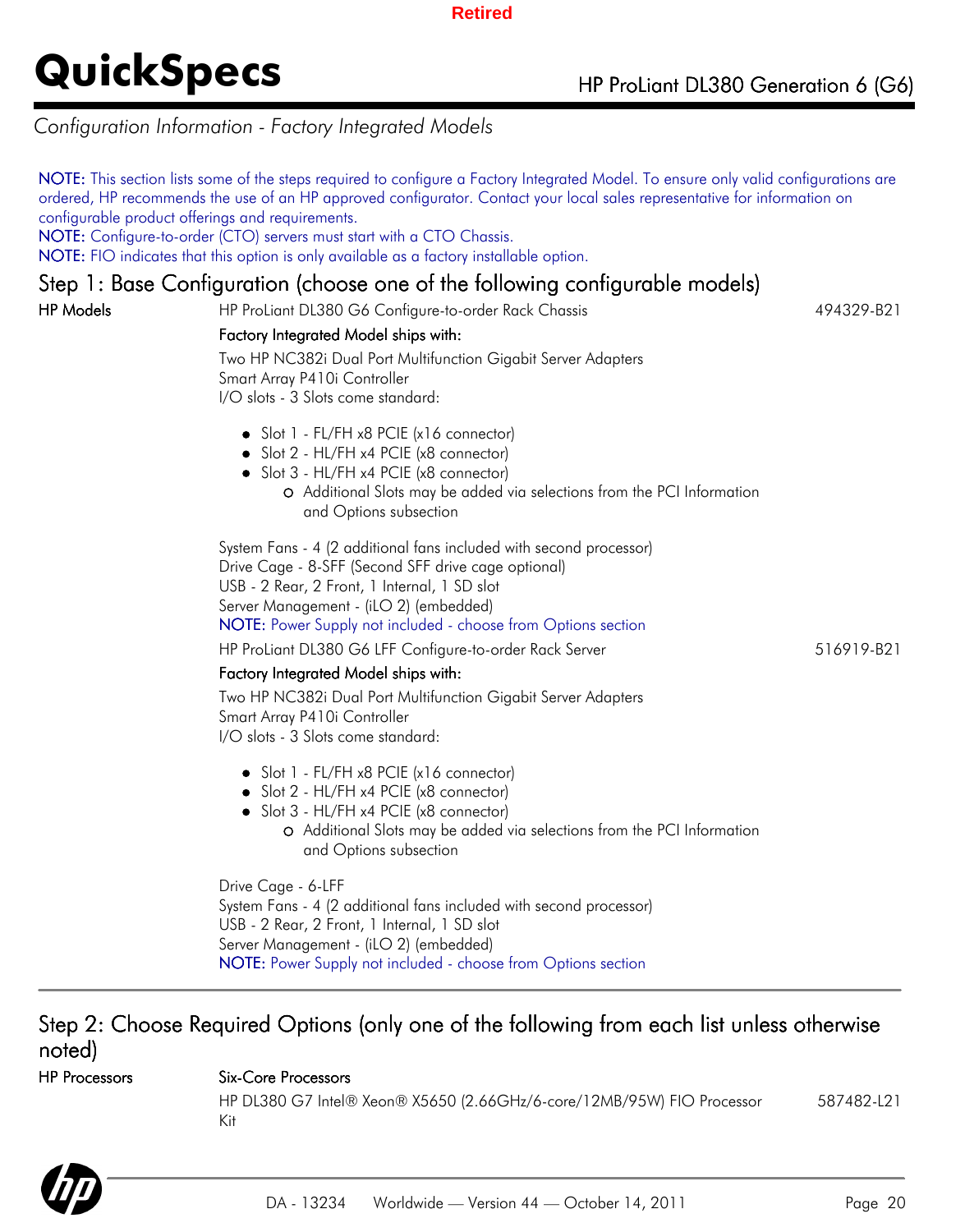Retired

# QuickSpecs

HP ProLiant DL380 Generation 6 (G6)

*Configuration Information - Factory Integrated Models*

NOTE: This section lists some of the steps required to configure a Factory Integrated Model. To ensure only valid configurations are ordered, HP recommends the use of an HP approved configurator. Contact your local sales representative for information on configurable product offerings and requirements.
NOTE: Configure-to-order (CTO) servers must start with a CTO Chassis.
NOTE: FIO indicates that this option is only available as a factory installable option.

## Step 1: Base Configuration (choose one of the following configurable models)

**HP Models**

HP ProLiant DL380 G6 Configure-to-order Rack Chassis — 494329-B21

Factory Integrated Model ships with:

Two HP NC382i Dual Port Multifunction Gigabit Server Adapters
Smart Array P410i Controller
I/O slots - 3 Slots come standard:

- Slot 1 - FL/FH x8 PCIE (x16 connector)
- Slot 2 - HL/FH x4 PCIE (x8 connector)
- Slot 3 - HL/FH x4 PCIE (x8 connector)
  - Additional Slots may be added via selections from the PCI Information and Options subsection

System Fans - 4 (2 additional fans included with second processor)
Drive Cage - 8-SFF (Second SFF drive cage optional)
USB - 2 Rear, 2 Front, 1 Internal, 1 SD slot
Server Management - (iLO 2) (embedded)
NOTE: Power Supply not included - choose from Options section

HP ProLiant DL380 G6 LFF Configure-to-order Rack Server — 516919-B21

Factory Integrated Model ships with:

Two HP NC382i Dual Port Multifunction Gigabit Server Adapters
Smart Array P410i Controller
I/O slots - 3 Slots come standard:

- Slot 1 - FL/FH x8 PCIE (x16 connector)
- Slot 2 - HL/FH x4 PCIE (x8 connector)
- Slot 3 - HL/FH x4 PCIE (x8 connector)
  - Additional Slots may be added via selections from the PCI Information and Options subsection

Drive Cage - 6-LFF
System Fans - 4 (2 additional fans included with second processor)
USB - 2 Rear, 2 Front, 1 Internal, 1 SD slot
Server Management - (iLO 2) (embedded)
NOTE: Power Supply not included - choose from Options section

## Step 2: Choose Required Options (only one of the following from each list unless otherwise noted)

**HP Processors**

Six-Core Processors

HP DL380 G7 Intel® Xeon® X5650 (2.66GHz/6-core/12MB/95W) FIO Processor Kit — 587482-L21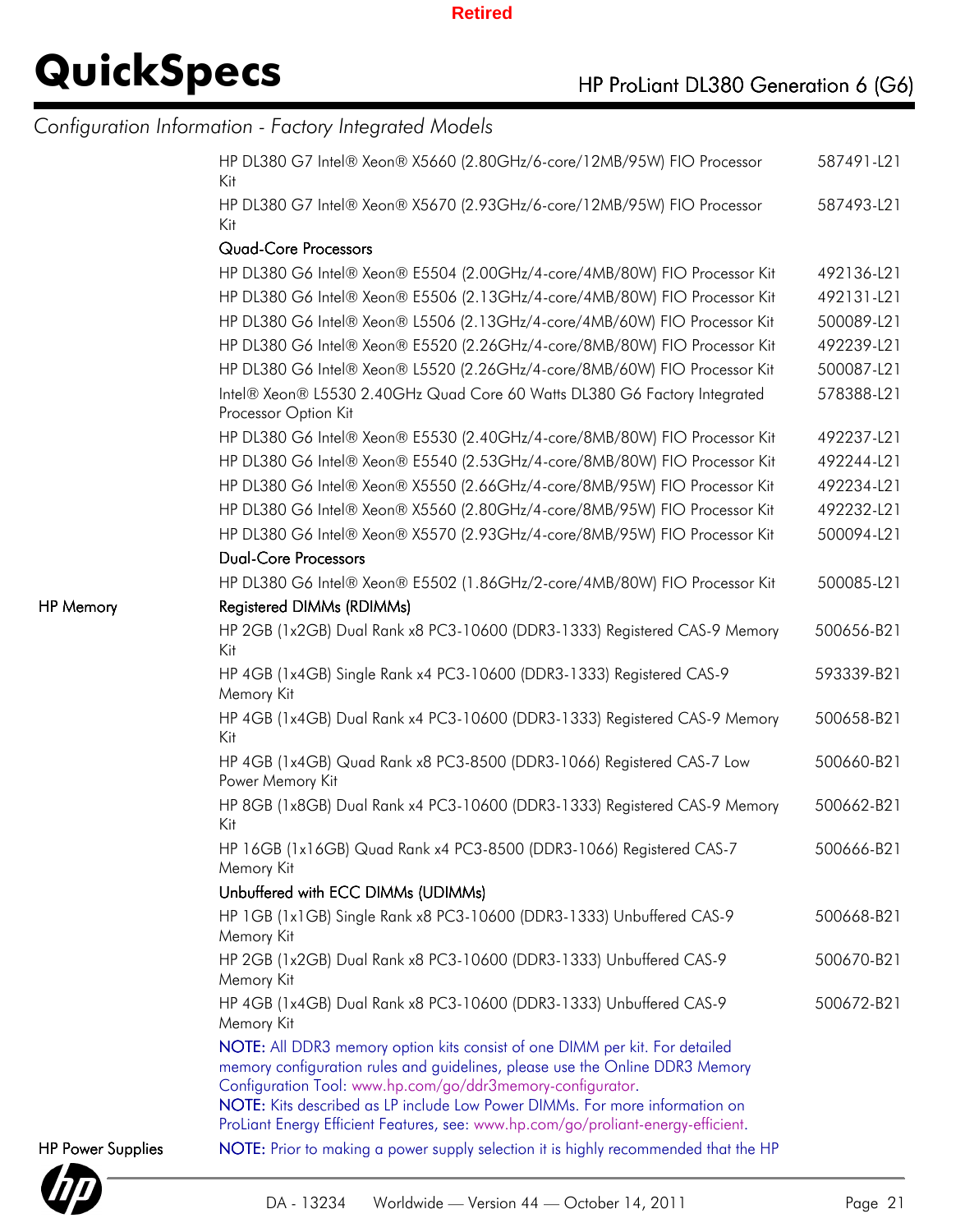*Configuration Information - Factory Integrated Models*

| | | |
|---|---|---|
| | HP DL380 G7 Intel® Xeon® X5660 (2.80GHz/6-core/12MB/95W) FIO Processor Kit | 587491-L21 |
| | HP DL380 G7 Intel® Xeon® X5670 (2.93GHz/6-core/12MB/95W) FIO Processor Kit | 587493-L21 |
| | **Quad-Core Processors** | |
| | HP DL380 G6 Intel® Xeon® E5504 (2.00GHz/4-core/4MB/80W) FIO Processor Kit | 492136-L21 |
| | HP DL380 G6 Intel® Xeon® E5506 (2.13GHz/4-core/4MB/80W) FIO Processor Kit | 492131-L21 |
| | HP DL380 G6 Intel® Xeon® L5506 (2.13GHz/4-core/4MB/60W) FIO Processor Kit | 500089-L21 |
| | HP DL380 G6 Intel® Xeon® E5520 (2.26GHz/4-core/8MB/80W) FIO Processor Kit | 492239-L21 |
| | HP DL380 G6 Intel® Xeon® L5520 (2.26GHz/4-core/8MB/60W) FIO Processor Kit | 500087-L21 |
| | Intel® Xeon® L5530 2.40GHz Quad Core 60 Watts DL380 G6 Factory Integrated Processor Option Kit | 578388-L21 |
| | HP DL380 G6 Intel® Xeon® E5530 (2.40GHz/4-core/8MB/80W) FIO Processor Kit | 492237-L21 |
| | HP DL380 G6 Intel® Xeon® E5540 (2.53GHz/4-core/8MB/80W) FIO Processor Kit | 492244-L21 |
| | HP DL380 G6 Intel® Xeon® X5550 (2.66GHz/4-core/8MB/95W) FIO Processor Kit | 492234-L21 |
| | HP DL380 G6 Intel® Xeon® X5560 (2.80GHz/4-core/8MB/95W) FIO Processor Kit | 492232-L21 |
| | HP DL380 G6 Intel® Xeon® X5570 (2.93GHz/4-core/8MB/95W) FIO Processor Kit | 500094-L21 |
| | **Dual-Core Processors** | |
| | HP DL380 G6 Intel® Xeon® E5502 (1.86GHz/2-core/4MB/80W) FIO Processor Kit | 500085-L21 |
| HP Memory | **Registered DIMMs (RDIMMs)** | |
| | HP 2GB (1x2GB) Dual Rank x8 PC3-10600 (DDR3-1333) Registered CAS-9 Memory Kit | 500656-B21 |
| | HP 4GB (1x4GB) Single Rank x4 PC3-10600 (DDR3-1333) Registered CAS-9 Memory Kit | 593339-B21 |
| | HP 4GB (1x4GB) Dual Rank x4 PC3-10600 (DDR3-1333) Registered CAS-9 Memory Kit | 500658-B21 |
| | HP 4GB (1x4GB) Quad Rank x8 PC3-8500 (DDR3-1066) Registered CAS-7 Low Power Memory Kit | 500660-B21 |
| | HP 8GB (1x8GB) Dual Rank x4 PC3-10600 (DDR3-1333) Registered CAS-9 Memory Kit | 500662-B21 |
| | HP 16GB (1x16GB) Quad Rank x4 PC3-8500 (DDR3-1066) Registered CAS-7 Memory Kit | 500666-B21 |
| | **Unbuffered with ECC DIMMs (UDIMMs)** | |
| | HP 1GB (1x1GB) Single Rank x8 PC3-10600 (DDR3-1333) Unbuffered CAS-9 Memory Kit | 500668-B21 |
| | HP 2GB (1x2GB) Dual Rank x8 PC3-10600 (DDR3-1333) Unbuffered CAS-9 Memory Kit | 500670-B21 |
| | HP 4GB (1x4GB) Dual Rank x8 PC3-10600 (DDR3-1333) Unbuffered CAS-9 Memory Kit | 500672-B21 |

**NOTE:** All DDR3 memory option kits consist of one DIMM per kit. For detailed memory configuration rules and guidelines, please use the Online DDR3 Memory Configuration Tool: www.hp.com/go/ddr3memory-configurator.
**NOTE:** Kits described as LP include Low Power DIMMs. For more information on ProLiant Energy Efficient Features, see: www.hp.com/go/proliant-energy-efficient.

HP Power Supplies

**NOTE:** Prior to making a power supply selection it is highly recommended that the HP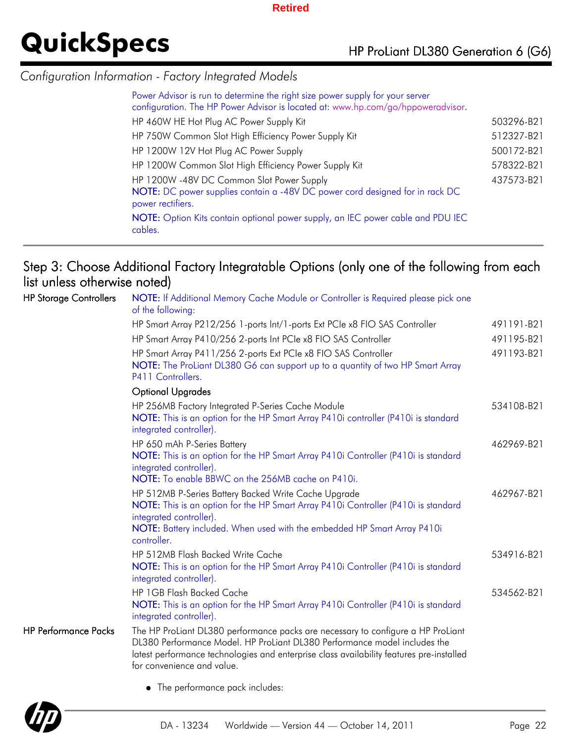## Configuration Information - Factory Integrated Models

Power Advisor is run to determine the right size power supply for your server configuration. The HP Power Advisor is located at: www.hp.com/go/hppoweradvisor.

| | |
|---|---|
| HP 460W HE Hot Plug AC Power Supply Kit | 503296-B21 |
| HP 750W Common Slot High Efficiency Power Supply Kit | 512327-B21 |
| HP 1200W 12V Hot Plug AC Power Supply | 500172-B21 |
| HP 1200W Common Slot High Efficiency Power Supply Kit | 578322-B21 |
| HP 1200W -48V DC Common Slot Power Supply<br>**NOTE:** DC power supplies contain a -48V DC power cord designed for in rack DC power rectifiers. | 437573-B21 |

**NOTE:** Option Kits contain optional power supply, an IEC power cable and PDU IEC cables.

## Step 3: Choose Additional Factory Integratable Options (only one of the following from each list unless otherwise noted)

### HP Storage Controllers

**NOTE:** If Additional Memory Cache Module or Controller is Required please pick one of the following:

| | |
|---|---|
| HP Smart Array P212/256 1-ports Int/1-ports Ext PCIe x8 FIO SAS Controller | 491191-B21 |
| HP Smart Array P410/256 2-ports Int PCIe x8 FIO SAS Controller | 491195-B21 |
| HP Smart Array P411/256 2-ports Ext PCIe x8 FIO SAS Controller<br>**NOTE:** The ProLiant DL380 G6 can support up to a quantity of two HP Smart Array P411 Controllers. | 491193-B21 |

**Optional Upgrades**

| | |
|---|---|
| HP 256MB Factory Integrated P-Series Cache Module<br>**NOTE:** This is an option for the HP Smart Array P410i controller (P410i is standard integrated controller). | 534108-B21 |
| HP 650 mAh P-Series Battery<br>**NOTE:** This is an option for the HP Smart Array P410i Controller (P410i is standard integrated controller).<br>**NOTE:** To enable BBWC on the 256MB cache on P410i. | 462969-B21 |
| HP 512MB P-Series Battery Backed Write Cache Upgrade<br>**NOTE:** This is an option for the HP Smart Array P410i Controller (P410i is standard integrated controller).<br>**NOTE:** Battery included. When used with the embedded HP Smart Array P410i controller. | 462967-B21 |
| HP 512MB Flash Backed Write Cache<br>**NOTE:** This is an option for the HP Smart Array P410i Controller (P410i is standard integrated controller). | 534916-B21 |
| HP 1GB Flash Backed Cache<br>**NOTE:** This is an option for the HP Smart Array P410i Controller (P410i is standard integrated controller). | 534562-B21 |

### HP Performance Packs

The HP ProLiant DL380 performance packs are necessary to configure a HP ProLiant DL380 Performance Model. HP ProLiant DL380 Performance model includes the latest performance technologies and enterprise class availability features pre-installed for convenience and value.

- The performance pack includes: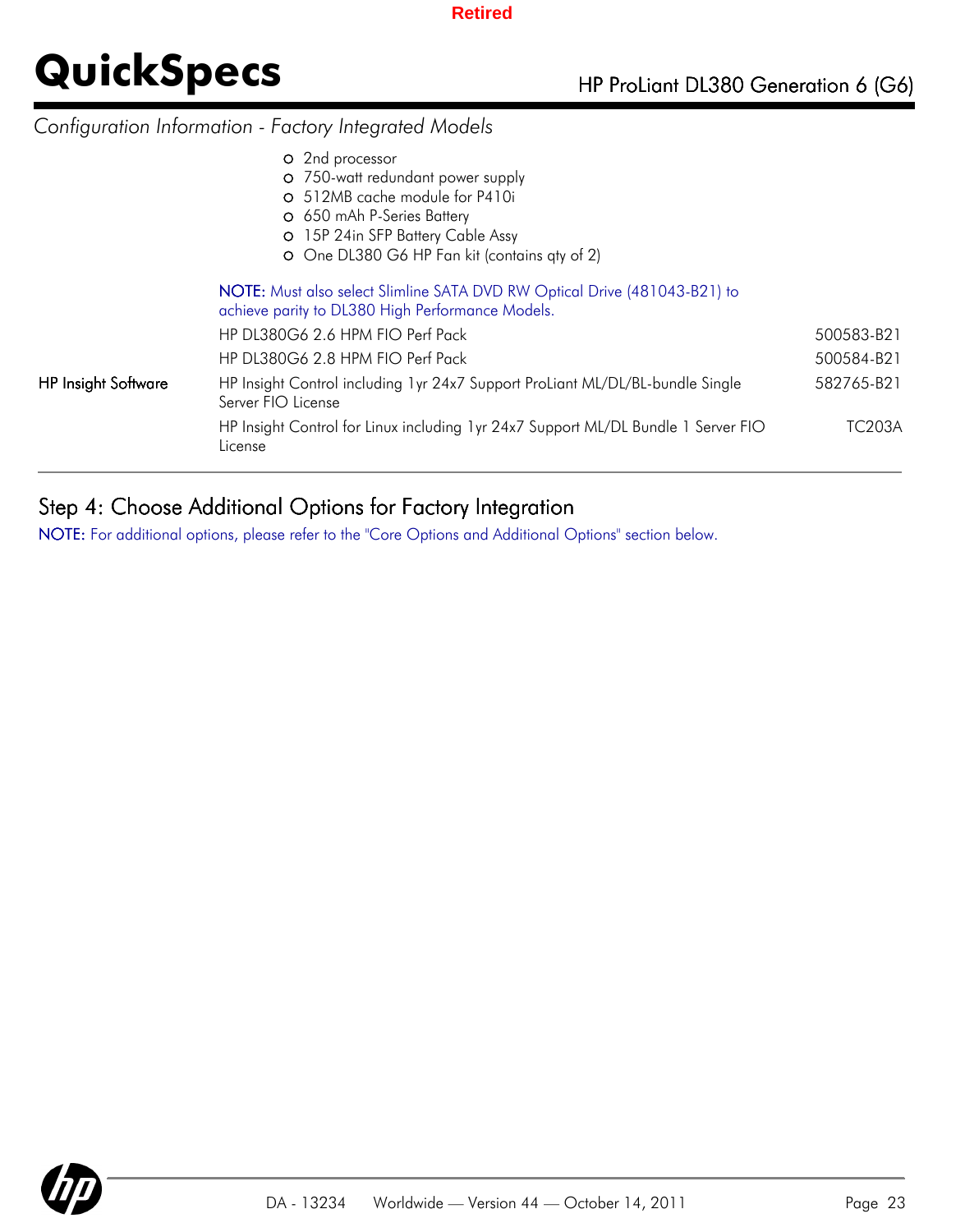*Configuration Information - Factory Integrated Models*

- 2nd processor
- 750-watt redundant power supply
- 512MB cache module for P410i
- 650 mAh P-Series Battery
- 15P 24in SFP Battery Cable Assy
- One DL380 G6 HP Fan kit (contains qty of 2)

NOTE: Must also select Slimline SATA DVD RW Optical Drive (481043-B21) to achieve parity to DL380 High Performance Models.

| | | |
|---|---|---|
| | HP DL380G6 2.6 HPM FIO Perf Pack | 500583-B21 |
| | HP DL380G6 2.8 HPM FIO Perf Pack | 500584-B21 |
| HP Insight Software | HP Insight Control including 1yr 24x7 Support ProLiant ML/DL/BL-bundle Single Server FIO License | 582765-B21 |
| | HP Insight Control for Linux including 1yr 24x7 Support ML/DL Bundle 1 Server FIO License | TC203A |

## Step 4: Choose Additional Options for Factory Integration

NOTE: For additional options, please refer to the "Core Options and Additional Options" section below.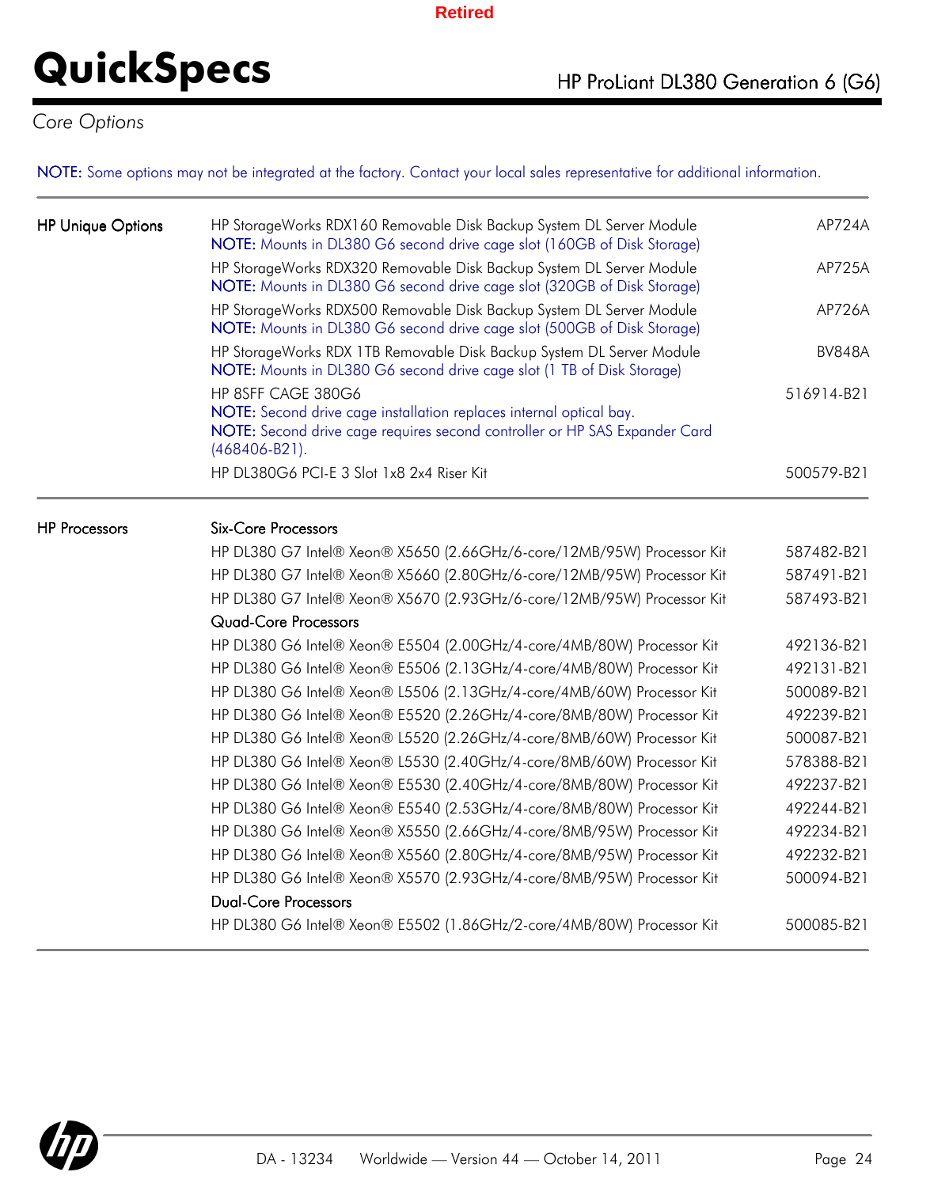Retired

# QuickSpecs

## HP ProLiant DL380 Generation 6 (G6)

*Core Options*

NOTE: Some options may not be integrated at the factory. Contact your local sales representative for additional information.

| | | |
|---|---|---|
| HP Unique Options | HP StorageWorks RDX160 Removable Disk Backup System DL Server Module<br>NOTE: Mounts in DL380 G6 second drive cage slot (160GB of Disk Storage) | AP724A |
| | HP StorageWorks RDX320 Removable Disk Backup System DL Server Module<br>NOTE: Mounts in DL380 G6 second drive cage slot (320GB of Disk Storage) | AP725A |
| | HP StorageWorks RDX500 Removable Disk Backup System DL Server Module<br>NOTE: Mounts in DL380 G6 second drive cage slot (500GB of Disk Storage) | AP726A |
| | HP StorageWorks RDX 1TB Removable Disk Backup System DL Server Module<br>NOTE: Mounts in DL380 G6 second drive cage slot (1 TB of Disk Storage) | BV848A |
| | HP 8SFF CAGE 380G6<br>NOTE: Second drive cage installation replaces internal optical bay.<br>NOTE: Second drive cage requires second controller or HP SAS Expander Card (468406-B21). | 516914-B21 |
| | HP DL380G6 PCI-E 3 Slot 1x8 2x4 Riser Kit | 500579-B21 |
| HP Processors | **Six-Core Processors** | |
| | HP DL380 G7 Intel® Xeon® X5650 (2.66GHz/6-core/12MB/95W) Processor Kit | 587482-B21 |
| | HP DL380 G7 Intel® Xeon® X5660 (2.80GHz/6-core/12MB/95W) Processor Kit | 587491-B21 |
| | HP DL380 G7 Intel® Xeon® X5670 (2.93GHz/6-core/12MB/95W) Processor Kit | 587493-B21 |
| | **Quad-Core Processors** | |
| | HP DL380 G6 Intel® Xeon® E5504 (2.00GHz/4-core/4MB/80W) Processor Kit | 492136-B21 |
| | HP DL380 G6 Intel® Xeon® E5506 (2.13GHz/4-core/4MB/80W) Processor Kit | 492131-B21 |
| | HP DL380 G6 Intel® Xeon® L5506 (2.13GHz/4-core/4MB/60W) Processor Kit | 500089-B21 |
| | HP DL380 G6 Intel® Xeon® E5520 (2.26GHz/4-core/8MB/80W) Processor Kit | 492239-B21 |
| | HP DL380 G6 Intel® Xeon® L5520 (2.26GHz/4-core/8MB/60W) Processor Kit | 500087-B21 |
| | HP DL380 G6 Intel® Xeon® L5530 (2.40GHz/4-core/8MB/60W) Processor Kit | 578388-B21 |
| | HP DL380 G6 Intel® Xeon® E5530 (2.40GHz/4-core/8MB/80W) Processor Kit | 492237-B21 |
| | HP DL380 G6 Intel® Xeon® E5540 (2.53GHz/4-core/8MB/80W) Processor Kit | 492244-B21 |
| | HP DL380 G6 Intel® Xeon® X5550 (2.66GHz/4-core/8MB/95W) Processor Kit | 492234-B21 |
| | HP DL380 G6 Intel® Xeon® X5560 (2.80GHz/4-core/8MB/95W) Processor Kit | 492232-B21 |
| | HP DL380 G6 Intel® Xeon® X5570 (2.93GHz/4-core/8MB/95W) Processor Kit | 500094-B21 |
| | **Dual-Core Processors** | |
| | HP DL380 G6 Intel® Xeon® E5502 (1.86GHz/2-core/4MB/80W) Processor Kit | 500085-B21 |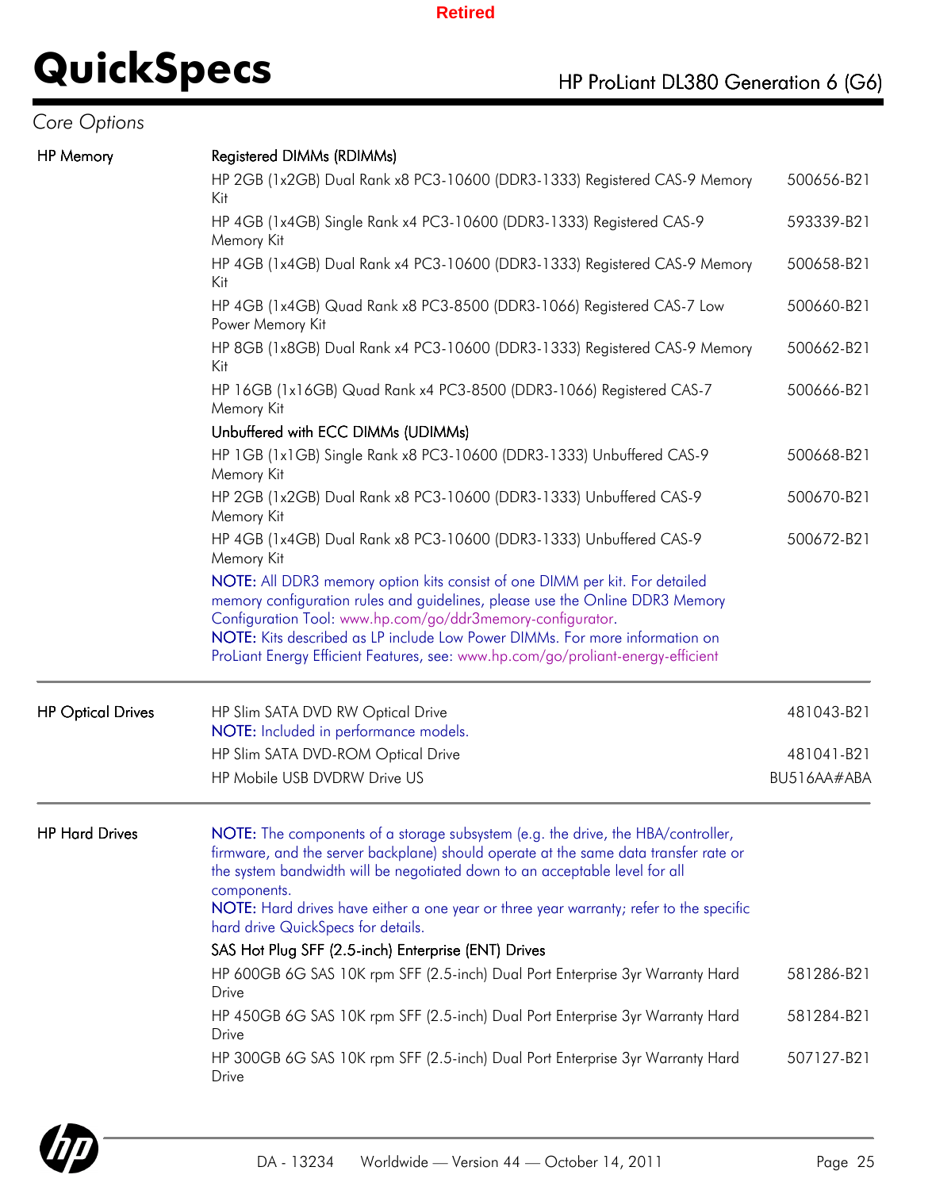Retired

# QuickSpecs

HP ProLiant DL380 Generation 6 (G6)

*Core Options*

## HP Memory

**Registered DIMMs (RDIMMs)**

| Description | Part Number |
|---|---|
| HP 2GB (1x2GB) Dual Rank x8 PC3-10600 (DDR3-1333) Registered CAS-9 Memory Kit | 500656-B21 |
| HP 4GB (1x4GB) Single Rank x4 PC3-10600 (DDR3-1333) Registered CAS-9 Memory Kit | 593339-B21 |
| HP 4GB (1x4GB) Dual Rank x4 PC3-10600 (DDR3-1333) Registered CAS-9 Memory Kit | 500658-B21 |
| HP 4GB (1x4GB) Quad Rank x8 PC3-8500 (DDR3-1066) Registered CAS-7 Low Power Memory Kit | 500660-B21 |
| HP 8GB (1x8GB) Dual Rank x4 PC3-10600 (DDR3-1333) Registered CAS-9 Memory Kit | 500662-B21 |
| HP 16GB (1x16GB) Quad Rank x4 PC3-8500 (DDR3-1066) Registered CAS-7 Memory Kit | 500666-B21 |

**Unbuffered with ECC DIMMs (UDIMMs)**

| Description | Part Number |
|---|---|
| HP 1GB (1x1GB) Single Rank x8 PC3-10600 (DDR3-1333) Unbuffered CAS-9 Memory Kit | 500668-B21 |
| HP 2GB (1x2GB) Dual Rank x8 PC3-10600 (DDR3-1333) Unbuffered CAS-9 Memory Kit | 500670-B21 |
| HP 4GB (1x4GB) Dual Rank x8 PC3-10600 (DDR3-1333) Unbuffered CAS-9 Memory Kit | 500672-B21 |

NOTE: All DDR3 memory option kits consist of one DIMM per kit. For detailed memory configuration rules and guidelines, please use the Online DDR3 Memory Configuration Tool: www.hp.com/go/ddr3memory-configurator.

NOTE: Kits described as LP include Low Power DIMMs. For more information on ProLiant Energy Efficient Features, see: www.hp.com/go/proliant-energy-efficient

## HP Optical Drives

| Description | Part Number |
|---|---|
| HP Slim SATA DVD RW Optical Drive<br>NOTE: Included in performance models. | 481043-B21 |
| HP Slim SATA DVD-ROM Optical Drive | 481041-B21 |
| HP Mobile USB DVDRW Drive US | BU516AA#ABA |

## HP Hard Drives

NOTE: The components of a storage subsystem (e.g. the drive, the HBA/controller, firmware, and the server backplane) should operate at the same data transfer rate or the system bandwidth will be negotiated down to an acceptable level for all components.

NOTE: Hard drives have either a one year or three year warranty; refer to the specific hard drive QuickSpecs for details.

**SAS Hot Plug SFF (2.5-inch) Enterprise (ENT) Drives**

| Description | Part Number |
|---|---|
| HP 600GB 6G SAS 10K rpm SFF (2.5-inch) Dual Port Enterprise 3yr Warranty Hard Drive | 581286-B21 |
| HP 450GB 6G SAS 10K rpm SFF (2.5-inch) Dual Port Enterprise 3yr Warranty Hard Drive | 581284-B21 |
| HP 300GB 6G SAS 10K rpm SFF (2.5-inch) Dual Port Enterprise 3yr Warranty Hard Drive | 507127-B21 |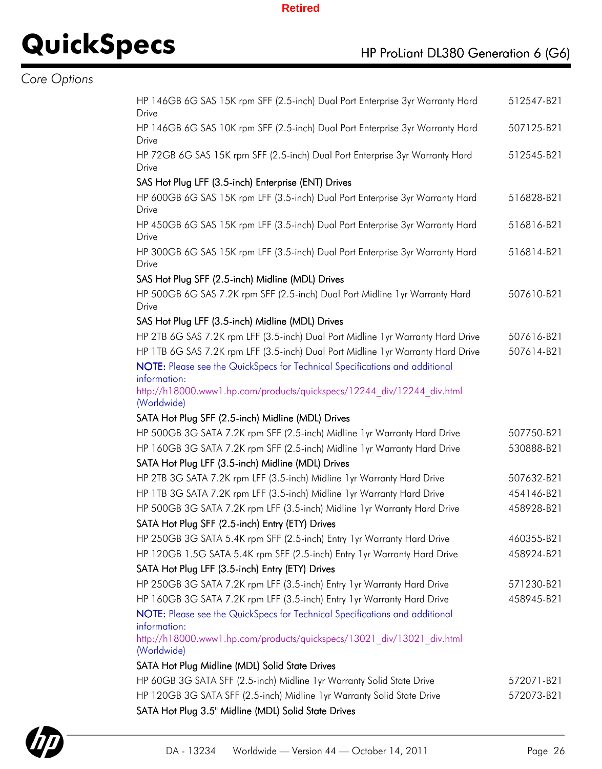Core Options

| | |
|---|---|
| HP 146GB 6G SAS 15K rpm SFF (2.5-inch) Dual Port Enterprise 3yr Warranty Hard Drive | 512547-B21 |
| HP 146GB 6G SAS 10K rpm SFF (2.5-inch) Dual Port Enterprise 3yr Warranty Hard Drive | 507125-B21 |
| HP 72GB 6G SAS 15K rpm SFF (2.5-inch) Dual Port Enterprise 3yr Warranty Hard Drive | 512545-B21 |
| **SAS Hot Plug LFF (3.5-inch) Enterprise (ENT) Drives** | |
| HP 600GB 6G SAS 15K rpm LFF (3.5-inch) Dual Port Enterprise 3yr Warranty Hard Drive | 516828-B21 |
| HP 450GB 6G SAS 15K rpm LFF (3.5-inch) Dual Port Enterprise 3yr Warranty Hard Drive | 516816-B21 |
| HP 300GB 6G SAS 15K rpm LFF (3.5-inch) Dual Port Enterprise 3yr Warranty Hard Drive | 516814-B21 |
| **SAS Hot Plug SFF (2.5-inch) Midline (MDL) Drives** | |
| HP 500GB 6G SAS 7.2K rpm SFF (2.5-inch) Dual Port Midline 1yr Warranty Hard Drive | 507610-B21 |
| **SAS Hot Plug LFF (3.5-inch) Midline (MDL) Drives** | |
| HP 2TB 6G SAS 7.2K rpm LFF (3.5-inch) Dual Port Midline 1yr Warranty Hard Drive | 507616-B21 |
| HP 1TB 6G SAS 7.2K rpm LFF (3.5-inch) Dual Port Midline 1yr Warranty Hard Drive | 507614-B21 |

**NOTE:** Please see the QuickSpecs for Technical Specifications and additional information: http://h18000.www1.hp.com/products/quickspecs/12244_div/12244_div.html (Worldwide)

| | |
|---|---|
| **SATA Hot Plug SFF (2.5-inch) Midline (MDL) Drives** | |
| HP 500GB 3G SATA 7.2K rpm SFF (2.5-inch) Midline 1yr Warranty Hard Drive | 507750-B21 |
| HP 160GB 3G SATA 7.2K rpm SFF (2.5-inch) Midline 1yr Warranty Hard Drive | 530888-B21 |
| **SATA Hot Plug LFF (3.5-inch) Midline (MDL) Drives** | |
| HP 2TB 3G SATA 7.2K rpm LFF (3.5-inch) Midline 1yr Warranty Hard Drive | 507632-B21 |
| HP 1TB 3G SATA 7.2K rpm LFF (3.5-inch) Midline 1yr Warranty Hard Drive | 454146-B21 |
| HP 500GB 3G SATA 7.2K rpm LFF (3.5-inch) Midline 1yr Warranty Hard Drive | 458928-B21 |
| **SATA Hot Plug SFF (2.5-inch) Entry (ETY) Drives** | |
| HP 250GB 3G SATA 5.4K rpm SFF (2.5-inch) Entry 1yr Warranty Hard Drive | 460355-B21 |
| HP 120GB 1.5G SATA 5.4K rpm SFF (2.5-inch) Entry 1yr Warranty Hard Drive | 458924-B21 |
| **SATA Hot Plug LFF (3.5-inch) Entry (ETY) Drives** | |
| HP 250GB 3G SATA 7.2K rpm LFF (3.5-inch) Entry 1yr Warranty Hard Drive | 571230-B21 |
| HP 160GB 3G SATA 7.2K rpm LFF (3.5-inch) Entry 1yr Warranty Hard Drive | 458945-B21 |

**NOTE:** Please see the QuickSpecs for Technical Specifications and additional information: http://h18000.www1.hp.com/products/quickspecs/13021_div/13021_div.html (Worldwide)

| | |
|---|---|
| **SATA Hot Plug Midline (MDL) Solid State Drives** | |
| HP 60GB 3G SATA SFF (2.5-inch) Midline 1yr Warranty Solid State Drive | 572071-B21 |
| HP 120GB 3G SATA SFF (2.5-inch) Midline 1yr Warranty Solid State Drive | 572073-B21 |
| **SATA Hot Plug 3.5" Midline (MDL) Solid State Drives** | |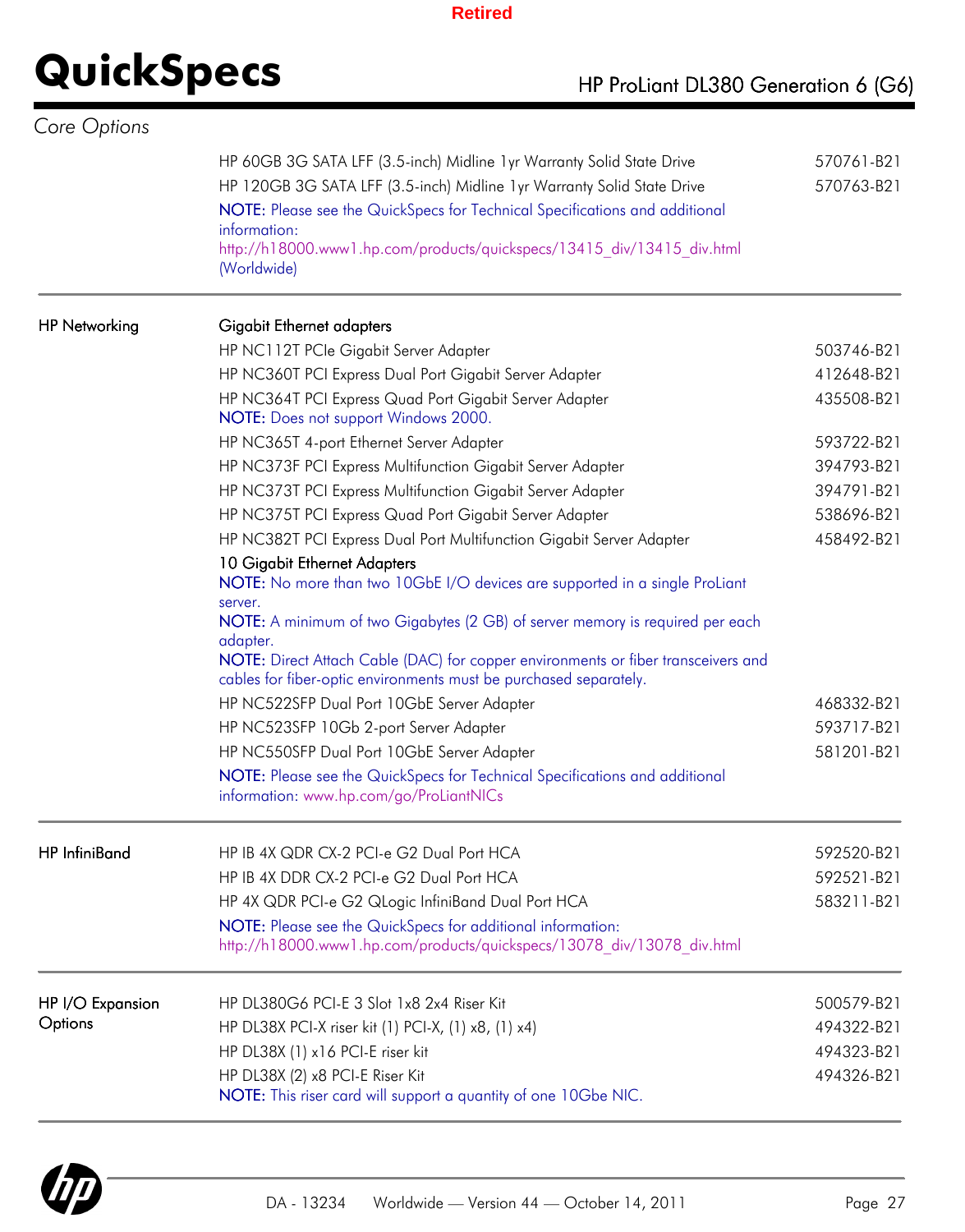*Core Options*

| | | |
|---|---|---|
| | HP 60GB 3G SATA LFF (3.5-inch) Midline 1yr Warranty Solid State Drive | 570761-B21 |
| | HP 120GB 3G SATA LFF (3.5-inch) Midline 1yr Warranty Solid State Drive | 570763-B21 |
| | NOTE: Please see the QuickSpecs for Technical Specifications and additional information: http://h18000.www1.hp.com/products/quickspecs/13415_div/13415_div.html (Worldwide) | |
| HP Networking | Gigabit Ethernet adapters | |
| | HP NC112T PCIe Gigabit Server Adapter | 503746-B21 |
| | HP NC360T PCI Express Dual Port Gigabit Server Adapter | 412648-B21 |
| | HP NC364T PCI Express Quad Port Gigabit Server Adapter<br>NOTE: Does not support Windows 2000. | 435508-B21 |
| | HP NC365T 4-port Ethernet Server Adapter | 593722-B21 |
| | HP NC373F PCI Express Multifunction Gigabit Server Adapter | 394793-B21 |
| | HP NC373T PCI Express Multifunction Gigabit Server Adapter | 394791-B21 |
| | HP NC375T PCI Express Quad Port Gigabit Server Adapter | 538696-B21 |
| | HP NC382T PCI Express Dual Port Multifunction Gigabit Server Adapter | 458492-B21 |
| | 10 Gigabit Ethernet Adapters<br>NOTE: No more than two 10GbE I/O devices are supported in a single ProLiant server.<br>NOTE: A minimum of two Gigabytes (2 GB) of server memory is required per each adapter.<br>NOTE: Direct Attach Cable (DAC) for copper environments or fiber transceivers and cables for fiber-optic environments must be purchased separately. | |
| | HP NC522SFP Dual Port 10GbE Server Adapter | 468332-B21 |
| | HP NC523SFP 10Gb 2-port Server Adapter | 593717-B21 |
| | HP NC550SFP Dual Port 10GbE Server Adapter | 581201-B21 |
| | NOTE: Please see the QuickSpecs for Technical Specifications and additional information: www.hp.com/go/ProLiantNICs | |
| HP InfiniBand | HP IB 4X QDR CX-2 PCI-e G2 Dual Port HCA | 592520-B21 |
| | HP IB 4X DDR CX-2 PCI-e G2 Dual Port HCA | 592521-B21 |
| | HP 4X QDR PCI-e G2 QLogic InfiniBand Dual Port HCA | 583211-B21 |
| | NOTE: Please see the QuickSpecs for additional information: http://h18000.www1.hp.com/products/quickspecs/13078_div/13078_div.html | |
| HP I/O Expansion Options | HP DL380G6 PCI-E 3 Slot 1x8 2x4 Riser Kit | 500579-B21 |
| | HP DL38X PCI-X riser kit (1) PCI-X, (1) x8, (1) x4) | 494322-B21 |
| | HP DL38X (1) x16 PCI-E riser kit | 494323-B21 |
| | HP DL38X (2) x8 PCI-E Riser Kit<br>NOTE: This riser card will support a quantity of one 10Gbe NIC. | 494326-B21 |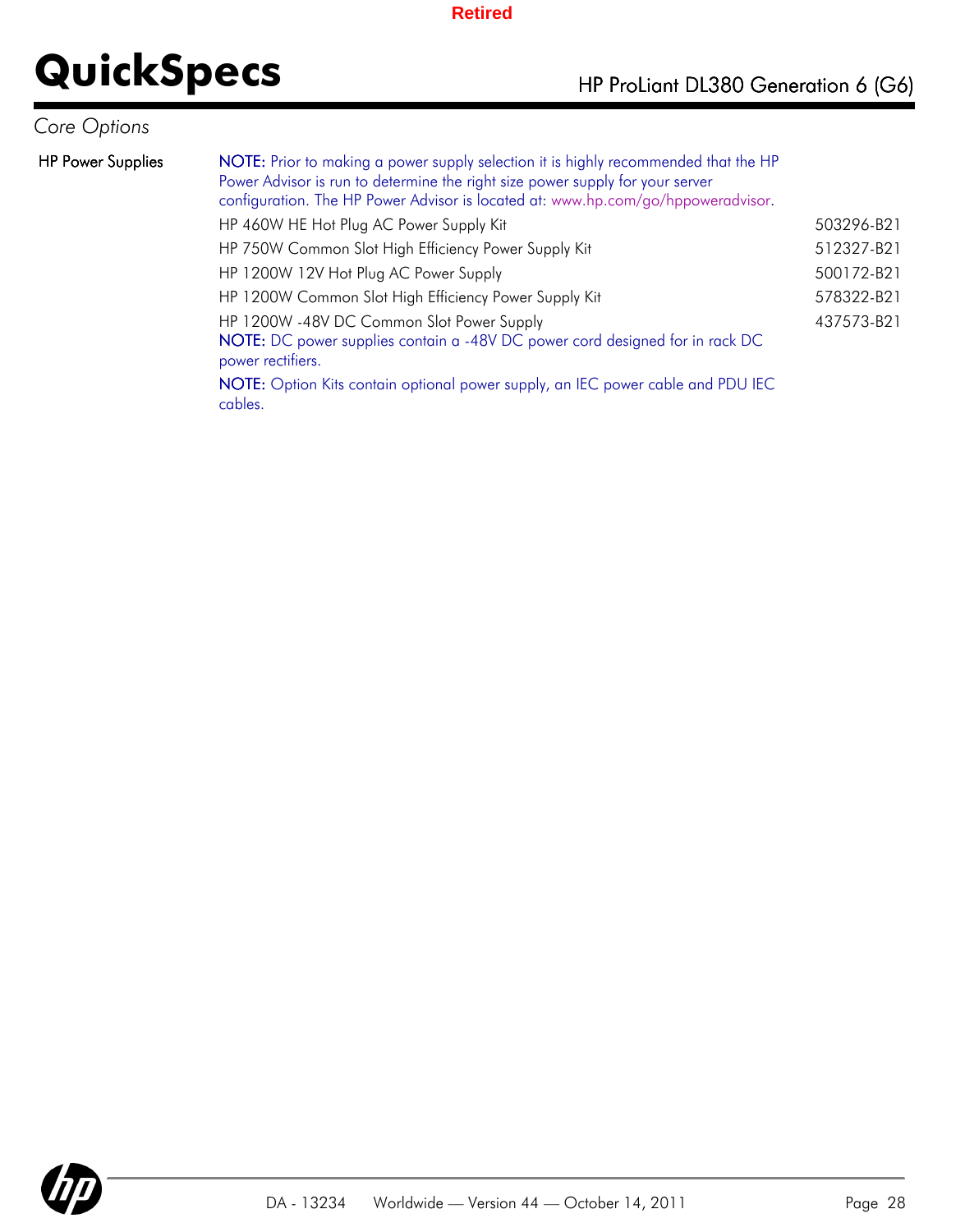## Core Options

**HP Power Supplies**

**NOTE:** Prior to making a power supply selection it is highly recommended that the HP Power Advisor is run to determine the right size power supply for your server configuration. The HP Power Advisor is located at: www.hp.com/go/hppoweradvisor.

| | |
|---|---|
| HP 460W HE Hot Plug AC Power Supply Kit | 503296-B21 |
| HP 750W Common Slot High Efficiency Power Supply Kit | 512327-B21 |
| HP 1200W 12V Hot Plug AC Power Supply | 500172-B21 |
| HP 1200W Common Slot High Efficiency Power Supply Kit | 578322-B21 |
| HP 1200W -48V DC Common Slot Power Supply | 437573-B21 |

**NOTE:** DC power supplies contain a -48V DC power cord designed for in rack DC power rectifiers.

**NOTE:** Option Kits contain optional power supply, an IEC power cable and PDU IEC cables.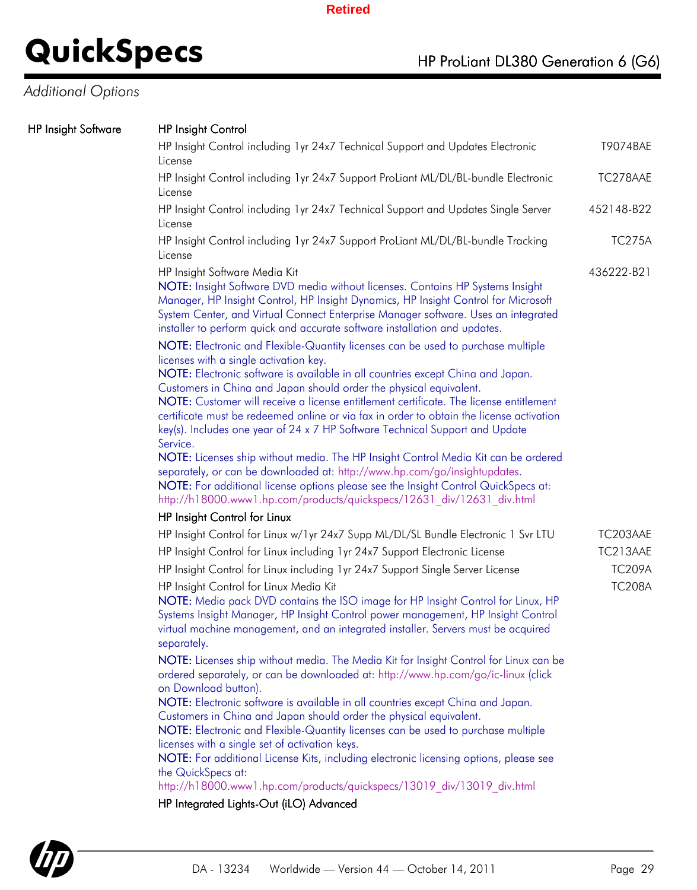## Additional Options

**HP Insight Software**

### HP Insight Control

| Description | Part Number |
|---|---|
| HP Insight Control including 1yr 24x7 Technical Support and Updates Electronic License | T9074BAE |
| HP Insight Control including 1yr 24x7 Support ProLiant ML/DL/BL-bundle Electronic License | TC278AAE |
| HP Insight Control including 1yr 24x7 Technical Support and Updates Single Server License | 452148-B22 |
| HP Insight Control including 1yr 24x7 Support ProLiant ML/DL/BL-bundle Tracking License | TC275A |
| HP Insight Software Media Kit | 436222-B21 |

**NOTE:** Insight Software DVD media without licenses. Contains HP Systems Insight Manager, HP Insight Control, HP Insight Dynamics, HP Insight Control for Microsoft System Center, and Virtual Connect Enterprise Manager software. Uses an integrated installer to perform quick and accurate software installation and updates.

**NOTE:** Electronic and Flexible-Quantity licenses can be used to purchase multiple licenses with a single activation key.
**NOTE:** Electronic software is available in all countries except China and Japan. Customers in China and Japan should order the physical equivalent.
**NOTE:** Customer will receive a license entitlement certificate. The license entitlement certificate must be redeemed online or via fax in order to obtain the license activation key(s). Includes one year of 24 x 7 HP Software Technical Support and Update Service.
**NOTE:** Licenses ship without media. The HP Insight Control Media Kit can be ordered separately, or can be downloaded at: http://www.hp.com/go/insightupdates.
**NOTE:** For additional license options please see the Insight Control QuickSpecs at: http://h18000.www1.hp.com/products/quickspecs/12631_div/12631_div.html

### HP Insight Control for Linux

| Description | Part Number |
|---|---|
| HP Insight Control for Linux w/1yr 24x7 Supp ML/DL/SL Bundle Electronic 1 Svr LTU | TC203AAE |
| HP Insight Control for Linux including 1yr 24x7 Support Electronic License | TC213AAE |
| HP Insight Control for Linux including 1yr 24x7 Support Single Server License | TC209A |
| HP Insight Control for Linux Media Kit | TC208A |

**NOTE:** Media pack DVD contains the ISO image for HP Insight Control for Linux, HP Systems Insight Manager, HP Insight Control power management, HP Insight Control virtual machine management, and an integrated installer. Servers must be acquired separately.

**NOTE:** Licenses ship without media. The Media Kit for Insight Control for Linux can be ordered separately, or can be downloaded at: http://www.hp.com/go/ic-linux (click on Download button).
**NOTE:** Electronic software is available in all countries except China and Japan. Customers in China and Japan should order the physical equivalent.
**NOTE:** Electronic and Flexible-Quantity licenses can be used to purchase multiple licenses with a single set of activation keys.
**NOTE:** For additional License Kits, including electronic licensing options, please see the QuickSpecs at:
http://h18000.www1.hp.com/products/quickspecs/13019_div/13019_div.html

### HP Integrated Lights-Out (iLO) Advanced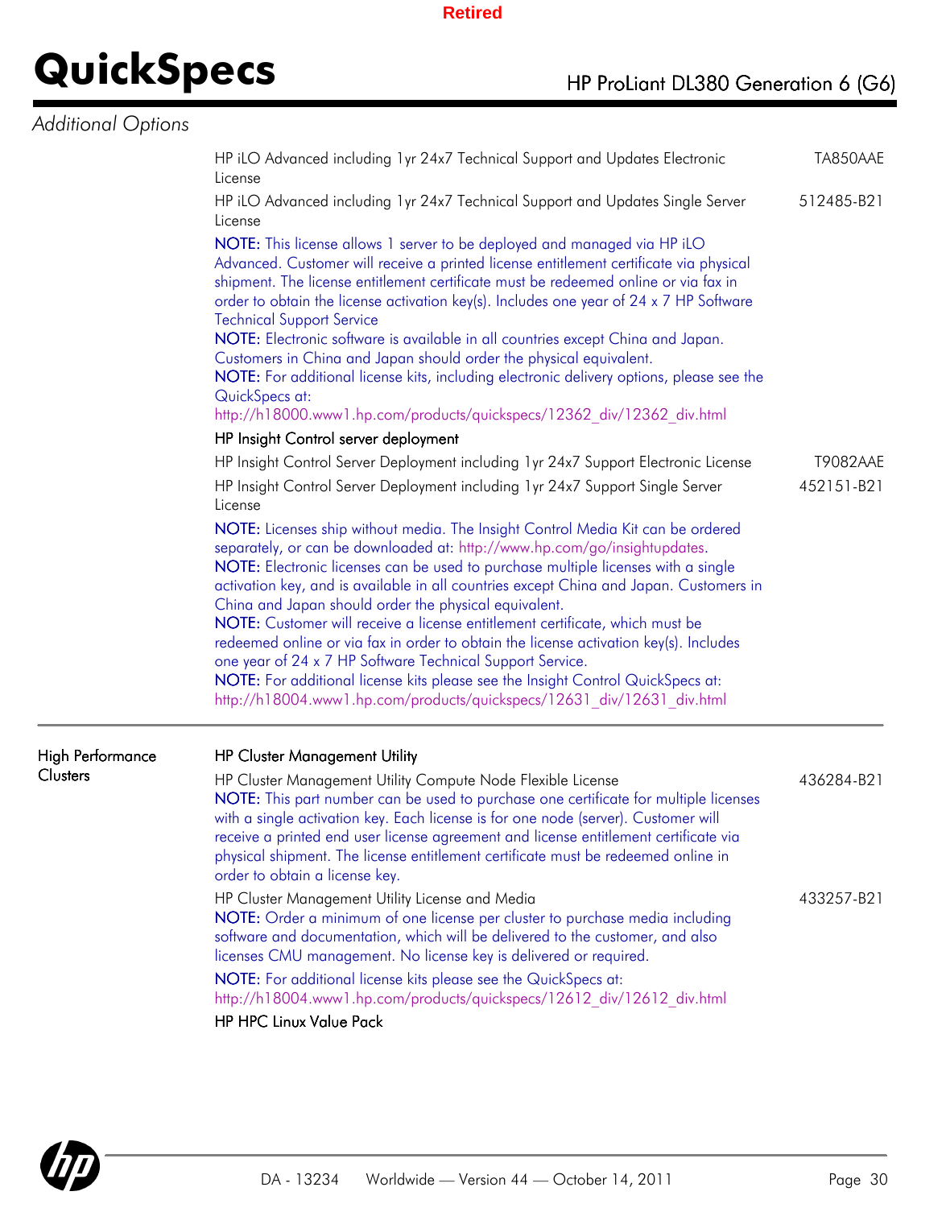*Additional Options*

| | | |
|---|---|---|
| | HP iLO Advanced including 1yr 24x7 Technical Support and Updates Electronic License | TA850AAE |
| | HP iLO Advanced including 1yr 24x7 Technical Support and Updates Single Server License | 512485-B21 |
| | **NOTE:** This license allows 1 server to be deployed and managed via HP iLO Advanced. Customer will receive a printed license entitlement certificate via physical shipment. The license entitlement certificate must be redeemed online or via fax in order to obtain the license activation key(s). Includes one year of 24 x 7 HP Software Technical Support Service<br>**NOTE:** Electronic software is available in all countries except China and Japan. Customers in China and Japan should order the physical equivalent.<br>**NOTE:** For additional license kits, including electronic delivery options, please see the QuickSpecs at: http://h18000.www1.hp.com/products/quickspecs/12362_div/12362_div.html | |
| | **HP Insight Control server deployment** | |
| | HP Insight Control Server Deployment including 1yr 24x7 Support Electronic License | T9082AAE |
| | HP Insight Control Server Deployment including 1yr 24x7 Support Single Server License | 452151-B21 |
| | **NOTE:** Licenses ship without media. The Insight Control Media Kit can be ordered separately, or can be downloaded at: http://www.hp.com/go/insightupdates.<br>**NOTE:** Electronic licenses can be used to purchase multiple licenses with a single activation key, and is available in all countries except China and Japan. Customers in China and Japan should order the physical equivalent.<br>**NOTE:** Customer will receive a license entitlement certificate, which must be redeemed online or via fax in order to obtain the license activation key(s). Includes one year of 24 x 7 HP Software Technical Support Service.<br>**NOTE:** For additional license kits please see the Insight Control QuickSpecs at: http://h18004.www1.hp.com/products/quickspecs/12631_div/12631_div.html | |
| High Performance Clusters | **HP Cluster Management Utility** | |
| | HP Cluster Management Utility Compute Node Flexible License<br>**NOTE:** This part number can be used to purchase one certificate for multiple licenses with a single activation key. Each license is for one node (server). Customer will receive a printed end user license agreement and license entitlement certificate via physical shipment. The license entitlement certificate must be redeemed online in order to obtain a license key. | 436284-B21 |
| | HP Cluster Management Utility License and Media<br>**NOTE:** Order a minimum of one license per cluster to purchase media including software and documentation, which will be delivered to the customer, and also licenses CMU management. No license key is delivered or required. | 433257-B21 |
| | **NOTE:** For additional license kits please see the QuickSpecs at: http://h18004.www1.hp.com/products/quickspecs/12612_div/12612_div.html | |
| | **HP HPC Linux Value Pack** | |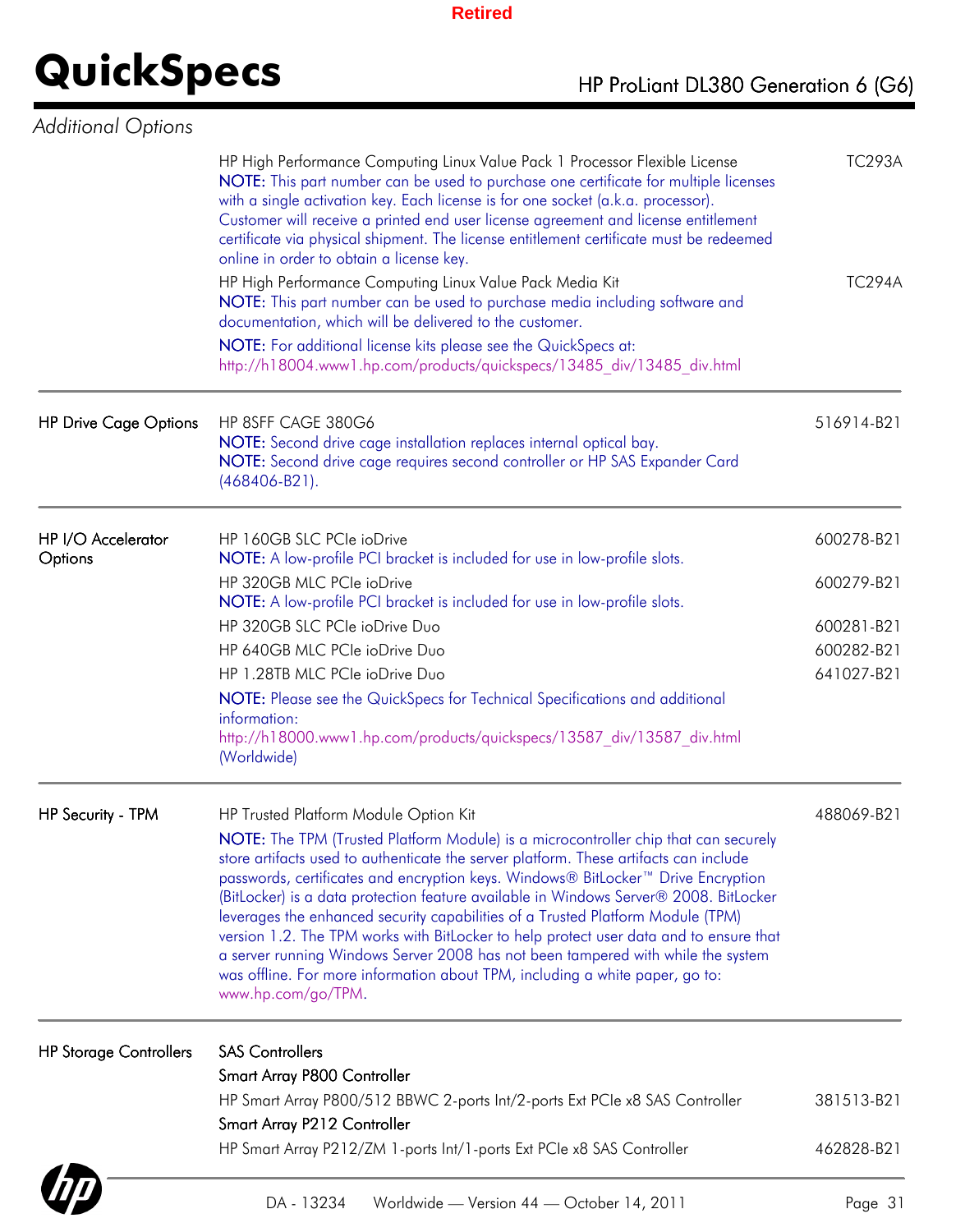## Additional Options

| | | |
|---|---|---|
| | HP High Performance Computing Linux Value Pack 1 Processor Flexible License<br>NOTE: This part number can be used to purchase one certificate for multiple licenses with a single activation key. Each license is for one socket (a.k.a. processor). Customer will receive a printed end user license agreement and license entitlement certificate via physical shipment. The license entitlement certificate must be redeemed online in order to obtain a license key. | TC293A |
| | HP High Performance Computing Linux Value Pack Media Kit<br>NOTE: This part number can be used to purchase media including software and documentation, which will be delivered to the customer. | TC294A |
| | NOTE: For additional license kits please see the QuickSpecs at: http://h18004.www1.hp.com/products/quickspecs/13485_div/13485_div.html | |
| HP Drive Cage Options | HP 8SFF CAGE 380G6<br>NOTE: Second drive cage installation replaces internal optical bay.<br>NOTE: Second drive cage requires second controller or HP SAS Expander Card (468406-B21). | 516914-B21 |
| HP I/O Accelerator Options | HP 160GB SLC PCIe ioDrive<br>NOTE: A low-profile PCI bracket is included for use in low-profile slots. | 600278-B21 |
| | HP 320GB MLC PCIe ioDrive<br>NOTE: A low-profile PCI bracket is included for use in low-profile slots. | 600279-B21 |
| | HP 320GB SLC PCIe ioDrive Duo | 600281-B21 |
| | HP 640GB MLC PCIe ioDrive Duo | 600282-B21 |
| | HP 1.28TB MLC PCIe ioDrive Duo | 641027-B21 |
| | NOTE: Please see the QuickSpecs for Technical Specifications and additional information: http://h18000.www1.hp.com/products/quickspecs/13587_div/13587_div.html (Worldwide) | |
| HP Security - TPM | HP Trusted Platform Module Option Kit<br>NOTE: The TPM (Trusted Platform Module) is a microcontroller chip that can securely store artifacts used to authenticate the server platform. These artifacts can include passwords, certificates and encryption keys. Windows® BitLocker™ Drive Encryption (BitLocker) is a data protection feature available in Windows Server® 2008. BitLocker leverages the enhanced security capabilities of a Trusted Platform Module (TPM) version 1.2. The TPM works with BitLocker to help protect user data and to ensure that a server running Windows Server 2008 has not been tampered with while the system was offline. For more information about TPM, including a white paper, go to: www.hp.com/go/TPM. | 488069-B21 |
| HP Storage Controllers | **SAS Controllers** | |
| | **Smart Array P800 Controller** | |
| | HP Smart Array P800/512 BBWC 2-ports Int/2-ports Ext PCIe x8 SAS Controller | 381513-B21 |
| | **Smart Array P212 Controller** | |
| | HP Smart Array P212/ZM 1-ports Int/1-ports Ext PCIe x8 SAS Controller | 462828-B21 |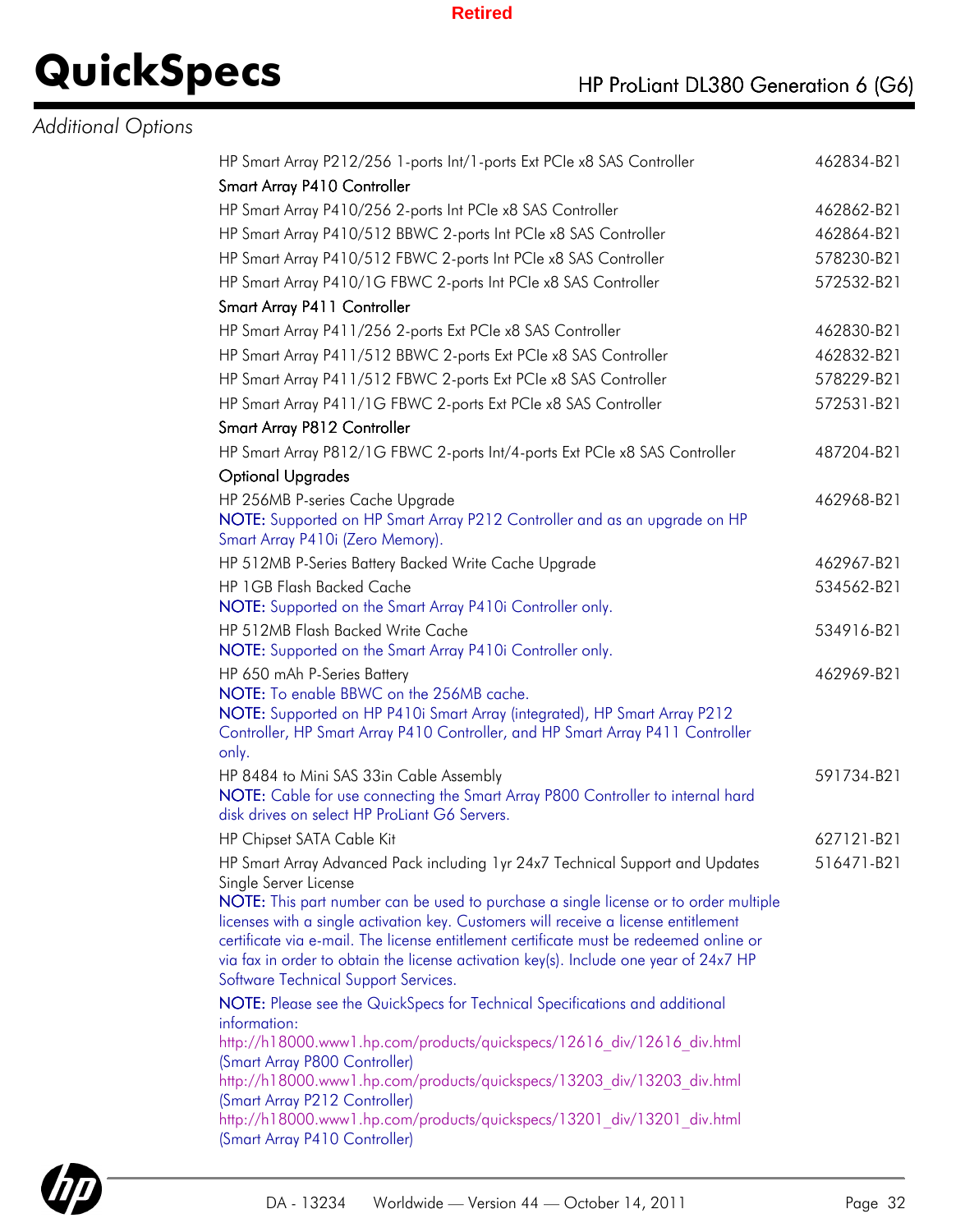Retired

## Additional Options

| | |
|---|---|
| HP Smart Array P212/256 1-ports Int/1-ports Ext PCIe x8 SAS Controller | 462834-B21 |
| **Smart Array P410 Controller** | |
| HP Smart Array P410/256 2-ports Int PCIe x8 SAS Controller | 462862-B21 |
| HP Smart Array P410/512 BBWC 2-ports Int PCIe x8 SAS Controller | 462864-B21 |
| HP Smart Array P410/512 FBWC 2-ports Int PCIe x8 SAS Controller | 578230-B21 |
| HP Smart Array P410/1G FBWC 2-ports Int PCIe x8 SAS Controller | 572532-B21 |
| **Smart Array P411 Controller** | |
| HP Smart Array P411/256 2-ports Ext PCIe x8 SAS Controller | 462830-B21 |
| HP Smart Array P411/512 BBWC 2-ports Ext PCIe x8 SAS Controller | 462832-B21 |
| HP Smart Array P411/512 FBWC 2-ports Ext PCIe x8 SAS Controller | 578229-B21 |
| HP Smart Array P411/1G FBWC 2-ports Ext PCIe x8 SAS Controller | 572531-B21 |
| **Smart Array P812 Controller** | |
| HP Smart Array P812/1G FBWC 2-ports Int/4-ports Ext PCIe x8 SAS Controller | 487204-B21 |
| **Optional Upgrades** | |
| HP 256MB P-series Cache Upgrade<br>**NOTE:** Supported on HP Smart Array P212 Controller and as an upgrade on HP Smart Array P410i (Zero Memory). | 462968-B21 |
| HP 512MB P-Series Battery Backed Write Cache Upgrade | 462967-B21 |
| HP 1GB Flash Backed Cache<br>**NOTE:** Supported on the Smart Array P410i Controller only. | 534562-B21 |
| HP 512MB Flash Backed Write Cache<br>**NOTE:** Supported on the Smart Array P410i Controller only. | 534916-B21 |
| HP 650 mAh P-Series Battery<br>**NOTE:** To enable BBWC on the 256MB cache.<br>**NOTE:** Supported on HP P410i Smart Array (integrated), HP Smart Array P212 Controller, HP Smart Array P410 Controller, and HP Smart Array P411 Controller only. | 462969-B21 |
| HP 8484 to Mini SAS 33in Cable Assembly<br>**NOTE:** Cable for use connecting the Smart Array P800 Controller to internal hard disk drives on select HP ProLiant G6 Servers. | 591734-B21 |
| HP Chipset SATA Cable Kit | 627121-B21 |
| HP Smart Array Advanced Pack including 1yr 24x7 Technical Support and Updates Single Server License<br>**NOTE:** This part number can be used to purchase a single license or to order multiple licenses with a single activation key. Customers will receive a license entitlement certificate via e-mail. The license entitlement certificate must be redeemed online or via fax in order to obtain the license activation key(s). Include one year of 24x7 HP Software Technical Support Services. | 516471-B21 |

**NOTE:** Please see the QuickSpecs for Technical Specifications and additional information:
http://h18000.www1.hp.com/products/quickspecs/12616_div/12616_div.html (Smart Array P800 Controller)
http://h18000.www1.hp.com/products/quickspecs/13203_div/13203_div.html (Smart Array P212 Controller)
http://h18000.www1.hp.com/products/quickspecs/13201_div/13201_div.html (Smart Array P410 Controller)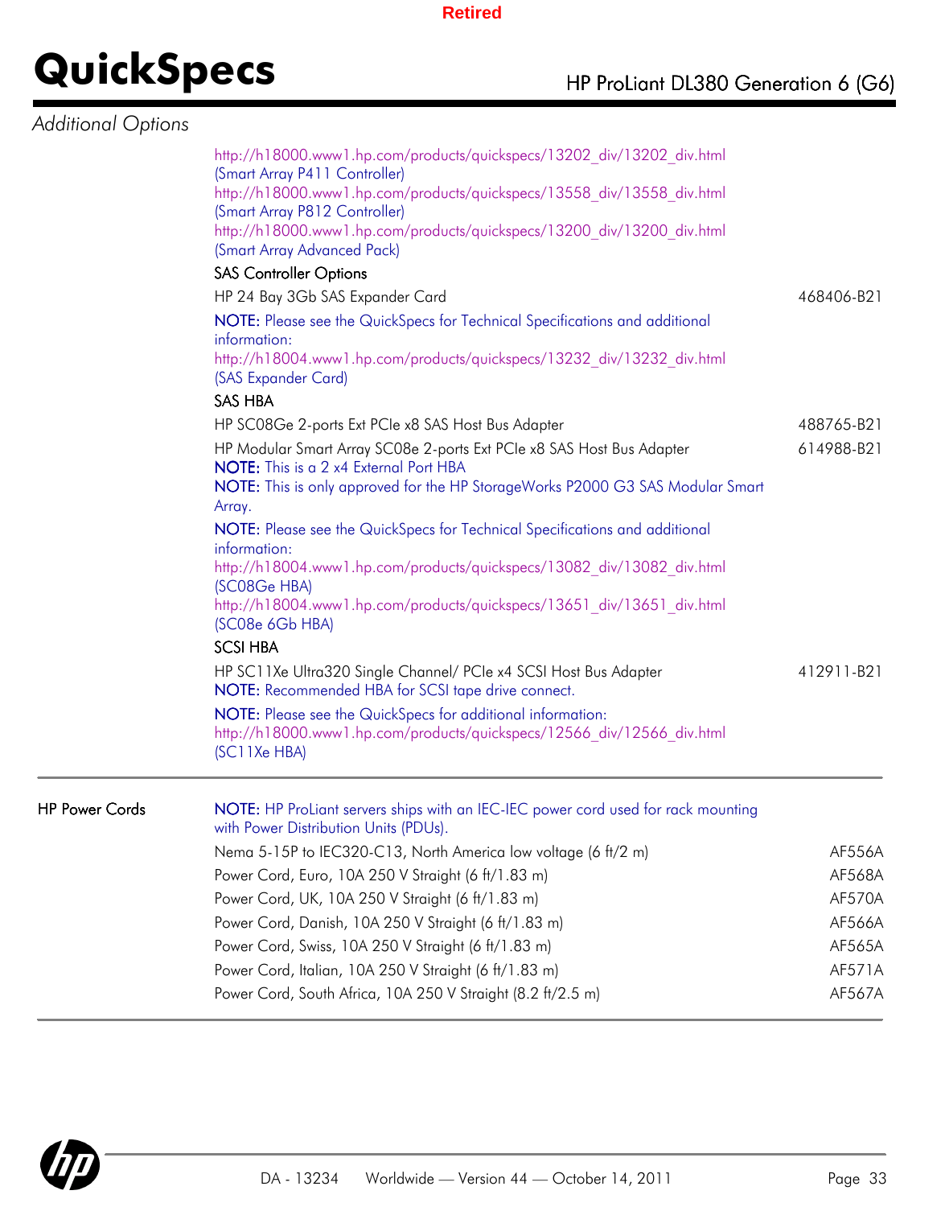## Additional Options

http://h18000.www1.hp.com/products/quickspecs/13202_div/13202_div.html
(Smart Array P411 Controller)
http://h18000.www1.hp.com/products/quickspecs/13558_div/13558_div.html
(Smart Array P812 Controller)
http://h18000.www1.hp.com/products/quickspecs/13200_div/13200_div.html
(Smart Array Advanced Pack)

**SAS Controller Options**

| | |
|---|---|
| HP 24 Bay 3Gb SAS Expander Card | 468406-B21 |

**NOTE:** Please see the QuickSpecs for Technical Specifications and additional information:
http://h18004.www1.hp.com/products/quickspecs/13232_div/13232_div.html
(SAS Expander Card)

**SAS HBA**

| | |
|---|---|
| HP SC08Ge 2-ports Ext PCIe x8 SAS Host Bus Adapter | 488765-B21 |
| HP Modular Smart Array SC08e 2-ports Ext PCIe x8 SAS Host Bus Adapter | 614988-B21 |

**NOTE:** This is a 2 x4 External Port HBA
**NOTE:** This is only approved for the HP StorageWorks P2000 G3 SAS Modular Smart Array.

**NOTE:** Please see the QuickSpecs for Technical Specifications and additional information:
http://h18004.www1.hp.com/products/quickspecs/13082_div/13082_div.html
(SC08Ge HBA)
http://h18004.www1.hp.com/products/quickspecs/13651_div/13651_div.html
(SC08e 6Gb HBA)

**SCSI HBA**

| | |
|---|---|
| HP SC11Xe Ultra320 Single Channel/ PCIe x4 SCSI Host Bus Adapter | 412911-B21 |

**NOTE:** Recommended HBA for SCSI tape drive connect.

**NOTE:** Please see the QuickSpecs for additional information:
http://h18000.www1.hp.com/products/quickspecs/12566_div/12566_div.html
(SC11Xe HBA)

## HP Power Cords

**NOTE:** HP ProLiant servers ships with an IEC-IEC power cord used for rack mounting with Power Distribution Units (PDUs).

| | |
|---|---|
| Nema 5-15P to IEC320-C13, North America low voltage (6 ft/2 m) | AF556A |
| Power Cord, Euro, 10A 250 V Straight (6 ft/1.83 m) | AF568A |
| Power Cord, UK, 10A 250 V Straight (6 ft/1.83 m) | AF570A |
| Power Cord, Danish, 10A 250 V Straight (6 ft/1.83 m) | AF566A |
| Power Cord, Swiss, 10A 250 V Straight (6 ft/1.83 m) | AF565A |
| Power Cord, Italian, 10A 250 V Straight (6 ft/1.83 m) | AF571A |
| Power Cord, South Africa, 10A 250 V Straight (8.2 ft/2.5 m) | AF567A |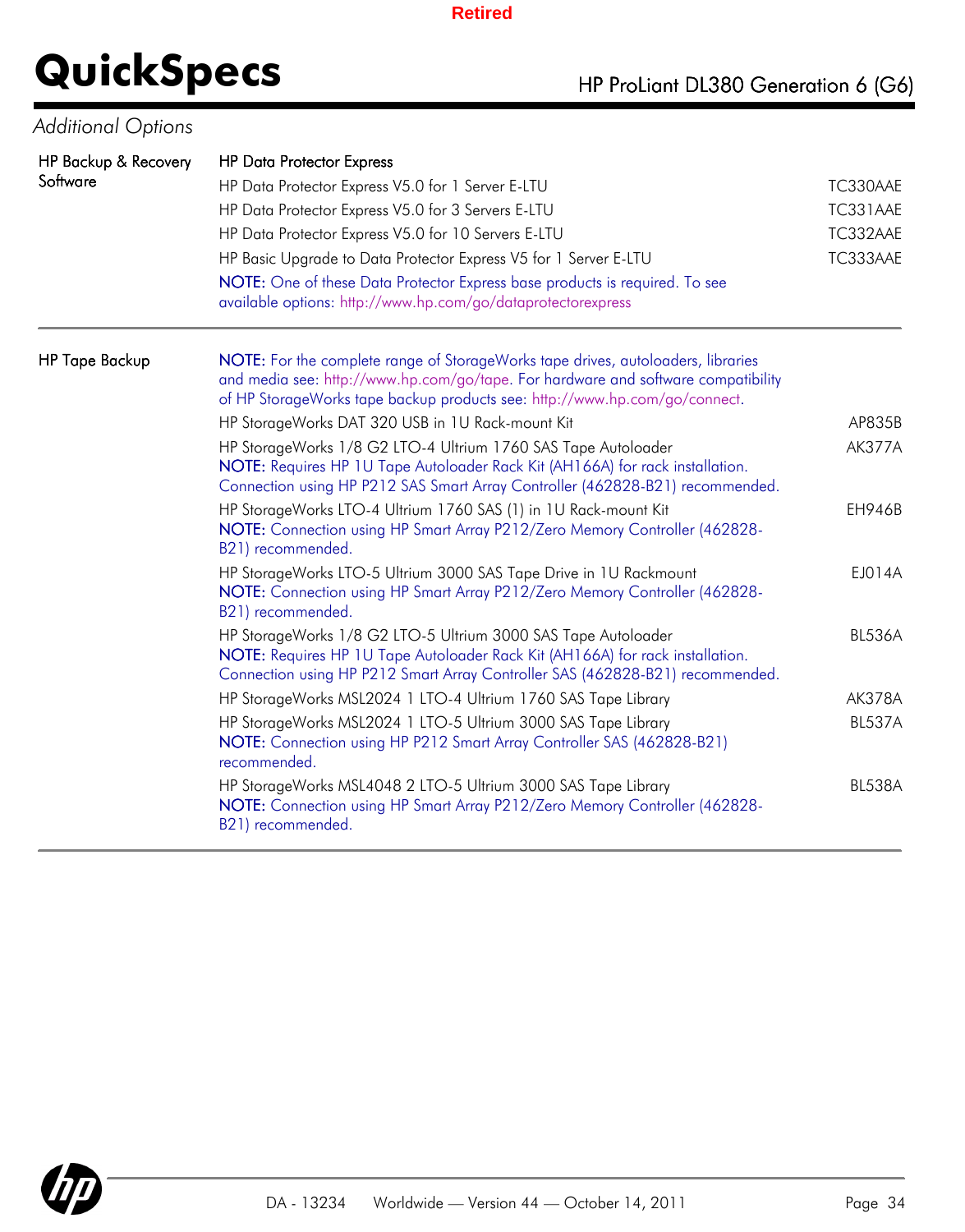## Additional Options

| | | |
|---|---|---|
| HP Backup & Recovery Software | HP Data Protector Express | |
| | HP Data Protector Express V5.0 for 1 Server E-LTU | TC330AAE |
| | HP Data Protector Express V5.0 for 3 Servers E-LTU | TC331AAE |
| | HP Data Protector Express V5.0 for 10 Servers E-LTU | TC332AAE |
| | HP Basic Upgrade to Data Protector Express V5 for 1 Server E-LTU | TC333AAE |
| | **NOTE:** One of these Data Protector Express base products is required. To see available options: http://www.hp.com/go/dataprotectorexpress | |
| HP Tape Backup | **NOTE:** For the complete range of StorageWorks tape drives, autoloaders, libraries and media see: http://www.hp.com/go/tape. For hardware and software compatibility of HP StorageWorks tape backup products see: http://www.hp.com/go/connect. | |
| | HP StorageWorks DAT 320 USB in 1U Rack-mount Kit | AP835B |
| | HP StorageWorks 1/8 G2 LTO-4 Ultrium 1760 SAS Tape Autoloader<br>**NOTE:** Requires HP 1U Tape Autoloader Rack Kit (AH166A) for rack installation. Connection using HP P212 SAS Smart Array Controller (462828-B21) recommended. | AK377A |
| | HP StorageWorks LTO-4 Ultrium 1760 SAS (1) in 1U Rack-mount Kit<br>**NOTE:** Connection using HP Smart Array P212/Zero Memory Controller (462828-B21) recommended. | EH946B |
| | HP StorageWorks LTO-5 Ultrium 3000 SAS Tape Drive in 1U Rackmount<br>**NOTE:** Connection using HP Smart Array P212/Zero Memory Controller (462828-B21) recommended. | EJ014A |
| | HP StorageWorks 1/8 G2 LTO-5 Ultrium 3000 SAS Tape Autoloader<br>**NOTE:** Requires HP 1U Tape Autoloader Rack Kit (AH166A) for rack installation. Connection using HP P212 Smart Array Controller SAS (462828-B21) recommended. | BL536A |
| | HP StorageWorks MSL2024 1 LTO-4 Ultrium 1760 SAS Tape Library | AK378A |
| | HP StorageWorks MSL2024 1 LTO-5 Ultrium 3000 SAS Tape Library<br>**NOTE:** Connection using HP P212 Smart Array Controller SAS (462828-B21) recommended. | BL537A |
| | HP StorageWorks MSL4048 2 LTO-5 Ultrium 3000 SAS Tape Library<br>**NOTE:** Connection using HP Smart Array P212/Zero Memory Controller (462828-B21) recommended. | BL538A |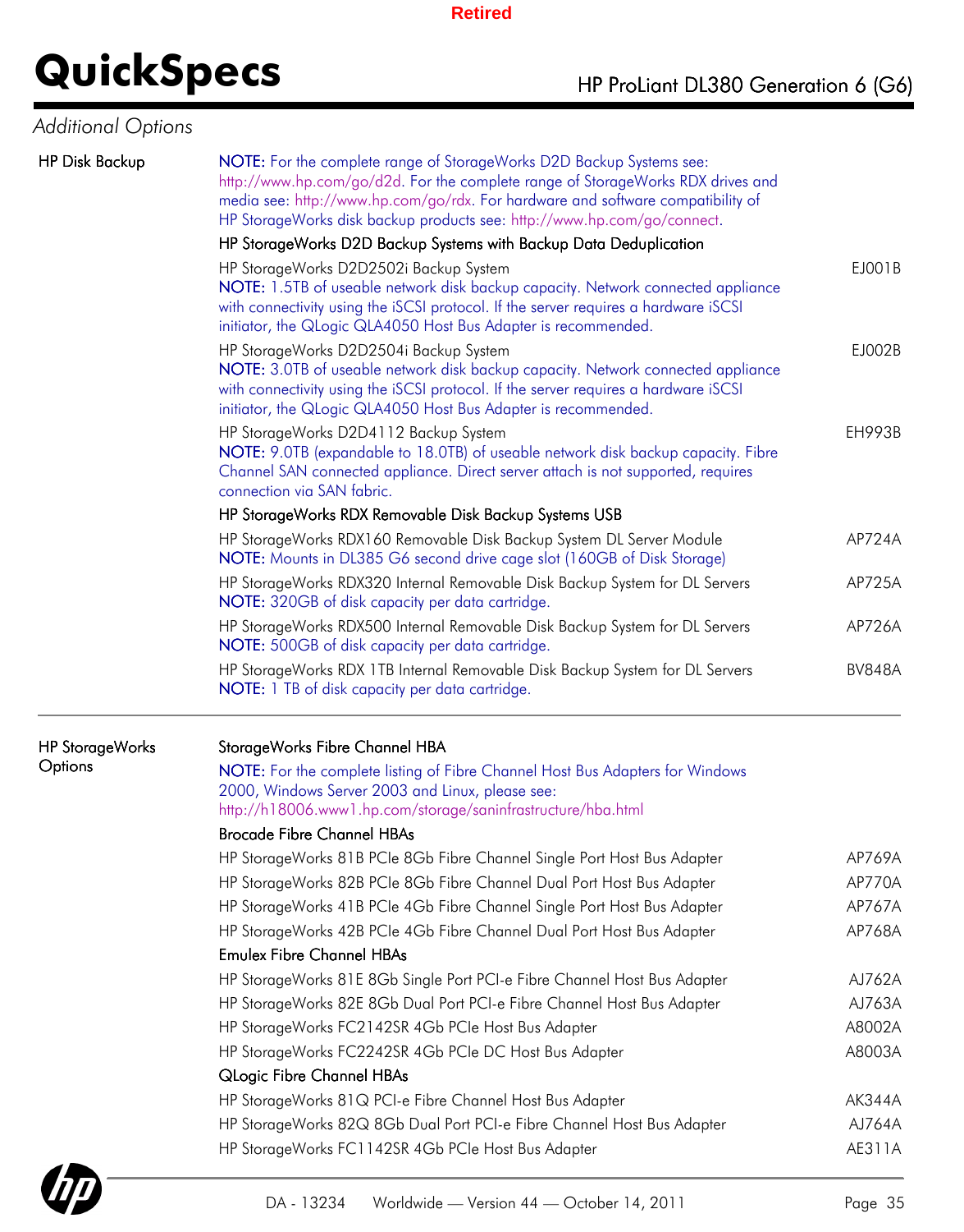Retired

## Additional Options

### HP Disk Backup

NOTE: For the complete range of StorageWorks D2D Backup Systems see: http://www.hp.com/go/d2d. For the complete range of StorageWorks RDX drives and media see: http://www.hp.com/go/rdx. For hardware and software compatibility of HP StorageWorks disk backup products see: http://www.hp.com/go/connect.

**HP StorageWorks D2D Backup Systems with Backup Data Deduplication**

| Option | Part Number |
|---|---|
| HP StorageWorks D2D2502i Backup System<br>NOTE: 1.5TB of useable network disk backup capacity. Network connected appliance with connectivity using the iSCSI protocol. If the server requires a hardware iSCSI initiator, the QLogic QLA4050 Host Bus Adapter is recommended. | EJ001B |
| HP StorageWorks D2D2504i Backup System<br>NOTE: 3.0TB of useable network disk backup capacity. Network connected appliance with connectivity using the iSCSI protocol. If the server requires a hardware iSCSI initiator, the QLogic QLA4050 Host Bus Adapter is recommended. | EJ002B |
| HP StorageWorks D2D4112 Backup System<br>NOTE: 9.0TB (expandable to 18.0TB) of useable network disk backup capacity. Fibre Channel SAN connected appliance. Direct server attach is not supported, requires connection via SAN fabric. | EH993B |

**HP StorageWorks RDX Removable Disk Backup Systems USB**

| Option | Part Number |
|---|---|
| HP StorageWorks RDX160 Removable Disk Backup System DL Server Module<br>NOTE: Mounts in DL385 G6 second drive cage slot (160GB of Disk Storage) | AP724A |
| HP StorageWorks RDX320 Internal Removable Disk Backup System for DL Servers<br>NOTE: 320GB of disk capacity per data cartridge. | AP725A |
| HP StorageWorks RDX500 Internal Removable Disk Backup System for DL Servers<br>NOTE: 500GB of disk capacity per data cartridge. | AP726A |
| HP StorageWorks RDX 1TB Internal Removable Disk Backup System for DL Servers<br>NOTE: 1 TB of disk capacity per data cartridge. | BV848A |

### HP StorageWorks Options

**StorageWorks Fibre Channel HBA**

NOTE: For the complete listing of Fibre Channel Host Bus Adapters for Windows 2000, Windows Server 2003 and Linux, please see: http://h18006.www1.hp.com/storage/saninfrastructure/hba.html

**Brocade Fibre Channel HBAs**

| Option | Part Number |
|---|---|
| HP StorageWorks 81B PCIe 8Gb Fibre Channel Single Port Host Bus Adapter | AP769A |
| HP StorageWorks 82B PCIe 8Gb Fibre Channel Dual Port Host Bus Adapter | AP770A |
| HP StorageWorks 41B PCIe 4Gb Fibre Channel Single Port Host Bus Adapter | AP767A |
| HP StorageWorks 42B PCIe 4Gb Fibre Channel Dual Port Host Bus Adapter | AP768A |

**Emulex Fibre Channel HBAs**

| Option | Part Number |
|---|---|
| HP StorageWorks 81E 8Gb Single Port PCI-e Fibre Channel Host Bus Adapter | AJ762A |
| HP StorageWorks 82E 8Gb Dual Port PCI-e Fibre Channel Host Bus Adapter | AJ763A |
| HP StorageWorks FC2142SR 4Gb PCIe Host Bus Adapter | A8002A |
| HP StorageWorks FC2242SR 4Gb PCIe DC Host Bus Adapter | A8003A |

**QLogic Fibre Channel HBAs**

| Option | Part Number |
|---|---|
| HP StorageWorks 81Q PCI-e Fibre Channel Host Bus Adapter | AK344A |
| HP StorageWorks 82Q 8Gb Dual Port PCI-e Fibre Channel Host Bus Adapter | AJ764A |
| HP StorageWorks FC1142SR 4Gb PCIe Host Bus Adapter | AE311A |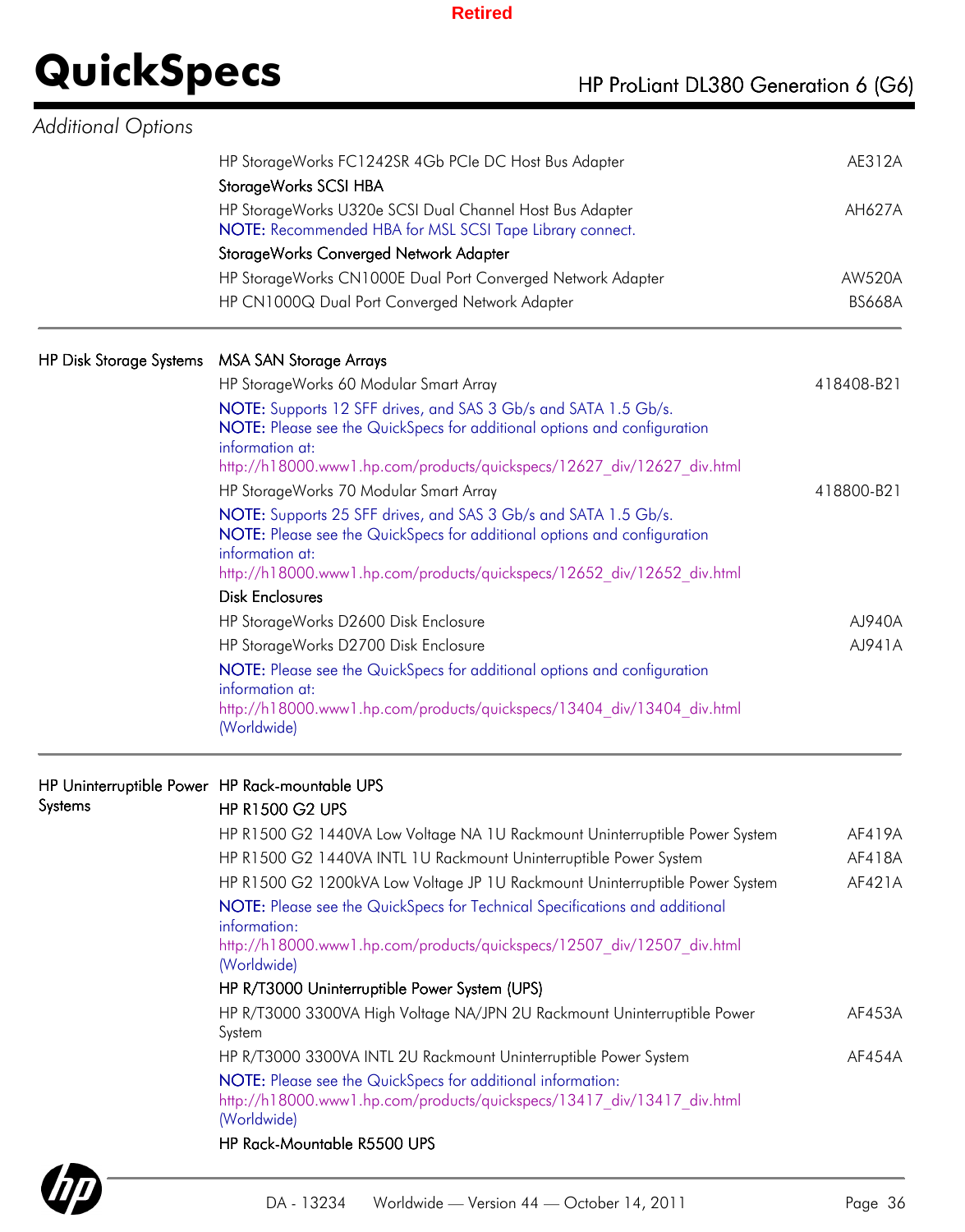*Additional Options*

| | | |
|---|---|---|
| | HP StorageWorks FC1242SR 4Gb PCIe DC Host Bus Adapter | AE312A |
| | **StorageWorks SCSI HBA** | |
| | HP StorageWorks U320e SCSI Dual Channel Host Bus Adapter<br>NOTE: Recommended HBA for MSL SCSI Tape Library connect. | AH627A |
| | **StorageWorks Converged Network Adapter** | |
| | HP StorageWorks CN1000E Dual Port Converged Network Adapter | AW520A |
| | HP CN1000Q Dual Port Converged Network Adapter | BS668A |
| HP Disk Storage Systems | **MSA SAN Storage Arrays** | |
| | HP StorageWorks 60 Modular Smart Array | 418408-B21 |
| | NOTE: Supports 12 SFF drives, and SAS 3 Gb/s and SATA 1.5 Gb/s.<br>NOTE: Please see the QuickSpecs for additional options and configuration information at:<br>http://h18000.www1.hp.com/products/quickspecs/12627_div/12627_div.html | |
| | HP StorageWorks 70 Modular Smart Array | 418800-B21 |
| | NOTE: Supports 25 SFF drives, and SAS 3 Gb/s and SATA 1.5 Gb/s.<br>NOTE: Please see the QuickSpecs for additional options and configuration information at:<br>http://h18000.www1.hp.com/products/quickspecs/12652_div/12652_div.html | |
| | **Disk Enclosures** | |
| | HP StorageWorks D2600 Disk Enclosure | AJ940A |
| | HP StorageWorks D2700 Disk Enclosure | AJ941A |
| | NOTE: Please see the QuickSpecs for additional options and configuration information at:<br>http://h18000.www1.hp.com/products/quickspecs/13404_div/13404_div.html (Worldwide) | |
| HP Uninterruptible Power Systems | **HP Rack-mountable UPS** | |
| | **HP R1500 G2 UPS** | |
| | HP R1500 G2 1440VA Low Voltage NA 1U Rackmount Uninterruptible Power System | AF419A |
| | HP R1500 G2 1440VA INTL 1U Rackmount Uninterruptible Power System | AF418A |
| | HP R1500 G2 1200kVA Low Voltage JP 1U Rackmount Uninterruptible Power System | AF421A |
| | NOTE: Please see the QuickSpecs for Technical Specifications and additional information:<br>http://h18000.www1.hp.com/products/quickspecs/12507_div/12507_div.html (Worldwide) | |
| | **HP R/T3000 Uninterruptible Power System (UPS)** | |
| | HP R/T3000 3300VA High Voltage NA/JPN 2U Rackmount Uninterruptible Power System | AF453A |
| | HP R/T3000 3300VA INTL 2U Rackmount Uninterruptible Power System | AF454A |
| | NOTE: Please see the QuickSpecs for additional information:<br>http://h18000.www1.hp.com/products/quickspecs/13417_div/13417_div.html (Worldwide) | |
| | **HP Rack-Mountable R5500 UPS** | |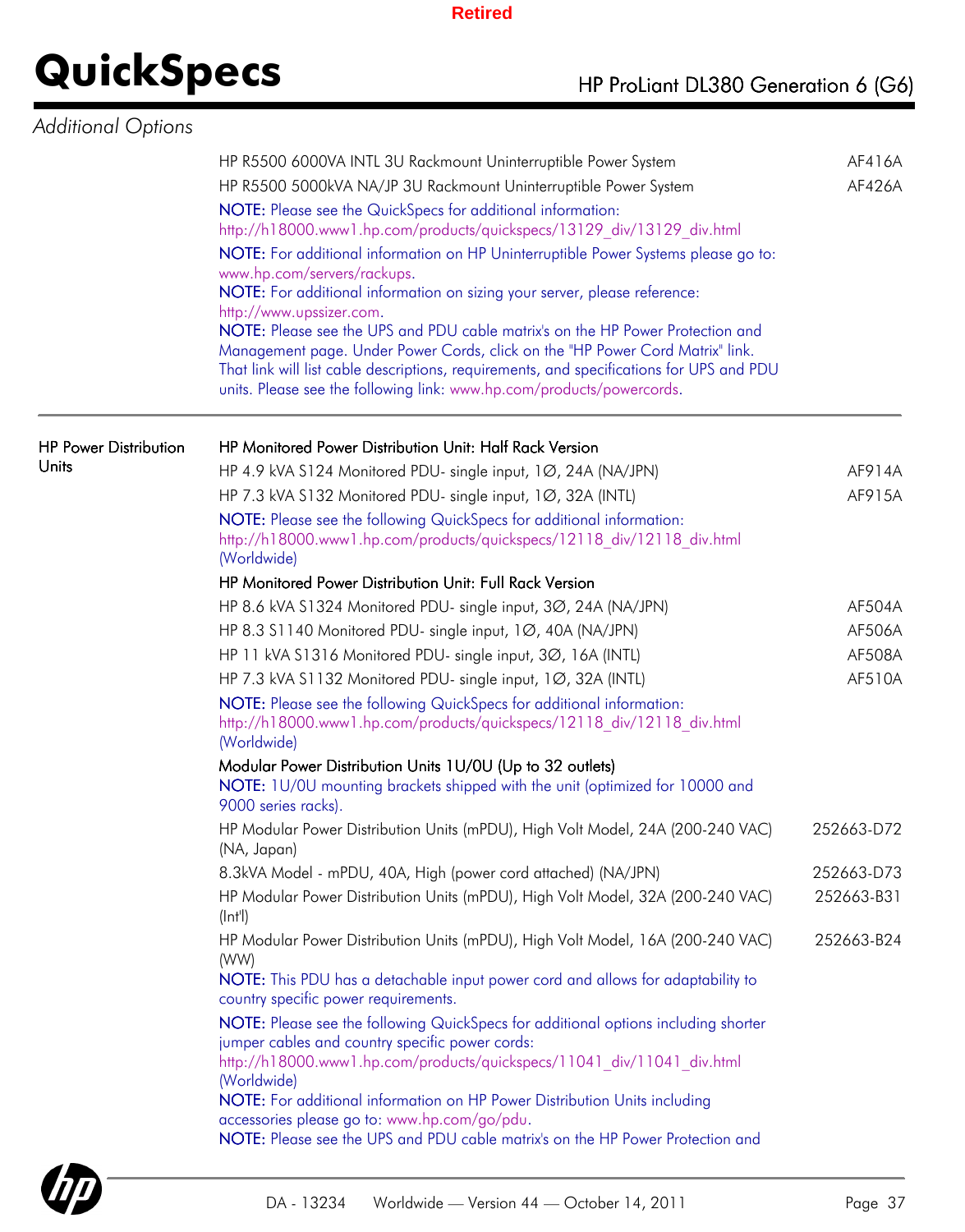Retired

## Additional Options

| | | |
|---|---|---|
| | HP R5500 6000VA INTL 3U Rackmount Uninterruptible Power System | AF416A |
| | HP R5500 5000kVA NA/JP 3U Rackmount Uninterruptible Power System | AF426A |

**NOTE:** Please see the QuickSpecs for additional information: http://h18000.www1.hp.com/products/quickspecs/13129_div/13129_div.html

**NOTE:** For additional information on HP Uninterruptible Power Systems please go to: www.hp.com/servers/rackups.

**NOTE:** For additional information on sizing your server, please reference: http://www.upssizer.com.

**NOTE:** Please see the UPS and PDU cable matrix's on the HP Power Protection and Management page. Under Power Cords, click on the "HP Power Cord Matrix" link. That link will list cable descriptions, requirements, and specifications for UPS and PDU units. Please see the following link: www.hp.com/products/powercords.

---

### HP Power Distribution Units

**HP Monitored Power Distribution Unit: Half Rack Version**

| Description | Part Number |
|---|---|
| HP 4.9 kVA S124 Monitored PDU- single input, 1Ø, 24A (NA/JPN) | AF914A |
| HP 7.3 kVA S132 Monitored PDU- single input, 1Ø, 32A (INTL) | AF915A |

**NOTE:** Please see the following QuickSpecs for additional information: http://h18000.www1.hp.com/products/quickspecs/12118_div/12118_div.html (Worldwide)

**HP Monitored Power Distribution Unit: Full Rack Version**

| Description | Part Number |
|---|---|
| HP 8.6 kVA S1324 Monitored PDU- single input, 3Ø, 24A (NA/JPN) | AF504A |
| HP 8.3 S1140 Monitored PDU- single input, 1Ø, 40A (NA/JPN) | AF506A |
| HP 11 kVA S1316 Monitored PDU- single input, 3Ø, 16A (INTL) | AF508A |
| HP 7.3 kVA S1132 Monitored PDU- single input, 1Ø, 32A (INTL) | AF510A |

**NOTE:** Please see the following QuickSpecs for additional information: http://h18000.www1.hp.com/products/quickspecs/12118_div/12118_div.html (Worldwide)

**Modular Power Distribution Units 1U/0U (Up to 32 outlets)**

**NOTE:** 1U/0U mounting brackets shipped with the unit (optimized for 10000 and 9000 series racks).

| Description | Part Number |
|---|---|
| HP Modular Power Distribution Units (mPDU), High Volt Model, 24A (200-240 VAC) (NA, Japan) | 252663-D72 |
| 8.3kVA Model - mPDU, 40A, High (power cord attached) (NA/JPN) | 252663-D73 |
| HP Modular Power Distribution Units (mPDU), High Volt Model, 32A (200-240 VAC) (Int'l) | 252663-B31 |
| HP Modular Power Distribution Units (mPDU), High Volt Model, 16A (200-240 VAC) (WW) | 252663-B24 |

**NOTE:** This PDU has a detachable input power cord and allows for adaptability to country specific power requirements.

**NOTE:** Please see the following QuickSpecs for additional options including shorter jumper cables and country specific power cords: http://h18000.www1.hp.com/products/quickspecs/11041_div/11041_div.html (Worldwide)

**NOTE:** For additional information on HP Power Distribution Units including accessories please go to: www.hp.com/go/pdu.

**NOTE:** Please see the UPS and PDU cable matrix's on the HP Power Protection and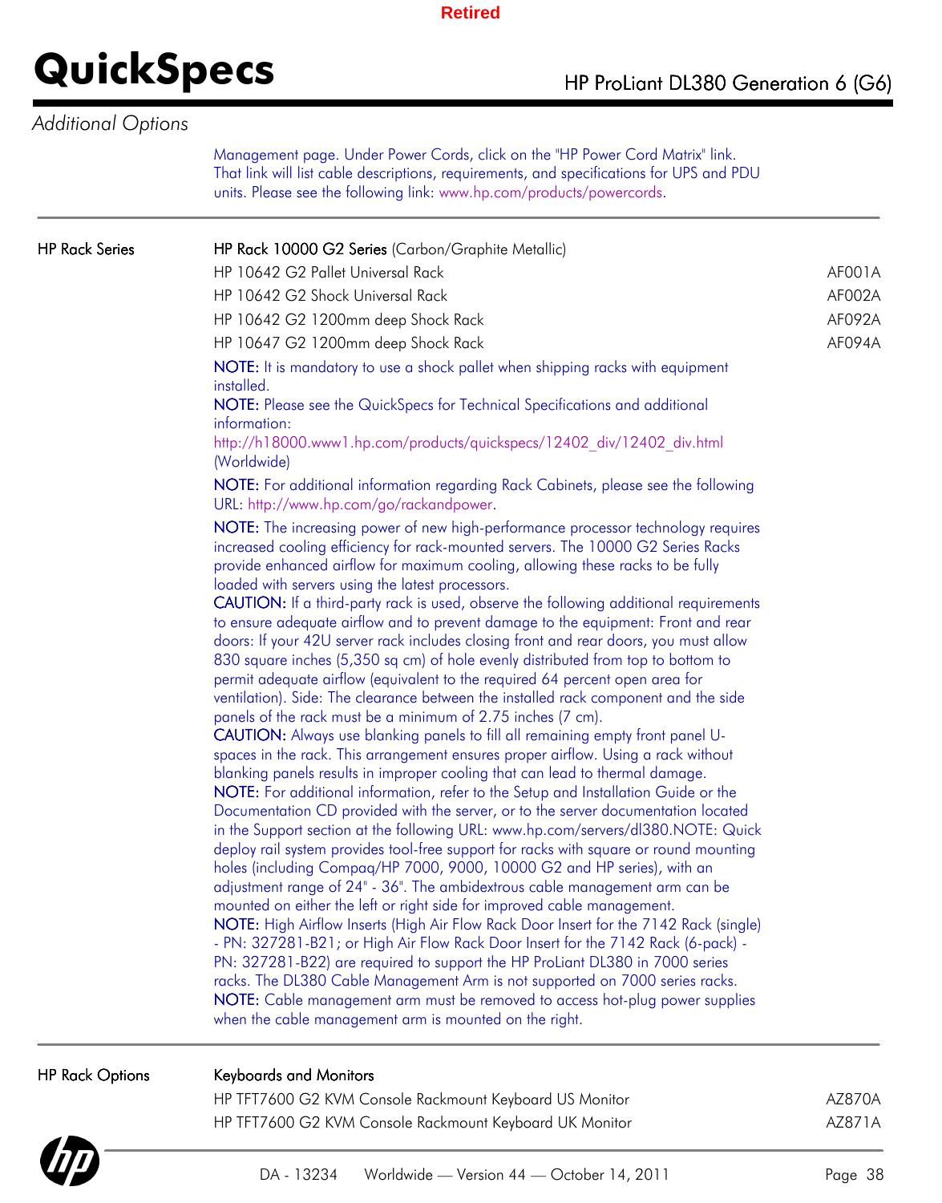*Additional Options*

Management page. Under Power Cords, click on the "HP Power Cord Matrix" link. That link will list cable descriptions, requirements, and specifications for UPS and PDU units. Please see the following link: www.hp.com/products/powercords.

| | | |
|---|---|---|
| HP Rack Series | HP Rack 10000 G2 Series (Carbon/Graphite Metallic) | |
| | HP 10642 G2 Pallet Universal Rack | AF001A |
| | HP 10642 G2 Shock Universal Rack | AF002A |
| | HP 10642 G2 1200mm deep Shock Rack | AF092A |
| | HP 10647 G2 1200mm deep Shock Rack | AF094A |

**NOTE:** It is mandatory to use a shock pallet when shipping racks with equipment installed.
**NOTE:** Please see the QuickSpecs for Technical Specifications and additional information:
http://h18000.www1.hp.com/products/quickspecs/12402_div/12402_div.html (Worldwide)

**NOTE:** For additional information regarding Rack Cabinets, please see the following URL: http://www.hp.com/go/rackandpower.

**NOTE:** The increasing power of new high-performance processor technology requires increased cooling efficiency for rack-mounted servers. The 10000 G2 Series Racks provide enhanced airflow for maximum cooling, allowing these racks to be fully loaded with servers using the latest processors.
**CAUTION:** If a third-party rack is used, observe the following additional requirements to ensure adequate airflow and to prevent damage to the equipment: Front and rear doors: If your 42U server rack includes closing front and rear doors, you must allow 830 square inches (5,350 sq cm) of hole evenly distributed from top to bottom to permit adequate airflow (equivalent to the required 64 percent open area for ventilation). Side: The clearance between the installed rack component and the side panels of the rack must be a minimum of 2.75 inches (7 cm).
**CAUTION:** Always use blanking panels to fill all remaining empty front panel U-spaces in the rack. This arrangement ensures proper airflow. Using a rack without blanking panels results in improper cooling that can lead to thermal damage.
**NOTE:** For additional information, refer to the Setup and Installation Guide or the Documentation CD provided with the server, or to the server documentation located in the Support section at the following URL: www.hp.com/servers/dl380.NOTE: Quick deploy rail system provides tool-free support for racks with square or round mounting holes (including Compaq/HP 7000, 9000, 10000 G2 and HP series), with an adjustment range of 24" - 36". The ambidextrous cable management arm can be mounted on either the left or right side for improved cable management.
**NOTE:** High Airflow Inserts (High Air Flow Rack Door Insert for the 7142 Rack (single) - PN: 327281-B21; or High Air Flow Rack Door Insert for the 7142 Rack (6-pack) - PN: 327281-B22) are required to support the HP ProLiant DL380 in 7000 series racks. The DL380 Cable Management Arm is not supported on 7000 series racks.
**NOTE:** Cable management arm must be removed to access hot-plug power supplies when the cable management arm is mounted on the right.

| | | |
|---|---|---|
| HP Rack Options | Keyboards and Monitors | |
| | HP TFT7600 G2 KVM Console Rackmount Keyboard US Monitor | AZ870A |
| | HP TFT7600 G2 KVM Console Rackmount Keyboard UK Monitor | AZ871A |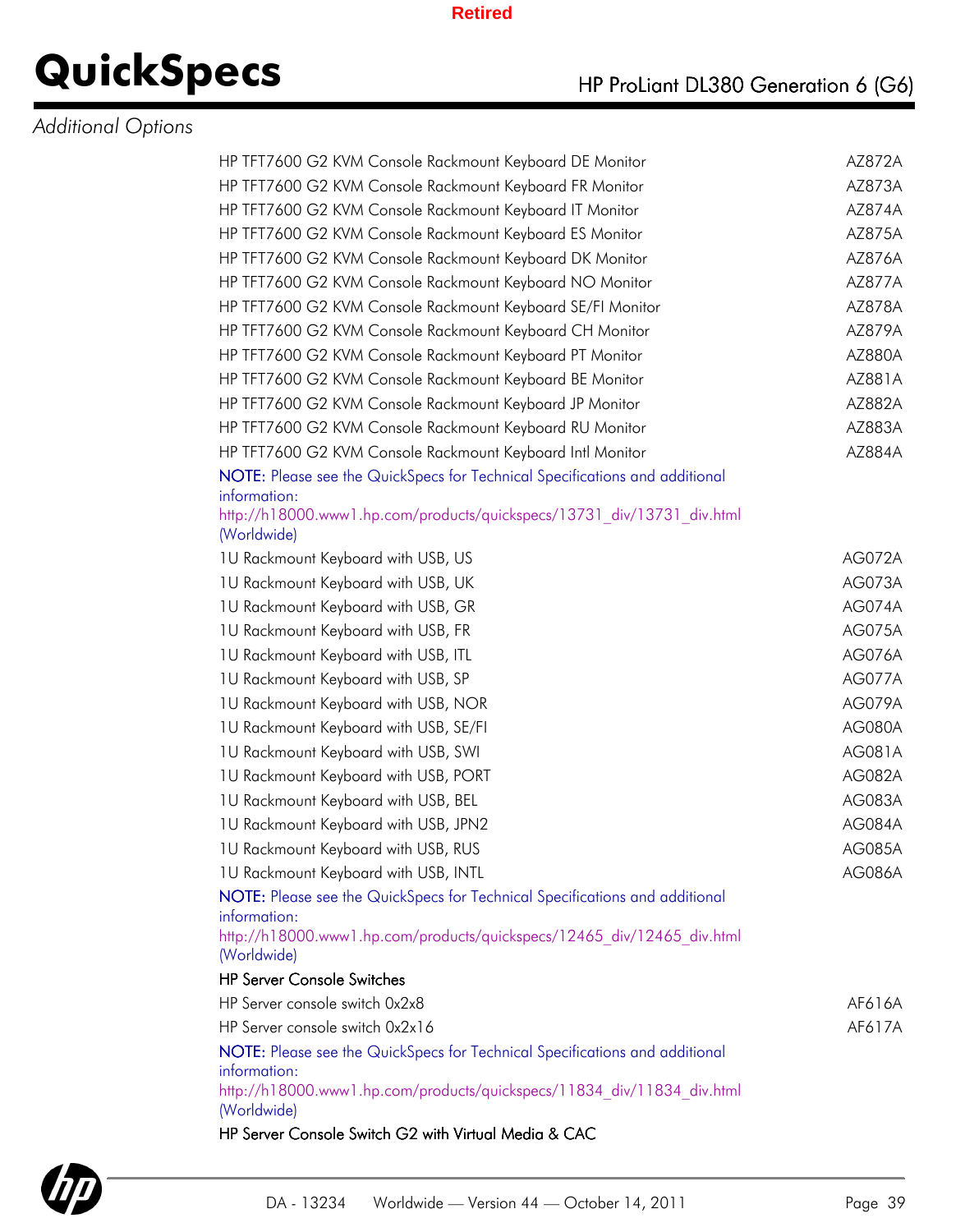## Additional Options

| | |
|---|---|
| HP TFT7600 G2 KVM Console Rackmount Keyboard DE Monitor | AZ872A |
| HP TFT7600 G2 KVM Console Rackmount Keyboard FR Monitor | AZ873A |
| HP TFT7600 G2 KVM Console Rackmount Keyboard IT Monitor | AZ874A |
| HP TFT7600 G2 KVM Console Rackmount Keyboard ES Monitor | AZ875A |
| HP TFT7600 G2 KVM Console Rackmount Keyboard DK Monitor | AZ876A |
| HP TFT7600 G2 KVM Console Rackmount Keyboard NO Monitor | AZ877A |
| HP TFT7600 G2 KVM Console Rackmount Keyboard SE/FI Monitor | AZ878A |
| HP TFT7600 G2 KVM Console Rackmount Keyboard CH Monitor | AZ879A |
| HP TFT7600 G2 KVM Console Rackmount Keyboard PT Monitor | AZ880A |
| HP TFT7600 G2 KVM Console Rackmount Keyboard BE Monitor | AZ881A |
| HP TFT7600 G2 KVM Console Rackmount Keyboard JP Monitor | AZ882A |
| HP TFT7600 G2 KVM Console Rackmount Keyboard RU Monitor | AZ883A |
| HP TFT7600 G2 KVM Console Rackmount Keyboard Intl Monitor | AZ884A |

**NOTE:** Please see the QuickSpecs for Technical Specifications and additional information:
http://h18000.www1.hp.com/products/quickspecs/13731_div/13731_div.html (Worldwide)

| | |
|---|---|
| 1U Rackmount Keyboard with USB, US | AG072A |
| 1U Rackmount Keyboard with USB, UK | AG073A |
| 1U Rackmount Keyboard with USB, GR | AG074A |
| 1U Rackmount Keyboard with USB, FR | AG075A |
| 1U Rackmount Keyboard with USB, ITL | AG076A |
| 1U Rackmount Keyboard with USB, SP | AG077A |
| 1U Rackmount Keyboard with USB, NOR | AG079A |
| 1U Rackmount Keyboard with USB, SE/FI | AG080A |
| 1U Rackmount Keyboard with USB, SWI | AG081A |
| 1U Rackmount Keyboard with USB, PORT | AG082A |
| 1U Rackmount Keyboard with USB, BEL | AG083A |
| 1U Rackmount Keyboard with USB, JPN2 | AG084A |
| 1U Rackmount Keyboard with USB, RUS | AG085A |
| 1U Rackmount Keyboard with USB, INTL | AG086A |

**NOTE:** Please see the QuickSpecs for Technical Specifications and additional information:
http://h18000.www1.hp.com/products/quickspecs/12465_div/12465_div.html (Worldwide)

### HP Server Console Switches

| | |
|---|---|
| HP Server console switch 0x2x8 | AF616A |
| HP Server console switch 0x2x16 | AF617A |

**NOTE:** Please see the QuickSpecs for Technical Specifications and additional information:
http://h18000.www1.hp.com/products/quickspecs/11834_div/11834_div.html (Worldwide)

### HP Server Console Switch G2 with Virtual Media & CAC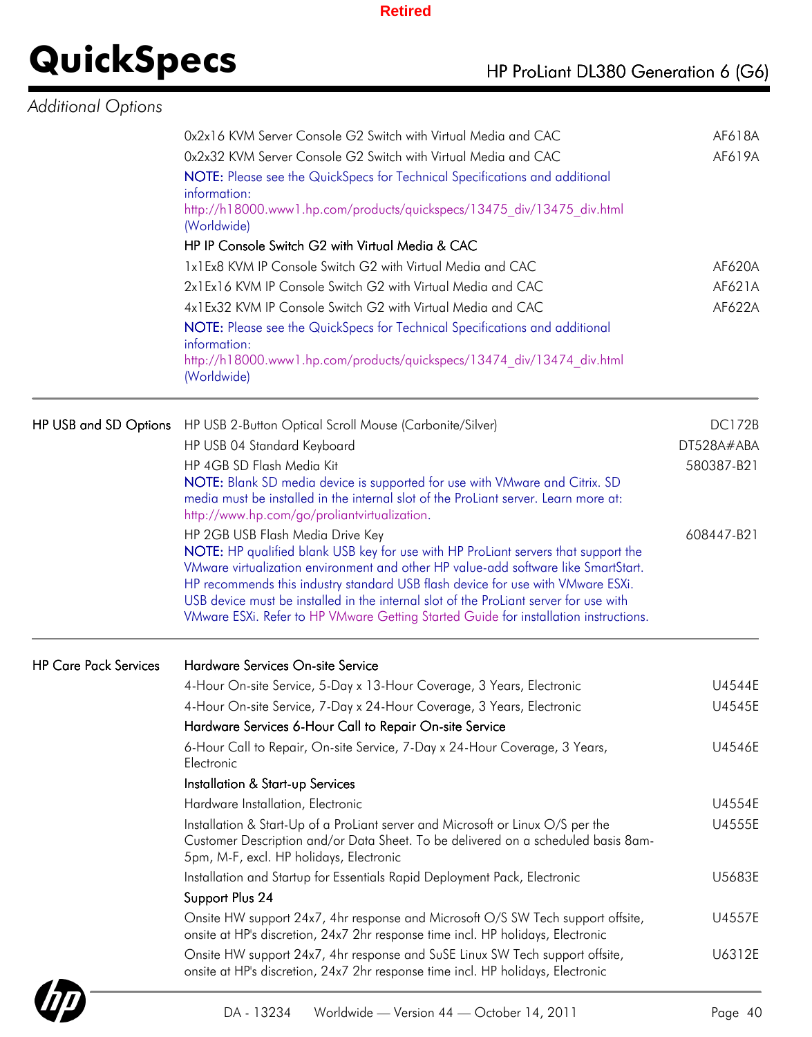## Additional Options

| | | |
|---|---|---|
| | 0x2x16 KVM Server Console G2 Switch with Virtual Media and CAC | AF618A |
| | 0x2x32 KVM Server Console G2 Switch with Virtual Media and CAC | AF619A |
| | **NOTE:** Please see the QuickSpecs for Technical Specifications and additional information: http://h18000.www1.hp.com/products/quickspecs/13475_div/13475_div.html (Worldwide) | |
| | HP IP Console Switch G2 with Virtual Media & CAC | |
| | 1x1Ex8 KVM IP Console Switch G2 with Virtual Media and CAC | AF620A |
| | 2x1Ex16 KVM IP Console Switch G2 with Virtual Media and CAC | AF621A |
| | 4x1Ex32 KVM IP Console Switch G2 with Virtual Media and CAC | AF622A |
| | **NOTE:** Please see the QuickSpecs for Technical Specifications and additional information: http://h18000.www1.hp.com/products/quickspecs/13474_div/13474_div.html (Worldwide) | |
| HP USB and SD Options | HP USB 2-Button Optical Scroll Mouse (Carbonite/Silver) | DC172B |
| | HP USB 04 Standard Keyboard | DT528A#ABA |
| | HP 4GB SD Flash Media Kit<br>**NOTE:** Blank SD media device is supported for use with VMware and Citrix. SD media must be installed in the internal slot of the ProLiant server. Learn more at: http://www.hp.com/go/proliantvirtualization. | 580387-B21 |
| | HP 2GB USB Flash Media Drive Key<br>**NOTE:** HP qualified blank USB key for use with HP ProLiant servers that support the VMware virtualization environment and other HP value-add software like SmartStart. HP recommends this industry standard USB flash device for use with VMware ESXi. USB device must be installed in the internal slot of the ProLiant server for use with VMware ESXi. Refer to HP VMware Getting Started Guide for installation instructions. | 608447-B21 |
| HP Care Pack Services | Hardware Services On-site Service | |
| | 4-Hour On-site Service, 5-Day x 13-Hour Coverage, 3 Years, Electronic | U4544E |
| | 4-Hour On-site Service, 7-Day x 24-Hour Coverage, 3 Years, Electronic | U4545E |
| | Hardware Services 6-Hour Call to Repair On-site Service | |
| | 6-Hour Call to Repair, On-site Service, 7-Day x 24-Hour Coverage, 3 Years, Electronic | U4546E |
| | Installation & Start-up Services | |
| | Hardware Installation, Electronic | U4554E |
| | Installation & Start-Up of a ProLiant server and Microsoft or Linux O/S per the Customer Description and/or Data Sheet. To be delivered on a scheduled basis 8am-5pm, M-F, excl. HP holidays, Electronic | U4555E |
| | Installation and Startup for Essentials Rapid Deployment Pack, Electronic | U5683E |
| | Support Plus 24 | |
| | Onsite HW support 24x7, 4hr response and Microsoft O/S SW Tech support offsite, onsite at HP's discretion, 24x7 2hr response time incl. HP holidays, Electronic | U4557E |
| | Onsite HW support 24x7, 4hr response and SuSE Linux SW Tech support offsite, onsite at HP's discretion, 24x7 2hr response time incl. HP holidays, Electronic | U6312E |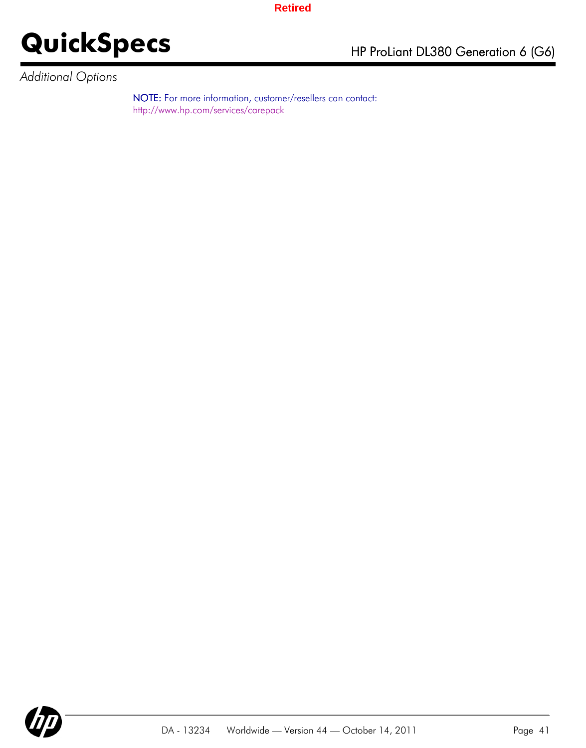*Additional Options*

NOTE: For more information, customer/resellers can contact:
http://www.hp.com/services/carepack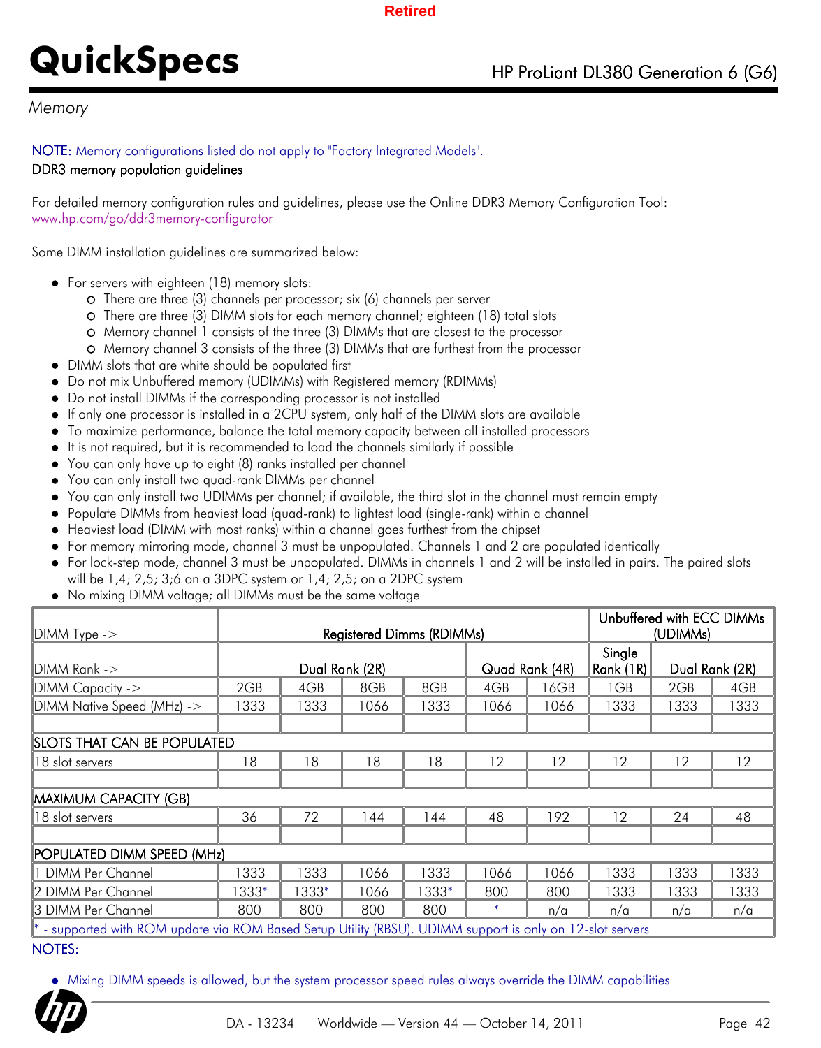Retired

# QuickSpecs

## Memory

NOTE: Memory configurations listed do not apply to "Factory Integrated Models".

DDR3 memory population guidelines

For detailed memory configuration rules and guidelines, please use the Online DDR3 Memory Configuration Tool: www.hp.com/go/ddr3memory-configurator

Some DIMM installation guidelines are summarized below:

- For servers with eighteen (18) memory slots:
  - There are three (3) channels per processor; six (6) channels per server
  - There are three (3) DIMM slots for each memory channel; eighteen (18) total slots
  - Memory channel 1 consists of the three (3) DIMMs that are closest to the processor
  - Memory channel 3 consists of the three (3) DIMMs that are furthest from the processor
- DIMM slots that are white should be populated first
- Do not mix Unbuffered memory (UDIMMs) with Registered memory (RDIMMs)
- Do not install DIMMs if the corresponding processor is not installed
- If only one processor is installed in a 2CPU system, only half of the DIMM slots are available
- To maximize performance, balance the total memory capacity between all installed processors
- It is not required, but it is recommended to load the channels similarly if possible
- You can only have up to eight (8) ranks installed per channel
- You can only install two quad-rank DIMMs per channel
- You can only install two UDIMMs per channel; if available, the third slot in the channel must remain empty
- Populate DIMMs from heaviest load (quad-rank) to lightest load (single-rank) within a channel
- Heaviest load (DIMM with most ranks) within a channel goes furthest from the chipset
- For memory mirroring mode, channel 3 must be unpopulated. Channels 1 and 2 are populated identically
- For lock-step mode, channel 3 must be unpopulated. DIMMs in channels 1 and 2 will be installed in pairs. The paired slots will be 1,4; 2,5; 3;6 on a 3DPC system or 1,4; 2,5; on a 2DPC system
- No mixing DIMM voltage; all DIMMs must be the same voltage

| DIMM Type -> | Registered Dimms (RDIMMs) | | | | | | Unbuffered with ECC DIMMs (UDIMMs) | | |
|---|---|---|---|---|---|---|---|---|---|
| DIMM Rank -> | Dual Rank (2R) | | | | Quad Rank (4R) | | Single Rank (1R) | Dual Rank (2R) | |
| DIMM Capacity -> | 2GB | 4GB | 8GB | 8GB | 4GB | 16GB | 1GB | 2GB | 4GB |
| DIMM Native Speed (MHz) -> | 1333 | 1333 | 1066 | 1333 | 1066 | 1066 | 1333 | 1333 | 1333 |
| | | | | | | | | | |
| **SLOTS THAT CAN BE POPULATED** | | | | | | | | | |
| 18 slot servers | 18 | 18 | 18 | 18 | 12 | 12 | 12 | 12 | 12 |
| | | | | | | | | | |
| **MAXIMUM CAPACITY (GB)** | | | | | | | | | |
| 18 slot servers | 36 | 72 | 144 | 144 | 48 | 192 | 12 | 24 | 48 |
| | | | | | | | | | |
| **POPULATED DIMM SPEED (MHz)** | | | | | | | | | |
| 1 DIMM Per Channel | 1333 | 1333 | 1066 | 1333 | 1066 | 1066 | 1333 | 1333 | 1333 |
| 2 DIMM Per Channel | 1333* | 1333* | 1066 | 1333* | 800 | 800 | 1333 | 1333 | 1333 |
| 3 DIMM Per Channel | 800 | 800 | 800 | 800 | * | n/a | n/a | n/a | n/a |

* - supported with ROM update via ROM Based Setup Utility (RBSU). UDIMM support is only on 12-slot servers

NOTES:

- Mixing DIMM speeds is allowed, but the system processor speed rules always override the DIMM capabilities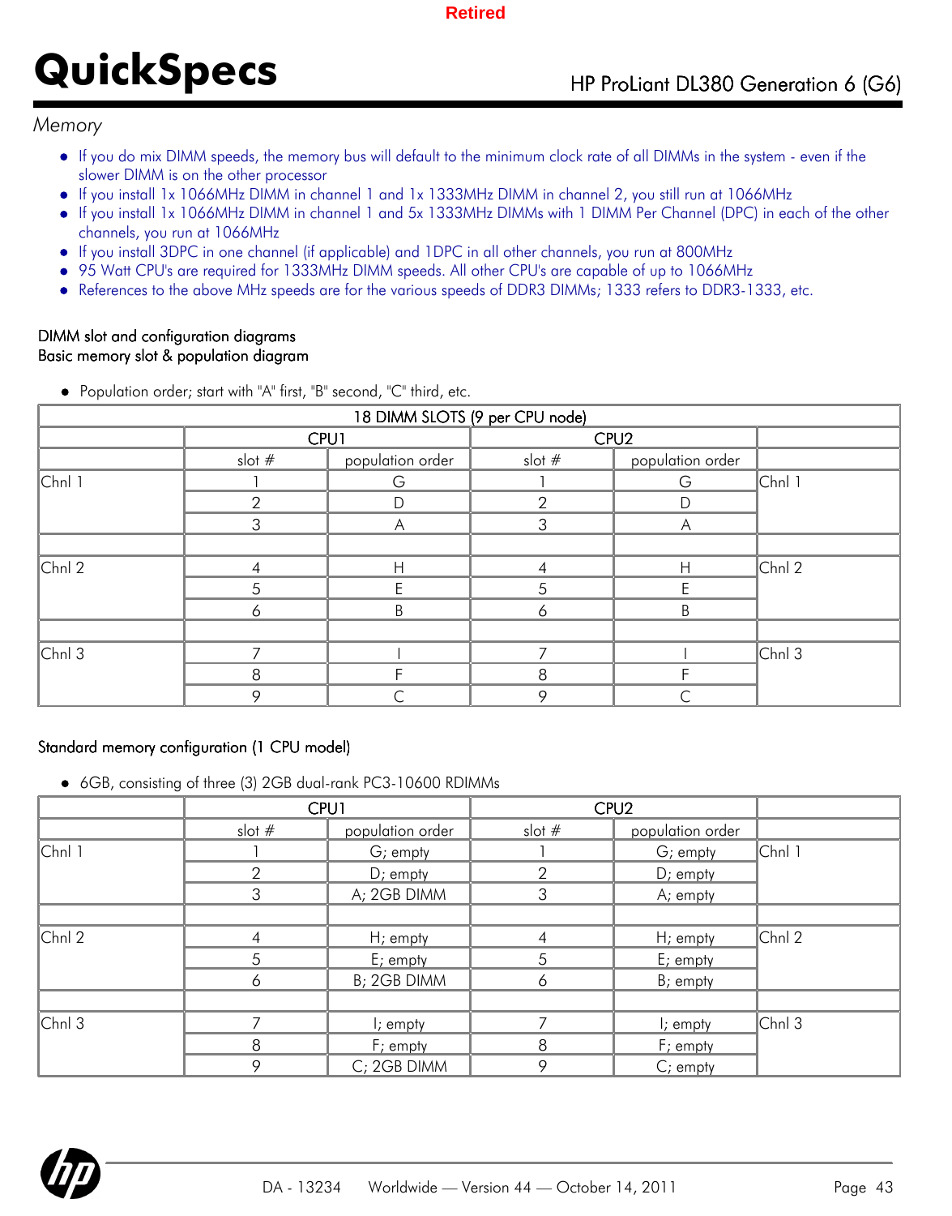## Memory

- If you do mix DIMM speeds, the memory bus will default to the minimum clock rate of all DIMMs in the system - even if the slower DIMM is on the other processor
- If you install 1x 1066MHz DIMM in channel 1 and 1x 1333MHz DIMM in channel 2, you still run at 1066MHz
- If you install 1x 1066MHz DIMM in channel 1 and 5x 1333MHz DIMMs with 1 DIMM Per Channel (DPC) in each of the other channels, you run at 1066MHz
- If you install 3DPC in one channel (if applicable) and 1DPC in all other channels, you run at 800MHz
- 95 Watt CPU's are required for 1333MHz DIMM speeds. All other CPU's are capable of up to 1066MHz
- References to the above MHz speeds are for the various speeds of DDR3 DIMMs; 1333 refers to DDR3-1333, etc.

### DIMM slot and configuration diagrams

### Basic memory slot & population diagram

- Population order; start with "A" first, "B" second, "C" third, etc.

| 18 DIMM SLOTS (9 per CPU node) | | | | | |
|---|---|---|---|---|---|
| | CPU1 | | CPU2 | | |
| | slot # | population order | slot # | population order | |
| Chnl 1 | 1 | G | 1 | G | Chnl 1 |
| | 2 | D | 2 | D | |
| | 3 | A | 3 | A | |
| | | | | | |
| Chnl 2 | 4 | H | 4 | H | Chnl 2 |
| | 5 | E | 5 | E | |
| | 6 | B | 6 | B | |
| | | | | | |
| Chnl 3 | 7 | I | 7 | I | Chnl 3 |
| | 8 | F | 8 | F | |
| | 9 | C | 9 | C | |

### Standard memory configuration (1 CPU model)

- 6GB, consisting of three (3) 2GB dual-rank PC3-10600 RDIMMs

| | CPU1 | | CPU2 | | |
|---|---|---|---|---|---|
| | slot # | population order | slot # | population order | |
| Chnl 1 | 1 | G; empty | 1 | G; empty | Chnl 1 |
| | 2 | D; empty | 2 | D; empty | |
| | 3 | A; 2GB DIMM | 3 | A; empty | |
| | | | | | |
| Chnl 2 | 4 | H; empty | 4 | H; empty | Chnl 2 |
| | 5 | E; empty | 5 | E; empty | |
| | 6 | B; 2GB DIMM | 6 | B; empty | |
| | | | | | |
| Chnl 3 | 7 | I; empty | 7 | I; empty | Chnl 3 |
| | 8 | F; empty | 8 | F; empty | |
| | 9 | C; 2GB DIMM | 9 | C; empty | |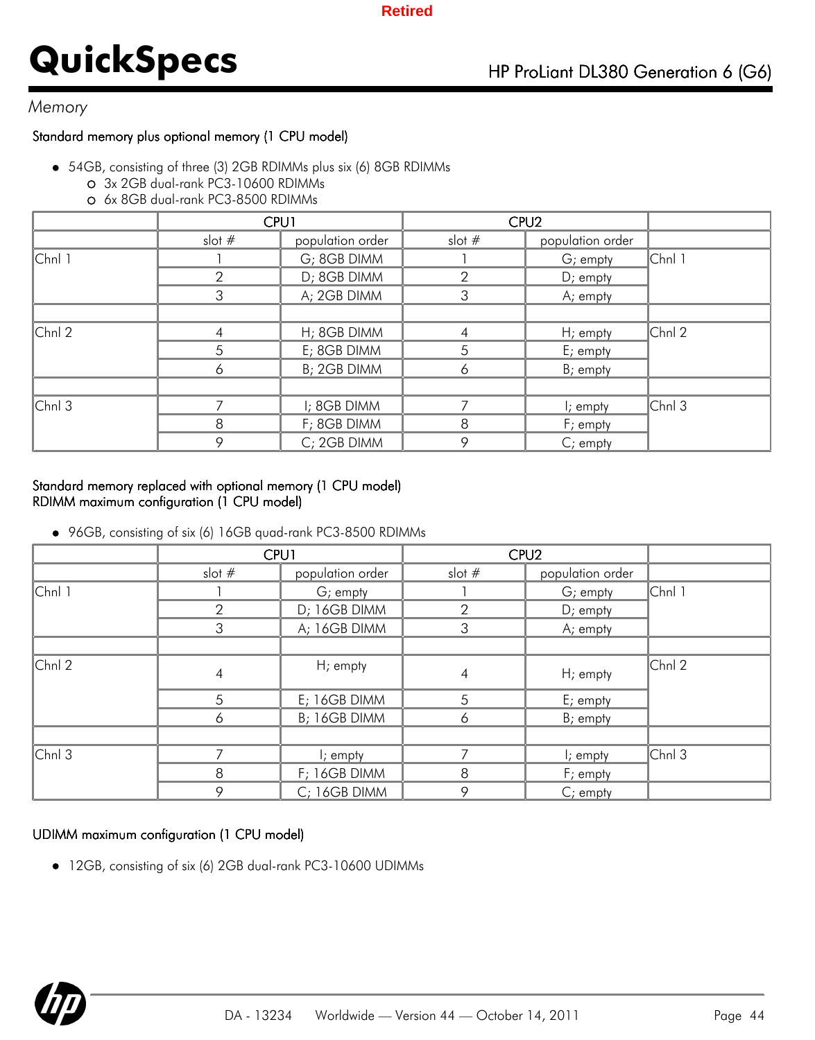*Memory*

### Standard memory plus optional memory (1 CPU model)

- 54GB, consisting of three (3) 2GB RDIMMs plus six (6) 8GB RDIMMs
  - 3x 2GB dual-rank PC3-10600 RDIMMs
  - 6x 8GB dual-rank PC3-8500 RDIMMs

| | CPU1 | | CPU2 | | |
|---|---|---|---|---|---|
| | slot # | population order | slot # | population order | |
| Chnl 1 | 1 | G; 8GB DIMM | 1 | G; empty | Chnl 1 |
| | 2 | D; 8GB DIMM | 2 | D; empty | |
| | 3 | A; 2GB DIMM | 3 | A; empty | |
| | | | | | |
| Chnl 2 | 4 | H; 8GB DIMM | 4 | H; empty | Chnl 2 |
| | 5 | E; 8GB DIMM | 5 | E; empty | |
| | 6 | B; 2GB DIMM | 6 | B; empty | |
| | | | | | |
| Chnl 3 | 7 | I; 8GB DIMM | 7 | I; empty | Chnl 3 |
| | 8 | F; 8GB DIMM | 8 | F; empty | |
| | 9 | C; 2GB DIMM | 9 | C; empty | |

### Standard memory replaced with optional memory (1 CPU model)
### RDIMM maximum configuration (1 CPU model)

- 96GB, consisting of six (6) 16GB quad-rank PC3-8500 RDIMMs

| | CPU1 | | CPU2 | | |
|---|---|---|---|---|---|
| | slot # | population order | slot # | population order | |
| Chnl 1 | 1 | G; empty | 1 | G; empty | Chnl 1 |
| | 2 | D; 16GB DIMM | 2 | D; empty | |
| | 3 | A; 16GB DIMM | 3 | A; empty | |
| | | | | | |
| Chnl 2 | 4 | H; empty | 4 | H; empty | Chnl 2 |
| | 5 | E; 16GB DIMM | 5 | E; empty | |
| | 6 | B; 16GB DIMM | 6 | B; empty | |
| | | | | | |
| Chnl 3 | 7 | I; empty | 7 | I; empty | Chnl 3 |
| | 8 | F; 16GB DIMM | 8 | F; empty | |
| | 9 | C; 16GB DIMM | 9 | C; empty | |

### UDIMM maximum configuration (1 CPU model)

- 12GB, consisting of six (6) 2GB dual-rank PC3-10600 UDIMMs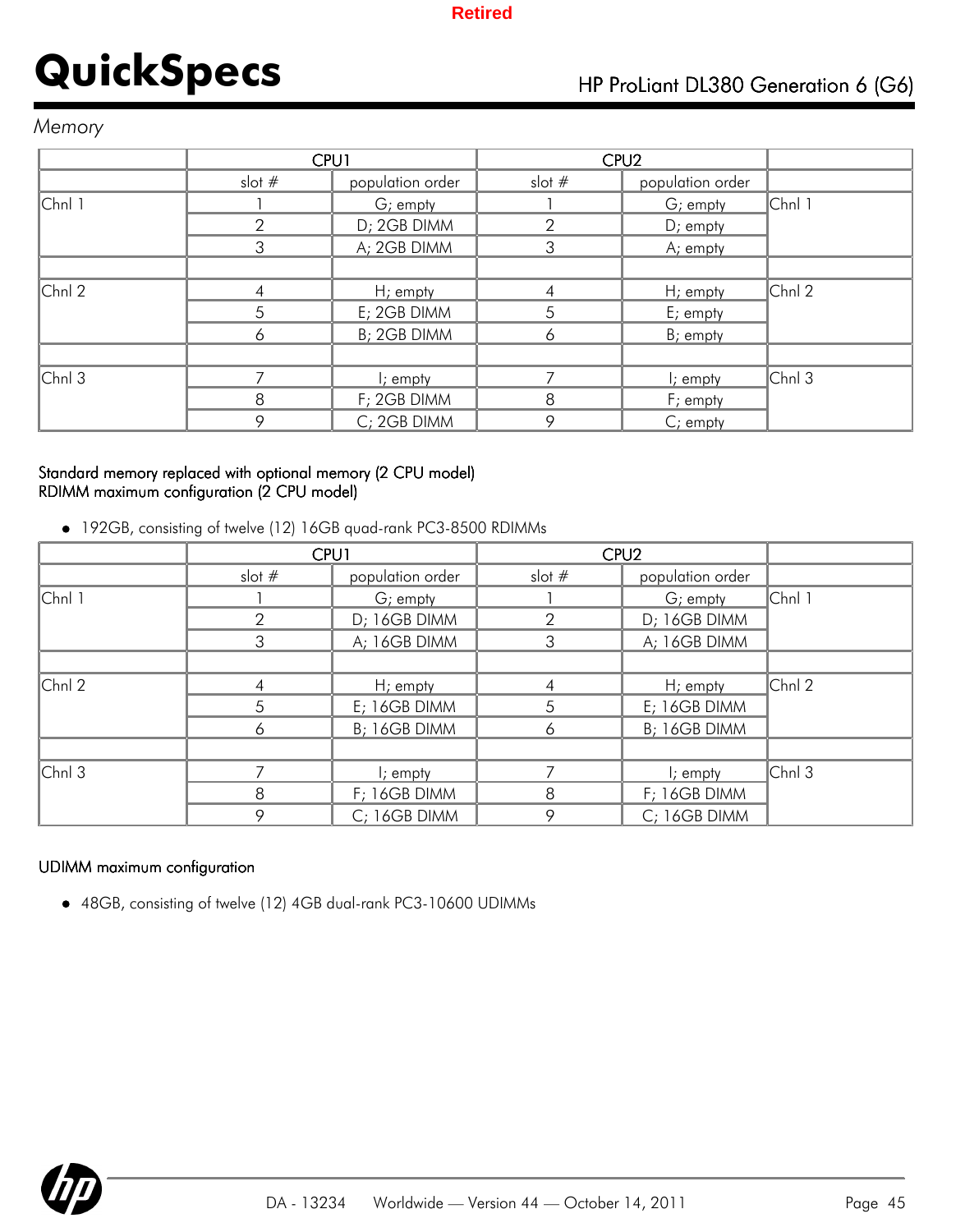Retired

*Memory*

| | CPU1 | | CPU2 | | |
|---|---|---|---|---|---|
| | slot # | population order | slot # | population order | |
| Chnl 1 | 1 | G; empty | 1 | G; empty | Chnl 1 |
| | 2 | D; 2GB DIMM | 2 | D; empty | |
| | 3 | A; 2GB DIMM | 3 | A; empty | |
| | | | | | |
| Chnl 2 | 4 | H; empty | 4 | H; empty | Chnl 2 |
| | 5 | E; 2GB DIMM | 5 | E; empty | |
| | 6 | B; 2GB DIMM | 6 | B; empty | |
| | | | | | |
| Chnl 3 | 7 | I; empty | 7 | I; empty | Chnl 3 |
| | 8 | F; 2GB DIMM | 8 | F; empty | |
| | 9 | C; 2GB DIMM | 9 | C; empty | |

Standard memory replaced with optional memory (2 CPU model)
RDIMM maximum configuration (2 CPU model)

- 192GB, consisting of twelve (12) 16GB quad-rank PC3-8500 RDIMMs

| | CPU1 | | CPU2 | | |
|---|---|---|---|---|---|
| | slot # | population order | slot # | population order | |
| Chnl 1 | 1 | G; empty | 1 | G; empty | Chnl 1 |
| | 2 | D; 16GB DIMM | 2 | D; 16GB DIMM | |
| | 3 | A; 16GB DIMM | 3 | A; 16GB DIMM | |
| | | | | | |
| Chnl 2 | 4 | H; empty | 4 | H; empty | Chnl 2 |
| | 5 | E; 16GB DIMM | 5 | E; 16GB DIMM | |
| | 6 | B; 16GB DIMM | 6 | B; 16GB DIMM | |
| | | | | | |
| Chnl 3 | 7 | I; empty | 7 | I; empty | Chnl 3 |
| | 8 | F; 16GB DIMM | 8 | F; 16GB DIMM | |
| | 9 | C; 16GB DIMM | 9 | C; 16GB DIMM | |

UDIMM maximum configuration

- 48GB, consisting of twelve (12) 4GB dual-rank PC3-10600 UDIMMs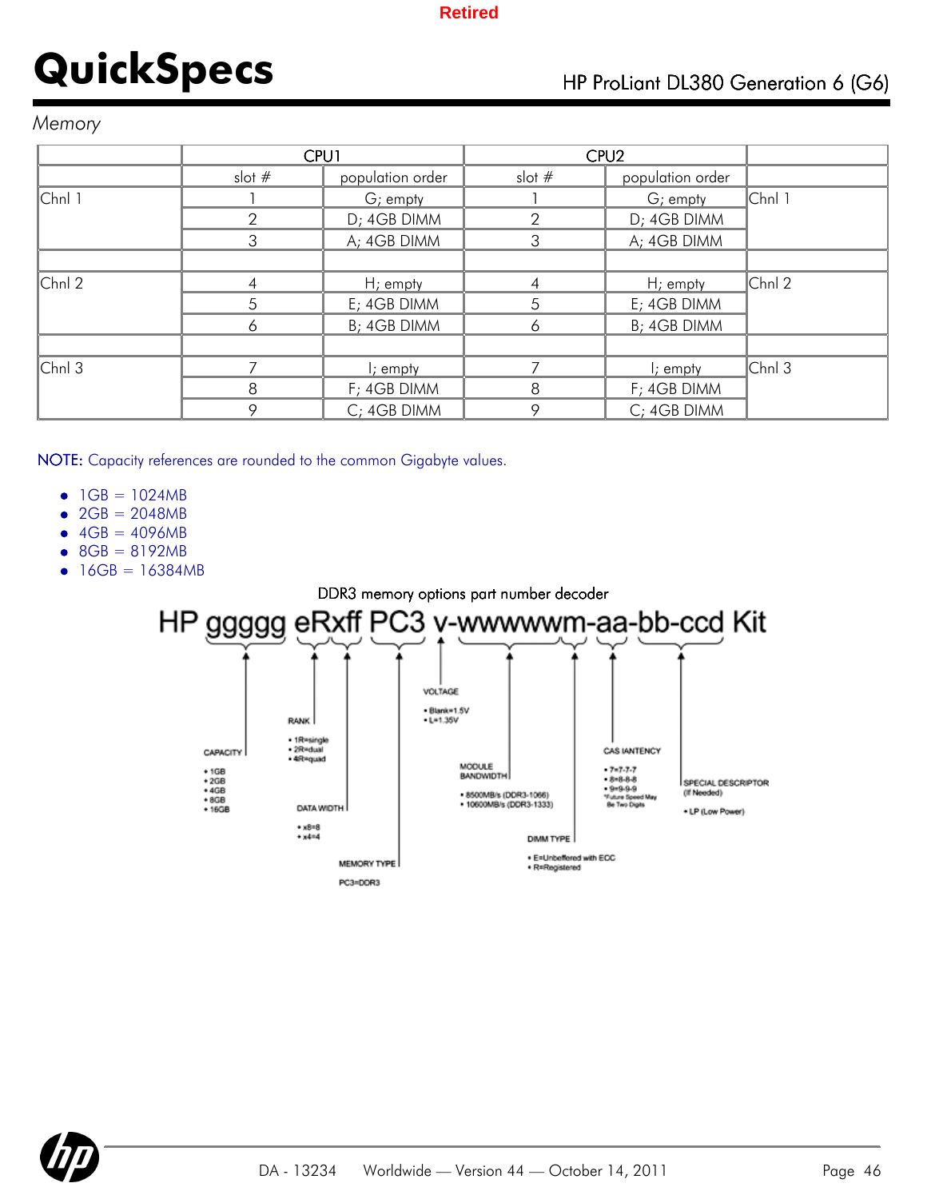Retired

# QuickSpecs

HP ProLiant DL380 Generation 6 (G6)

*Memory*

| | CPU1 | | CPU2 | | |
|---|---|---|---|---|---|
| | slot # | population order | slot # | population order | |
| Chnl 1 | 1 | G; empty | 1 | G; empty | Chnl 1 |
| | 2 | D; 4GB DIMM | 2 | D; 4GB DIMM | |
| | 3 | A; 4GB DIMM | 3 | A; 4GB DIMM | |
| | | | | | |
| Chnl 2 | 4 | H; empty | 4 | H; empty | Chnl 2 |
| | 5 | E; 4GB DIMM | 5 | E; 4GB DIMM | |
| | 6 | B; 4GB DIMM | 6 | B; 4GB DIMM | |
| | | | | | |
| Chnl 3 | 7 | I; empty | 7 | I; empty | Chnl 3 |
| | 8 | F; 4GB DIMM | 8 | F; 4GB DIMM | |
| | 9 | C; 4GB DIMM | 9 | C; 4GB DIMM | |

NOTE: Capacity references are rounded to the common Gigabyte values.

- 1GB = 1024MB
- 2GB = 2048MB
- 4GB = 4096MB
- 8GB = 8192MB
- 16GB = 16384MB

DDR3 memory options part number decoder

HP ggggg eRxff PC3 v-wwwwwm-aa-bb-ccd Kit

CAPACITY
- 1GB
- 2GB
- 4GB
- 8GB
- 16GB

RANK
- 1R=single
- 2R=dual
- 4R=quad

DATA WIDTH
- x8=8
- x4=4

MEMORY TYPE

PC3=DDR3

VOLTAGE
- Blank=1.5V
- L=1.35V

MODULE BANDWIDTH
- 8500MB/s (DDR3-1066)
- 10600MB/s (DDR3-1333)

DIMM TYPE
- E=Unbuffered with ECC
- R=Registered

CAS LATENCY
- 7=7-7-7
- 8=8-8-8
- 9=9-9-9

*Future Speed May Be Two Digits

SPECIAL DESCRIPTOR (If Needed)
- LP (Low Power)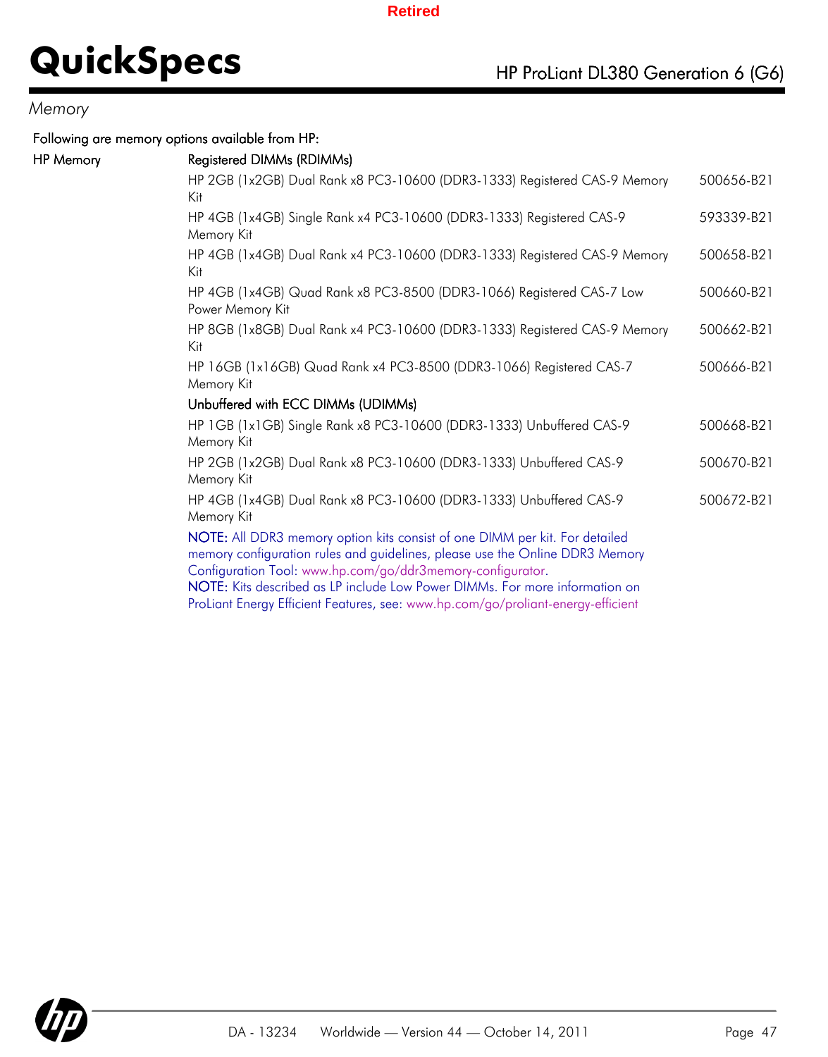*Memory*

Following are memory options available from HP:

**HP Memory**

| | Registered DIMMs (RDIMMs) | |
|---|---|---|
| | HP 2GB (1x2GB) Dual Rank x8 PC3-10600 (DDR3-1333) Registered CAS-9 Memory Kit | 500656-B21 |
| | HP 4GB (1x4GB) Single Rank x4 PC3-10600 (DDR3-1333) Registered CAS-9 Memory Kit | 593339-B21 |
| | HP 4GB (1x4GB) Dual Rank x4 PC3-10600 (DDR3-1333) Registered CAS-9 Memory Kit | 500658-B21 |
| | HP 4GB (1x4GB) Quad Rank x8 PC3-8500 (DDR3-1066) Registered CAS-7 Low Power Memory Kit | 500660-B21 |
| | HP 8GB (1x8GB) Dual Rank x4 PC3-10600 (DDR3-1333) Registered CAS-9 Memory Kit | 500662-B21 |
| | HP 16GB (1x16GB) Quad Rank x4 PC3-8500 (DDR3-1066) Registered CAS-7 Memory Kit | 500666-B21 |
| | **Unbuffered with ECC DIMMs (UDIMMs)** | |
| | HP 1GB (1x1GB) Single Rank x8 PC3-10600 (DDR3-1333) Unbuffered CAS-9 Memory Kit | 500668-B21 |
| | HP 2GB (1x2GB) Dual Rank x8 PC3-10600 (DDR3-1333) Unbuffered CAS-9 Memory Kit | 500670-B21 |
| | HP 4GB (1x4GB) Dual Rank x8 PC3-10600 (DDR3-1333) Unbuffered CAS-9 Memory Kit | 500672-B21 |

NOTE: All DDR3 memory option kits consist of one DIMM per kit. For detailed memory configuration rules and guidelines, please use the Online DDR3 Memory Configuration Tool: www.hp.com/go/ddr3memory-configurator.
NOTE: Kits described as LP include Low Power DIMMs. For more information on ProLiant Energy Efficient Features, see: www.hp.com/go/proliant-energy-efficient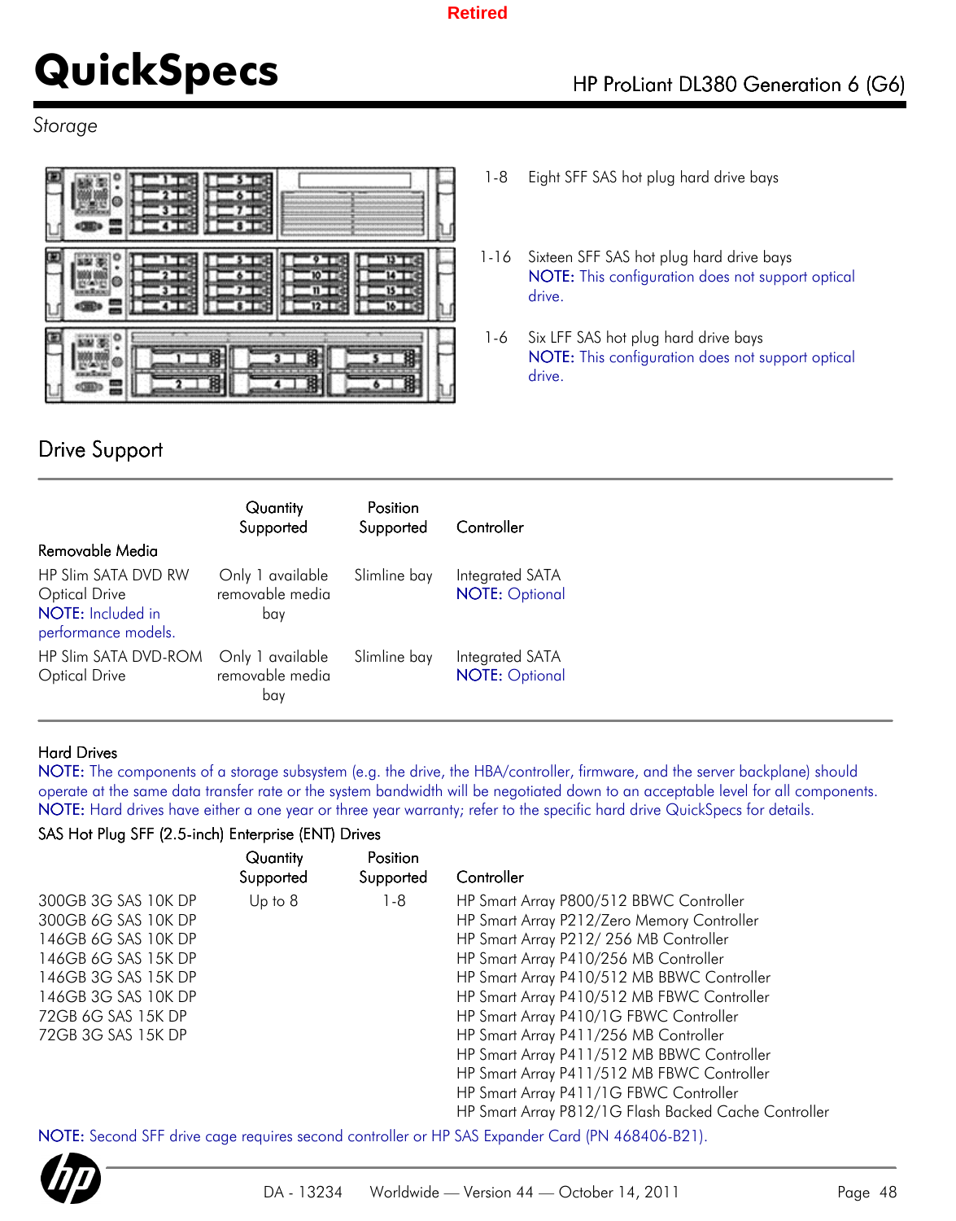Retired

# QuickSpecs

HP ProLiant DL380 Generation 6 (G6)

*Storage*

1-8 Eight SFF SAS hot plug hard drive bays

1-16 Sixteen SFF SAS hot plug hard drive bays
NOTE: This configuration does not support optical drive.

1-6 Six LFF SAS hot plug hard drive bays
NOTE: This configuration does not support optical drive.

## Drive Support

| Removable Media | Quantity Supported | Position Supported | Controller |
|---|---|---|---|
| HP Slim SATA DVD RW Optical Drive<br>NOTE: Included in performance models. | Only 1 available removable media bay | Slimline bay | Integrated SATA<br>NOTE: Optional |
| HP Slim SATA DVD-ROM Optical Drive | Only 1 available removable media bay | Slimline bay | Integrated SATA<br>NOTE: Optional |

### Hard Drives

NOTE: The components of a storage subsystem (e.g. the drive, the HBA/controller, firmware, and the server backplane) should operate at the same data transfer rate or the system bandwidth will be negotiated down to an acceptable level for all components.
NOTE: Hard drives have either a one year or three year warranty; refer to the specific hard drive QuickSpecs for details.

SAS Hot Plug SFF (2.5-inch) Enterprise (ENT) Drives

| | Quantity Supported | Position Supported | Controller |
|---|---|---|---|
| 300GB 3G SAS 10K DP<br>300GB 6G SAS 10K DP<br>146GB 6G SAS 10K DP<br>146GB 6G SAS 15K DP<br>146GB 3G SAS 15K DP<br>146GB 3G SAS 10K DP<br>72GB 6G SAS 15K DP<br>72GB 3G SAS 15K DP | Up to 8 | 1-8 | HP Smart Array P800/512 BBWC Controller<br>HP Smart Array P212/Zero Memory Controller<br>HP Smart Array P212/ 256 MB Controller<br>HP Smart Array P410/256 MB Controller<br>HP Smart Array P410/512 MB BBWC Controller<br>HP Smart Array P410/512 MB FBWC Controller<br>HP Smart Array P410/1G FBWC Controller<br>HP Smart Array P411/256 MB Controller<br>HP Smart Array P411/512 MB BBWC Controller<br>HP Smart Array P411/512 MB FBWC Controller<br>HP Smart Array P411/1G FBWC Controller<br>HP Smart Array P812/1G Flash Backed Cache Controller |

NOTE: Second SFF drive cage requires second controller or HP SAS Expander Card (PN 468406-B21).

DA - 13234 Worldwide — Version 44 — October 14, 2011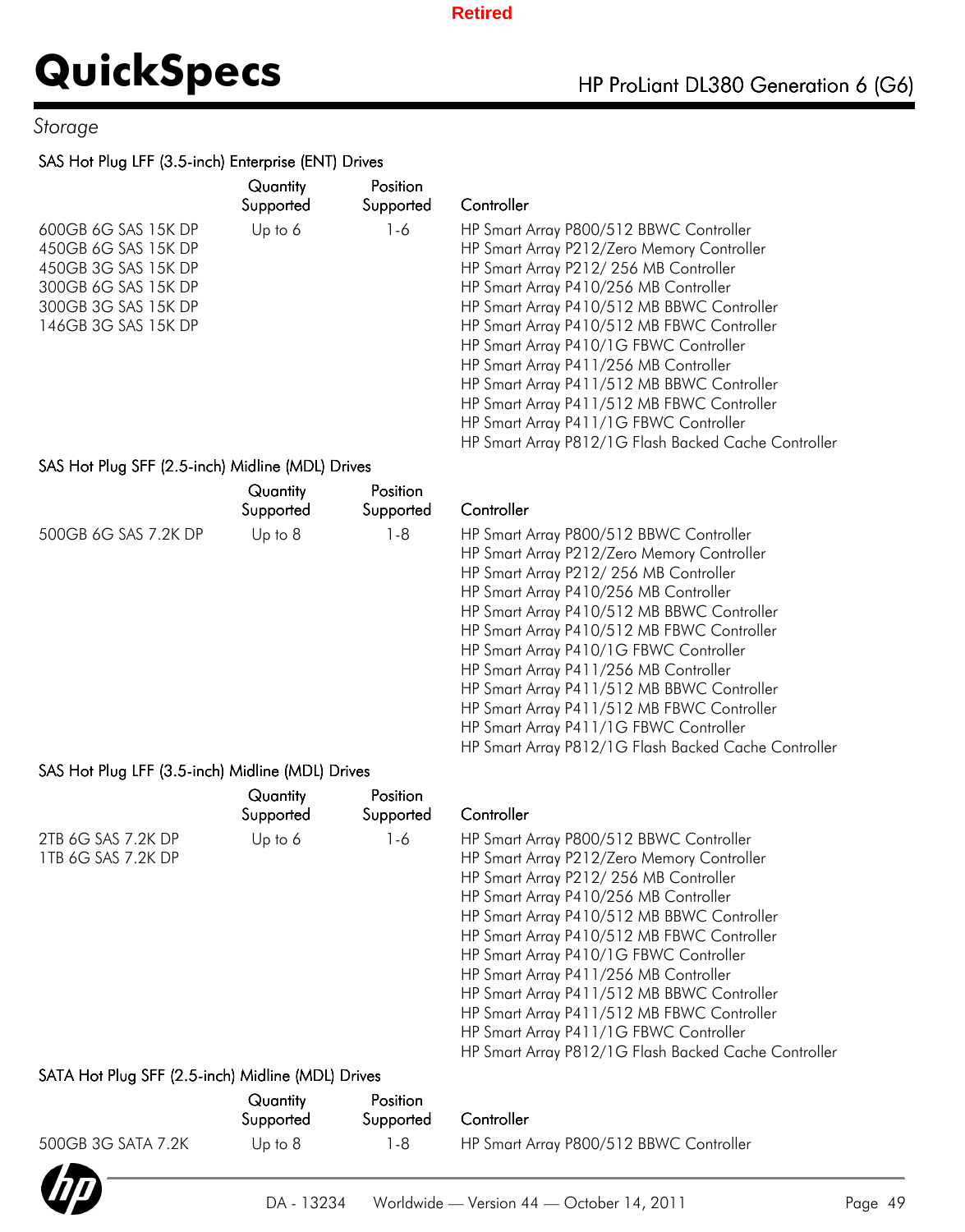Retired

## Storage

### SAS Hot Plug LFF (3.5-inch) Enterprise (ENT) Drives

| | Quantity Supported | Position Supported | Controller |
|---|---|---|---|
| 600GB 6G SAS 15K DP<br>450GB 6G SAS 15K DP<br>450GB 3G SAS 15K DP<br>300GB 6G SAS 15K DP<br>300GB 3G SAS 15K DP<br>146GB 3G SAS 15K DP | Up to 6 | 1-6 | HP Smart Array P800/512 BBWC Controller<br>HP Smart Array P212/Zero Memory Controller<br>HP Smart Array P212/ 256 MB Controller<br>HP Smart Array P410/256 MB Controller<br>HP Smart Array P410/512 MB BBWC Controller<br>HP Smart Array P410/512 MB FBWC Controller<br>HP Smart Array P410/1G FBWC Controller<br>HP Smart Array P411/256 MB Controller<br>HP Smart Array P411/512 MB BBWC Controller<br>HP Smart Array P411/512 MB FBWC Controller<br>HP Smart Array P411/1G FBWC Controller<br>HP Smart Array P812/1G Flash Backed Cache Controller |

### SAS Hot Plug SFF (2.5-inch) Midline (MDL) Drives

| | Quantity Supported | Position Supported | Controller |
|---|---|---|---|
| 500GB 6G SAS 7.2K DP | Up to 8 | 1-8 | HP Smart Array P800/512 BBWC Controller<br>HP Smart Array P212/Zero Memory Controller<br>HP Smart Array P212/ 256 MB Controller<br>HP Smart Array P410/256 MB Controller<br>HP Smart Array P410/512 MB BBWC Controller<br>HP Smart Array P410/512 MB FBWC Controller<br>HP Smart Array P410/1G FBWC Controller<br>HP Smart Array P411/256 MB Controller<br>HP Smart Array P411/512 MB BBWC Controller<br>HP Smart Array P411/512 MB FBWC Controller<br>HP Smart Array P411/1G FBWC Controller<br>HP Smart Array P812/1G Flash Backed Cache Controller |

### SAS Hot Plug LFF (3.5-inch) Midline (MDL) Drives

| | Quantity Supported | Position Supported | Controller |
|---|---|---|---|
| 2TB 6G SAS 7.2K DP<br>1TB 6G SAS 7.2K DP | Up to 6 | 1-6 | HP Smart Array P800/512 BBWC Controller<br>HP Smart Array P212/Zero Memory Controller<br>HP Smart Array P212/ 256 MB Controller<br>HP Smart Array P410/256 MB Controller<br>HP Smart Array P410/512 MB BBWC Controller<br>HP Smart Array P410/512 MB FBWC Controller<br>HP Smart Array P410/1G FBWC Controller<br>HP Smart Array P411/256 MB Controller<br>HP Smart Array P411/512 MB BBWC Controller<br>HP Smart Array P411/512 MB FBWC Controller<br>HP Smart Array P411/1G FBWC Controller<br>HP Smart Array P812/1G Flash Backed Cache Controller |

### SATA Hot Plug SFF (2.5-inch) Midline (MDL) Drives

| | Quantity Supported | Position Supported | Controller |
|---|---|---|---|
| 500GB 3G SATA 7.2K | Up to 8 | 1-8 | HP Smart Array P800/512 BBWC Controller |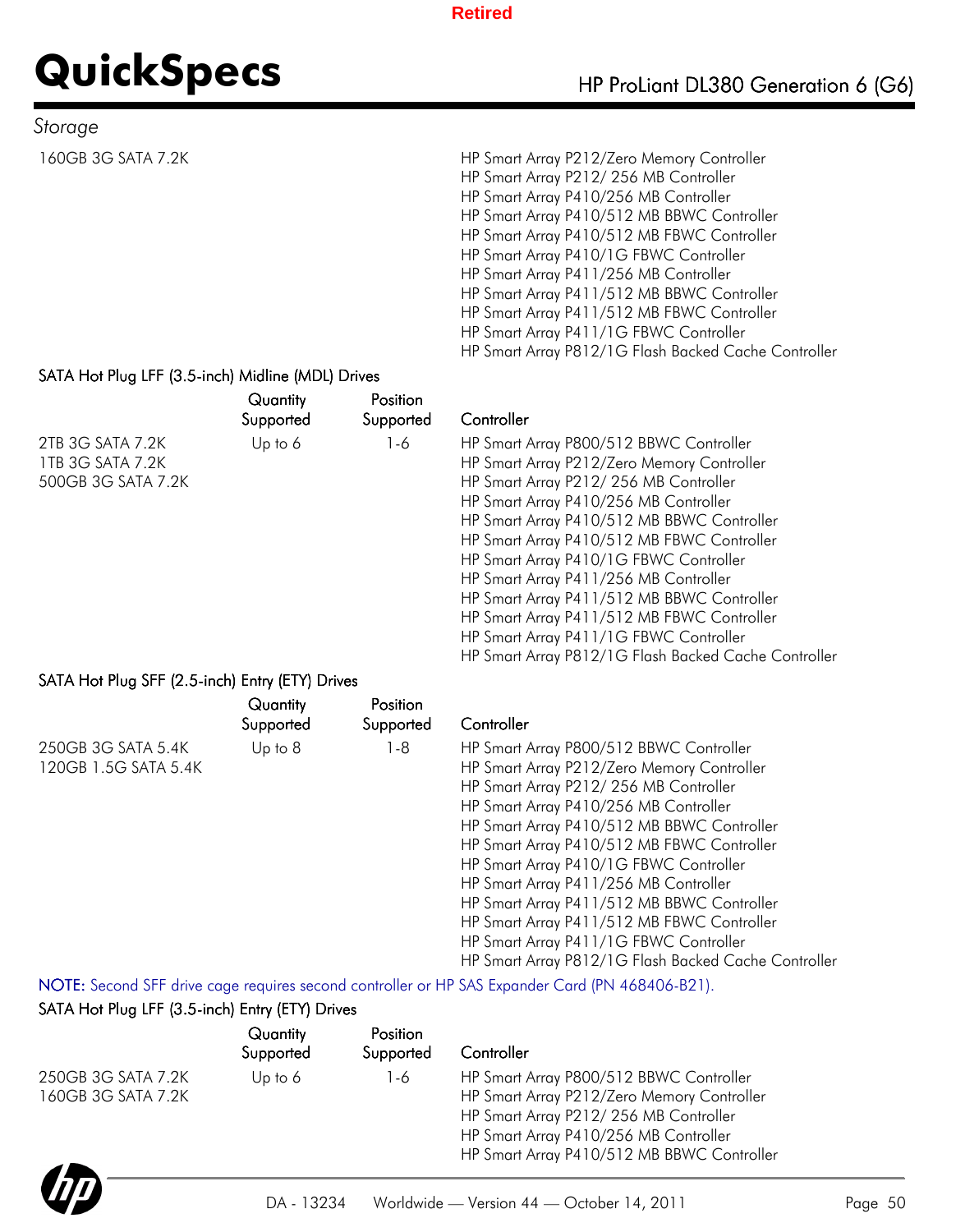*Storage*

| | | | |
|---|---|---|---|
| 160GB 3G SATA 7.2K | | | HP Smart Array P212/Zero Memory Controller<br>HP Smart Array P212/ 256 MB Controller<br>HP Smart Array P410/256 MB Controller<br>HP Smart Array P410/512 MB BBWC Controller<br>HP Smart Array P410/512 MB FBWC Controller<br>HP Smart Array P410/1G FBWC Controller<br>HP Smart Array P411/256 MB Controller<br>HP Smart Array P411/512 MB BBWC Controller<br>HP Smart Array P411/512 MB FBWC Controller<br>HP Smart Array P411/1G FBWC Controller<br>HP Smart Array P812/1G Flash Backed Cache Controller |

SATA Hot Plug LFF (3.5-inch) Midline (MDL) Drives

| | Quantity Supported | Position Supported | Controller |
|---|---|---|---|
| 2TB 3G SATA 7.2K<br>1TB 3G SATA 7.2K<br>500GB 3G SATA 7.2K | Up to 6 | 1-6 | HP Smart Array P800/512 BBWC Controller<br>HP Smart Array P212/Zero Memory Controller<br>HP Smart Array P212/ 256 MB Controller<br>HP Smart Array P410/256 MB Controller<br>HP Smart Array P410/512 MB BBWC Controller<br>HP Smart Array P410/512 MB FBWC Controller<br>HP Smart Array P410/1G FBWC Controller<br>HP Smart Array P411/256 MB Controller<br>HP Smart Array P411/512 MB BBWC Controller<br>HP Smart Array P411/512 MB FBWC Controller<br>HP Smart Array P411/1G FBWC Controller<br>HP Smart Array P812/1G Flash Backed Cache Controller |

SATA Hot Plug SFF (2.5-inch) Entry (ETY) Drives

| | Quantity Supported | Position Supported | Controller |
|---|---|---|---|
| 250GB 3G SATA 5.4K<br>120GB 1.5G SATA 5.4K | Up to 8 | 1-8 | HP Smart Array P800/512 BBWC Controller<br>HP Smart Array P212/Zero Memory Controller<br>HP Smart Array P212/ 256 MB Controller<br>HP Smart Array P410/256 MB Controller<br>HP Smart Array P410/512 MB BBWC Controller<br>HP Smart Array P410/512 MB FBWC Controller<br>HP Smart Array P410/1G FBWC Controller<br>HP Smart Array P411/256 MB Controller<br>HP Smart Array P411/512 MB BBWC Controller<br>HP Smart Array P411/512 MB FBWC Controller<br>HP Smart Array P411/1G FBWC Controller<br>HP Smart Array P812/1G Flash Backed Cache Controller |

NOTE: Second SFF drive cage requires second controller or HP SAS Expander Card (PN 468406-B21).

SATA Hot Plug LFF (3.5-inch) Entry (ETY) Drives

| | Quantity Supported | Position Supported | Controller |
|---|---|---|---|
| 250GB 3G SATA 7.2K<br>160GB 3G SATA 7.2K | Up to 6 | 1-6 | HP Smart Array P800/512 BBWC Controller<br>HP Smart Array P212/Zero Memory Controller<br>HP Smart Array P212/ 256 MB Controller<br>HP Smart Array P410/256 MB Controller<br>HP Smart Array P410/512 MB BBWC Controller |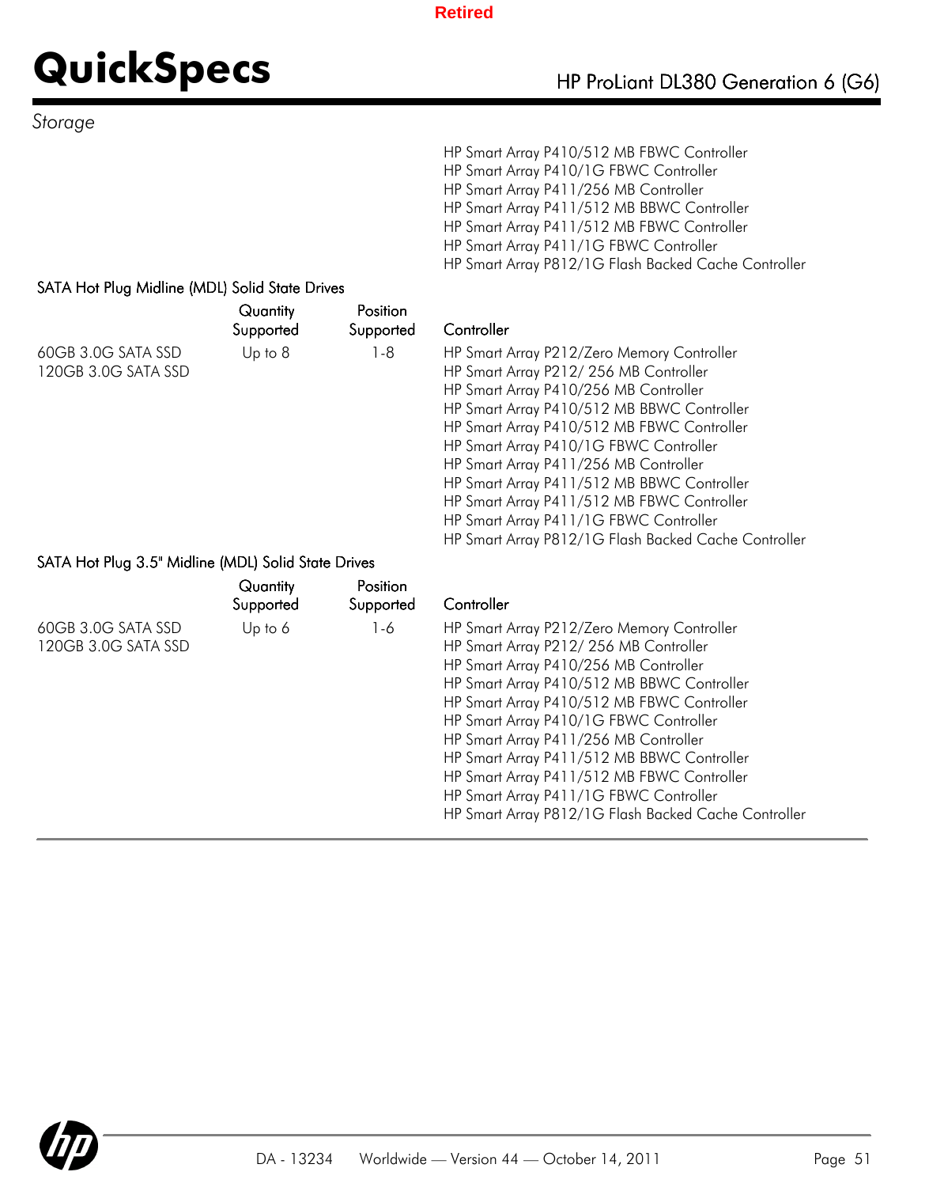*Storage*

HP Smart Array P410/512 MB FBWC Controller
HP Smart Array P410/1G FBWC Controller
HP Smart Array P411/256 MB Controller
HP Smart Array P411/512 MB BBWC Controller
HP Smart Array P411/512 MB FBWC Controller
HP Smart Array P411/1G FBWC Controller
HP Smart Array P812/1G Flash Backed Cache Controller

### SATA Hot Plug Midline (MDL) Solid State Drives

| | Quantity Supported | Position Supported | Controller |
|---|---|---|---|
| 60GB 3.0G SATA SSD<br>120GB 3.0G SATA SSD | Up to 8 | 1-8 | HP Smart Array P212/Zero Memory Controller<br>HP Smart Array P212/ 256 MB Controller<br>HP Smart Array P410/256 MB Controller<br>HP Smart Array P410/512 MB BBWC Controller<br>HP Smart Array P410/512 MB FBWC Controller<br>HP Smart Array P410/1G FBWC Controller<br>HP Smart Array P411/256 MB Controller<br>HP Smart Array P411/512 MB BBWC Controller<br>HP Smart Array P411/512 MB FBWC Controller<br>HP Smart Array P411/1G FBWC Controller<br>HP Smart Array P812/1G Flash Backed Cache Controller |

### SATA Hot Plug 3.5" Midline (MDL) Solid State Drives

| | Quantity Supported | Position Supported | Controller |
|---|---|---|---|
| 60GB 3.0G SATA SSD<br>120GB 3.0G SATA SSD | Up to 6 | 1-6 | HP Smart Array P212/Zero Memory Controller<br>HP Smart Array P212/ 256 MB Controller<br>HP Smart Array P410/256 MB Controller<br>HP Smart Array P410/512 MB BBWC Controller<br>HP Smart Array P410/512 MB FBWC Controller<br>HP Smart Array P410/1G FBWC Controller<br>HP Smart Array P411/256 MB Controller<br>HP Smart Array P411/512 MB BBWC Controller<br>HP Smart Array P411/512 MB FBWC Controller<br>HP Smart Array P411/1G FBWC Controller<br>HP Smart Array P812/1G Flash Backed Cache Controller |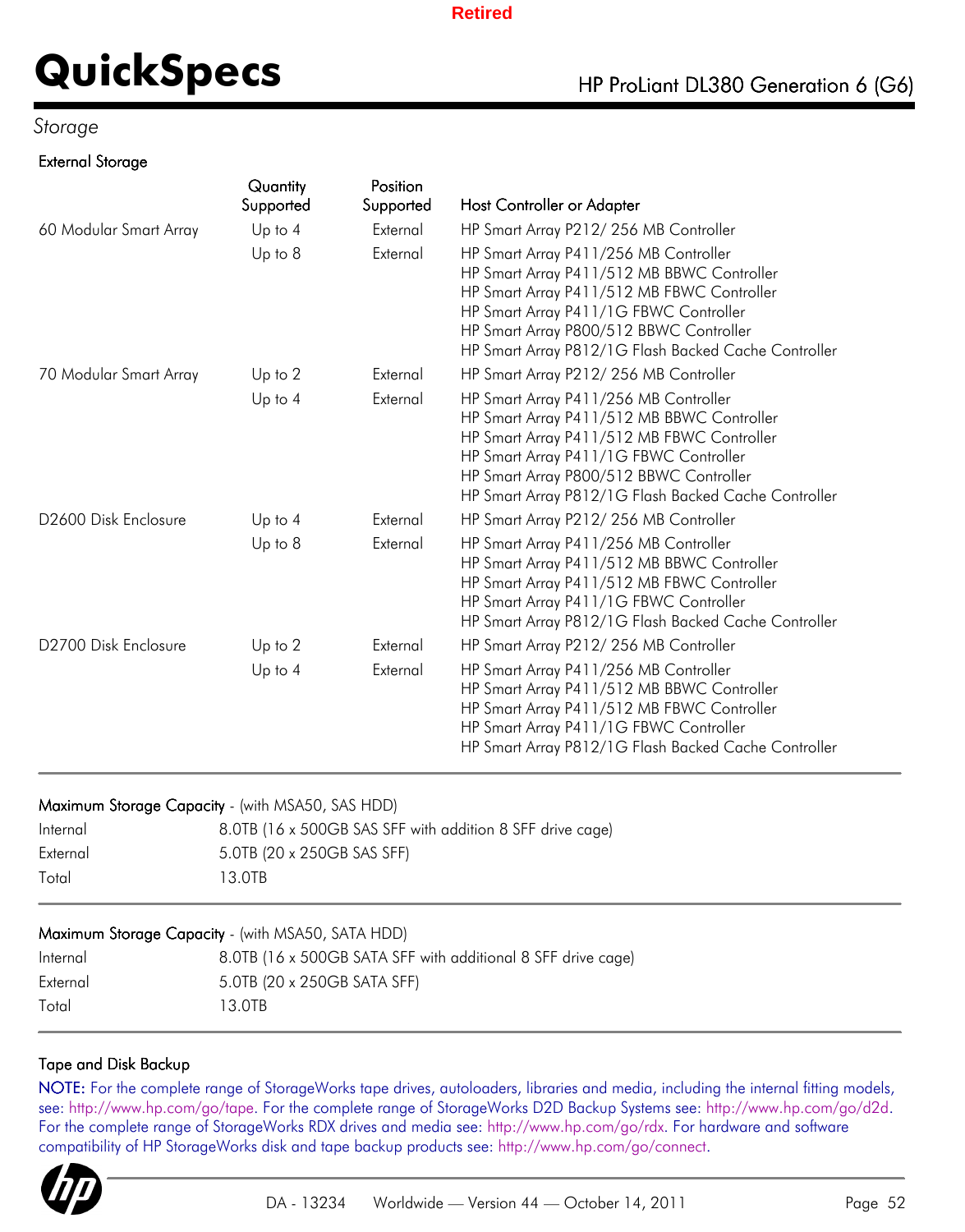Retired

## Storage

### External Storage

| | Quantity Supported | Position Supported | Host Controller or Adapter |
|---|---|---|---|
| 60 Modular Smart Array | Up to 4 | External | HP Smart Array P212/ 256 MB Controller |
| | Up to 8 | External | HP Smart Array P411/256 MB Controller<br>HP Smart Array P411/512 MB BBWC Controller<br>HP Smart Array P411/512 MB FBWC Controller<br>HP Smart Array P411/1G FBWC Controller<br>HP Smart Array P800/512 BBWC Controller<br>HP Smart Array P812/1G Flash Backed Cache Controller |
| 70 Modular Smart Array | Up to 2 | External | HP Smart Array P212/ 256 MB Controller |
| | Up to 4 | External | HP Smart Array P411/256 MB Controller<br>HP Smart Array P411/512 MB BBWC Controller<br>HP Smart Array P411/512 MB FBWC Controller<br>HP Smart Array P411/1G FBWC Controller<br>HP Smart Array P800/512 BBWC Controller<br>HP Smart Array P812/1G Flash Backed Cache Controller |
| D2600 Disk Enclosure | Up to 4 | External | HP Smart Array P212/ 256 MB Controller |
| | Up to 8 | External | HP Smart Array P411/256 MB Controller<br>HP Smart Array P411/512 MB BBWC Controller<br>HP Smart Array P411/512 MB FBWC Controller<br>HP Smart Array P411/1G FBWC Controller<br>HP Smart Array P812/1G Flash Backed Cache Controller |
| D2700 Disk Enclosure | Up to 2 | External | HP Smart Array P212/ 256 MB Controller |
| | Up to 4 | External | HP Smart Array P411/256 MB Controller<br>HP Smart Array P411/512 MB BBWC Controller<br>HP Smart Array P411/512 MB FBWC Controller<br>HP Smart Array P411/1G FBWC Controller<br>HP Smart Array P812/1G Flash Backed Cache Controller |

### Maximum Storage Capacity - (with MSA50, SAS HDD)

| | |
|---|---|
| Internal | 8.0TB (16 x 500GB SAS SFF with addition 8 SFF drive cage) |
| External | 5.0TB (20 x 250GB SAS SFF) |
| Total | 13.0TB |

### Maximum Storage Capacity - (with MSA50, SATA HDD)

| | |
|---|---|
| Internal | 8.0TB (16 x 500GB SATA SFF with additional 8 SFF drive cage) |
| External | 5.0TB (20 x 250GB SATA SFF) |
| Total | 13.0TB |

### Tape and Disk Backup

NOTE: For the complete range of StorageWorks tape drives, autoloaders, libraries and media, including the internal fitting models, see: http://www.hp.com/go/tape. For the complete range of StorageWorks D2D Backup Systems see: http://www.hp.com/go/d2d. For the complete range of StorageWorks RDX drives and media see: http://www.hp.com/go/rdx. For hardware and software compatibility of HP StorageWorks disk and tape backup products see: http://www.hp.com/go/connect.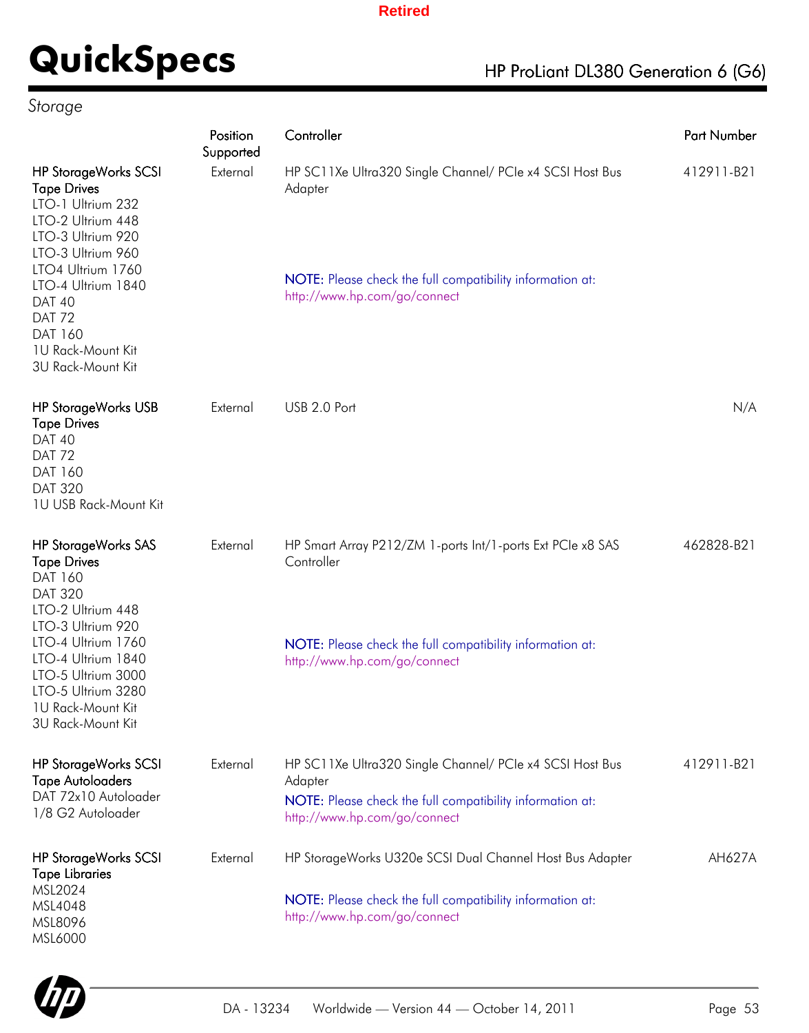Retired

## Storage

| | Position Supported | Controller | Part Number |
|---|---|---|---|
| **HP StorageWorks SCSI Tape Drives**<br>LTO-1 Ultrium 232<br>LTO-2 Ultrium 448<br>LTO-3 Ultrium 920<br>LTO-3 Ultrium 960<br>LTO4 Ultrium 1760<br>LTO-4 Ultrium 1840<br>DAT 40<br>DAT 72<br>DAT 160<br>1U Rack-Mount Kit<br>3U Rack-Mount Kit | External | HP SC11Xe Ultra320 Single Channel/ PCIe x4 SCSI Host Bus Adapter<br><br>NOTE: Please check the full compatibility information at: http://www.hp.com/go/connect | 412911-B21 |
| **HP StorageWorks USB Tape Drives**<br>DAT 40<br>DAT 72<br>DAT 160<br>DAT 320<br>1U USB Rack-Mount Kit | External | USB 2.0 Port | N/A |
| **HP StorageWorks SAS Tape Drives**<br>DAT 160<br>DAT 320<br>LTO-2 Ultrium 448<br>LTO-3 Ultrium 920<br>LTO-4 Ultrium 1760<br>LTO-4 Ultrium 1840<br>LTO-5 Ultrium 3000<br>LTO-5 Ultrium 3280<br>1U Rack-Mount Kit<br>3U Rack-Mount Kit | External | HP Smart Array P212/ZM 1-ports Int/1-ports Ext PCIe x8 SAS Controller<br><br>NOTE: Please check the full compatibility information at: http://www.hp.com/go/connect | 462828-B21 |
| **HP StorageWorks SCSI Tape Autoloaders**<br>DAT 72x10 Autoloader<br>1/8 G2 Autoloader | External | HP SC11Xe Ultra320 Single Channel/ PCIe x4 SCSI Host Bus Adapter<br>NOTE: Please check the full compatibility information at: http://www.hp.com/go/connect | 412911-B21 |
| **HP StorageWorks SCSI Tape Libraries**<br>MSL2024<br>MSL4048<br>MSL8096<br>MSL6000 | External | HP StorageWorks U320e SCSI Dual Channel Host Bus Adapter<br><br>NOTE: Please check the full compatibility information at: http://www.hp.com/go/connect | AH627A |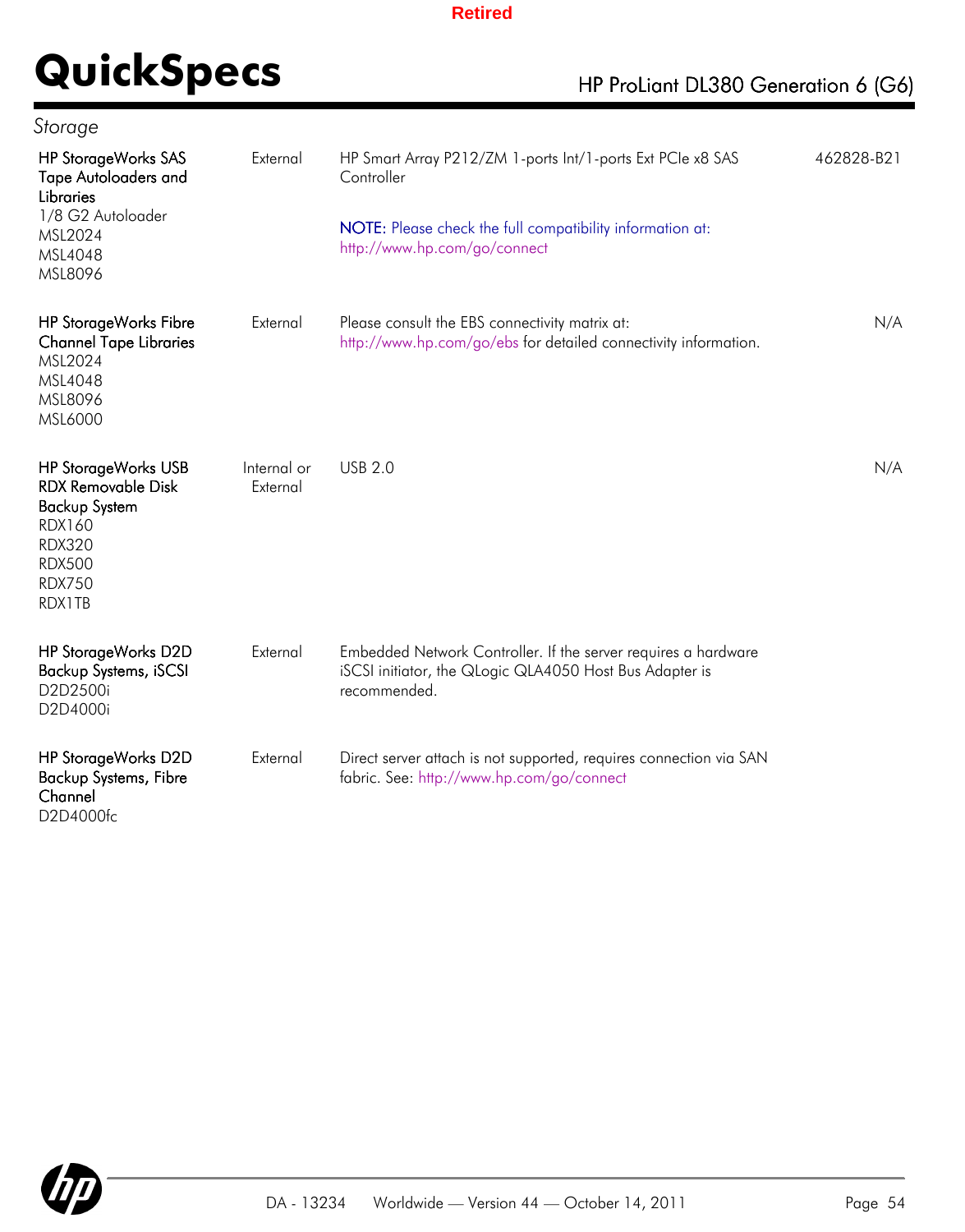Retired

## Storage

| | | | |
|---|---|---|---|
| **HP StorageWorks SAS Tape Autoloaders and Libraries**<br>1/8 G2 Autoloader<br>MSL2024<br>MSL4048<br>MSL8096 | External | HP Smart Array P212/ZM 1-ports Int/1-ports Ext PCIe x8 SAS Controller<br><br>NOTE: Please check the full compatibility information at: http://www.hp.com/go/connect | 462828-B21 |
| **HP StorageWorks Fibre Channel Tape Libraries**<br>MSL2024<br>MSL4048<br>MSL8096<br>MSL6000 | External | Please consult the EBS connectivity matrix at: http://www.hp.com/go/ebs for detailed connectivity information. | N/A |
| **HP StorageWorks USB RDX Removable Disk Backup System**<br>RDX160<br>RDX320<br>RDX500<br>RDX750<br>RDX1TB | Internal or External | USB 2.0 | N/A |
| **HP StorageWorks D2D Backup Systems, iSCSI**<br>D2D2500i<br>D2D4000i | External | Embedded Network Controller. If the server requires a hardware iSCSI initiator, the QLogic QLA4050 Host Bus Adapter is recommended. | |
| **HP StorageWorks D2D Backup Systems, Fibre Channel**<br>D2D4000fc | External | Direct server attach is not supported, requires connection via SAN fabric. See: http://www.hp.com/go/connect | |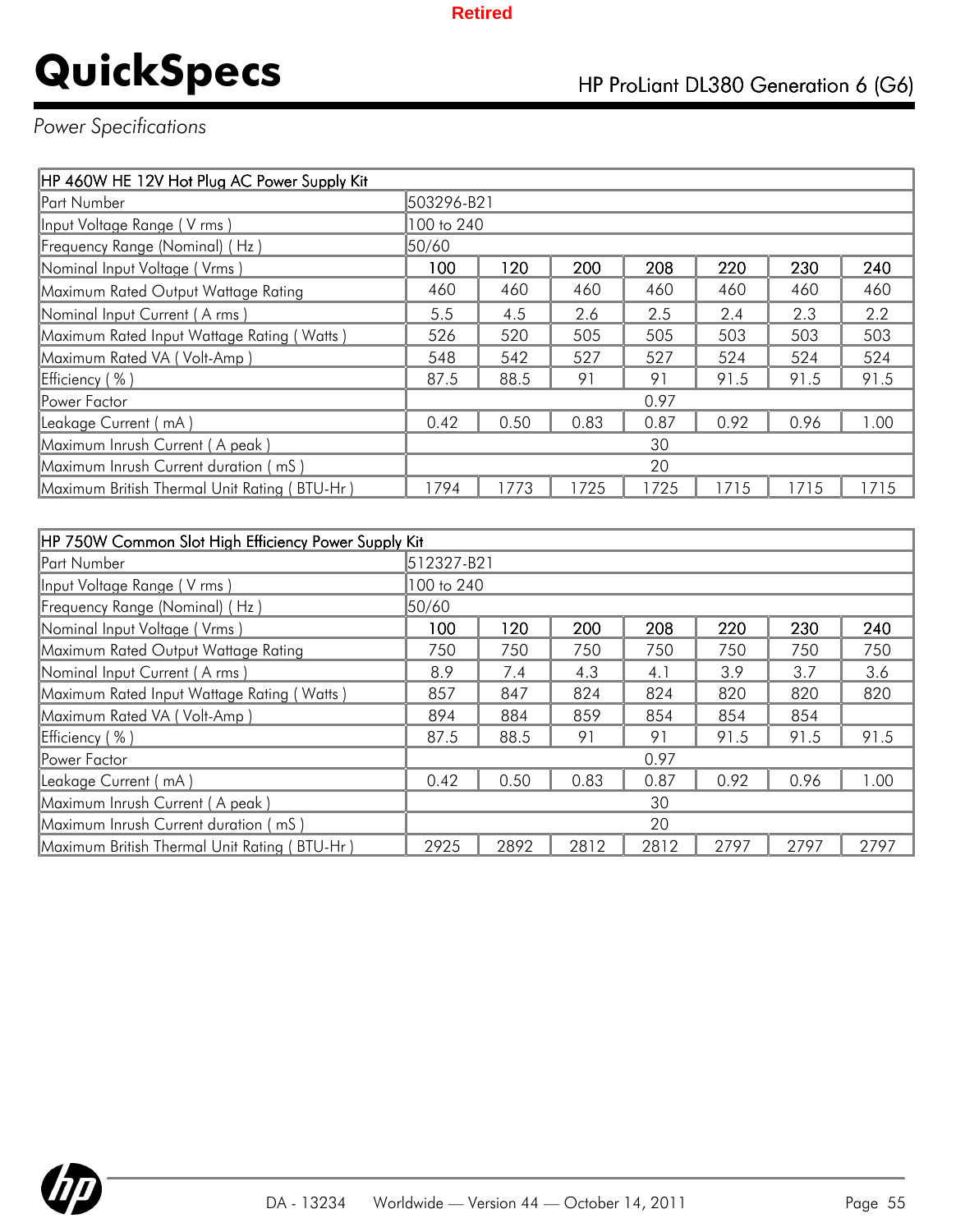Retired

# QuickSpecs

HP ProLiant DL380 Generation 6 (G6)

*Power Specifications*

| HP 460W HE 12V Hot Plug AC Power Supply Kit | | | | | | | |
|---|---|---|---|---|---|---|---|
| Part Number | 503296-B21 | | | | | | |
| Input Voltage Range ( V rms ) | 100 to 240 | | | | | | |
| Frequency Range (Nominal) ( Hz ) | 50/60 | | | | | | |
| Nominal Input Voltage ( Vrms ) | 100 | 120 | 200 | 208 | 220 | 230 | 240 |
| Maximum Rated Output Wattage Rating | 460 | 460 | 460 | 460 | 460 | 460 | 460 |
| Nominal Input Current ( A rms ) | 5.5 | 4.5 | 2.6 | 2.5 | 2.4 | 2.3 | 2.2 |
| Maximum Rated Input Wattage Rating ( Watts ) | 526 | 520 | 505 | 505 | 503 | 503 | 503 |
| Maximum Rated VA ( Volt-Amp ) | 548 | 542 | 527 | 527 | 524 | 524 | 524 |
| Efficiency ( % ) | 87.5 | 88.5 | 91 | 91 | 91.5 | 91.5 | 91.5 |
| Power Factor | 0.97 | | | | | | |
| Leakage Current ( mA ) | 0.42 | 0.50 | 0.83 | 0.87 | 0.92 | 0.96 | 1.00 |
| Maximum Inrush Current ( A peak ) | 30 | | | | | | |
| Maximum Inrush Current duration ( mS ) | 20 | | | | | | |
| Maximum British Thermal Unit Rating ( BTU-Hr ) | 1794 | 1773 | 1725 | 1725 | 1715 | 1715 | 1715 |

| HP 750W Common Slot High Efficiency Power Supply Kit | | | | | | | |
|---|---|---|---|---|---|---|---|
| Part Number | 512327-B21 | | | | | | |
| Input Voltage Range ( V rms ) | 100 to 240 | | | | | | |
| Frequency Range (Nominal) ( Hz ) | 50/60 | | | | | | |
| Nominal Input Voltage ( Vrms ) | 100 | 120 | 200 | 208 | 220 | 230 | 240 |
| Maximum Rated Output Wattage Rating | 750 | 750 | 750 | 750 | 750 | 750 | 750 |
| Nominal Input Current ( A rms ) | 8.9 | 7.4 | 4.3 | 4.1 | 3.9 | 3.7 | 3.6 |
| Maximum Rated Input Wattage Rating ( Watts ) | 857 | 847 | 824 | 824 | 820 | 820 | 820 |
| Maximum Rated VA ( Volt-Amp ) | 894 | 884 | 859 | 854 | 854 | 854 | |
| Efficiency ( % ) | 87.5 | 88.5 | 91 | 91 | 91.5 | 91.5 | 91.5 |
| Power Factor | 0.97 | | | | | | |
| Leakage Current ( mA ) | 0.42 | 0.50 | 0.83 | 0.87 | 0.92 | 0.96 | 1.00 |
| Maximum Inrush Current ( A peak ) | 30 | | | | | | |
| Maximum Inrush Current duration ( mS ) | 20 | | | | | | |
| Maximum British Thermal Unit Rating ( BTU-Hr ) | 2925 | 2892 | 2812 | 2812 | 2797 | 2797 | 2797 |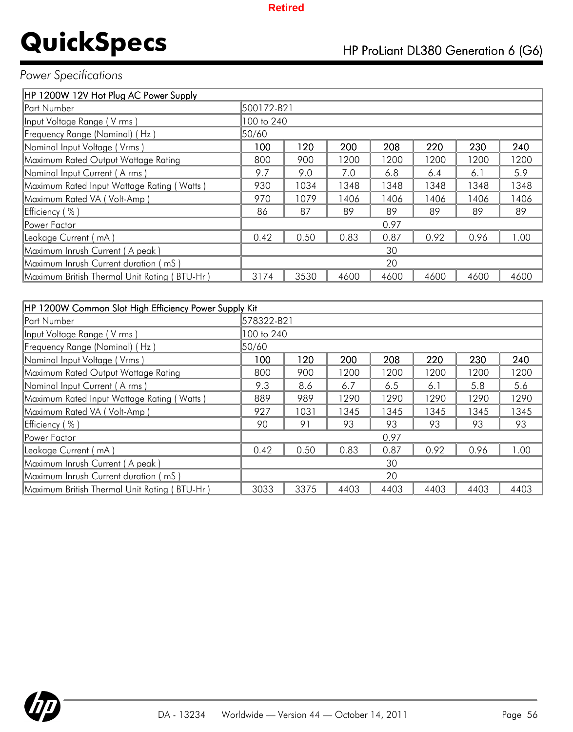Retired

# QuickSpecs

HP ProLiant DL380 Generation 6 (G6)

*Power Specifications*

| HP 1200W 12V Hot Plug AC Power Supply | | | | | | | |
|---|---|---|---|---|---|---|---|
| Part Number | 500172-B21 | | | | | | |
| Input Voltage Range ( V rms ) | 100 to 240 | | | | | | |
| Frequency Range (Nominal) ( Hz ) | 50/60 | | | | | | |
| Nominal Input Voltage ( Vrms ) | 100 | 120 | 200 | 208 | 220 | 230 | 240 |
| Maximum Rated Output Wattage Rating | 800 | 900 | 1200 | 1200 | 1200 | 1200 | 1200 |
| Nominal Input Current ( A rms ) | 9.7 | 9.0 | 7.0 | 6.8 | 6.4 | 6.1 | 5.9 |
| Maximum Rated Input Wattage Rating ( Watts ) | 930 | 1034 | 1348 | 1348 | 1348 | 1348 | 1348 |
| Maximum Rated VA ( Volt-Amp ) | 970 | 1079 | 1406 | 1406 | 1406 | 1406 | 1406 |
| Efficiency ( % ) | 86 | 87 | 89 | 89 | 89 | 89 | 89 |
| Power Factor | 0.97 | | | | | | |
| Leakage Current ( mA ) | 0.42 | 0.50 | 0.83 | 0.87 | 0.92 | 0.96 | 1.00 |
| Maximum Inrush Current ( A peak ) | 30 | | | | | | |
| Maximum Inrush Current duration ( mS ) | 20 | | | | | | |
| Maximum British Thermal Unit Rating ( BTU-Hr ) | 3174 | 3530 | 4600 | 4600 | 4600 | 4600 | 4600 |

| HP 1200W Common Slot High Efficiency Power Supply Kit | | | | | | | |
|---|---|---|---|---|---|---|---|
| Part Number | 578322-B21 | | | | | | |
| Input Voltage Range ( V rms ) | 100 to 240 | | | | | | |
| Frequency Range (Nominal) ( Hz ) | 50/60 | | | | | | |
| Nominal Input Voltage ( Vrms ) | 100 | 120 | 200 | 208 | 220 | 230 | 240 |
| Maximum Rated Output Wattage Rating | 800 | 900 | 1200 | 1200 | 1200 | 1200 | 1200 |
| Nominal Input Current ( A rms ) | 9.3 | 8.6 | 6.7 | 6.5 | 6.1 | 5.8 | 5.6 |
| Maximum Rated Input Wattage Rating ( Watts ) | 889 | 989 | 1290 | 1290 | 1290 | 1290 | 1290 |
| Maximum Rated VA ( Volt-Amp ) | 927 | 1031 | 1345 | 1345 | 1345 | 1345 | 1345 |
| Efficiency ( % ) | 90 | 91 | 93 | 93 | 93 | 93 | 93 |
| Power Factor | 0.97 | | | | | | |
| Leakage Current ( mA ) | 0.42 | 0.50 | 0.83 | 0.87 | 0.92 | 0.96 | 1.00 |
| Maximum Inrush Current ( A peak ) | 30 | | | | | | |
| Maximum Inrush Current duration ( mS ) | 20 | | | | | | |
| Maximum British Thermal Unit Rating ( BTU-Hr ) | 3033 | 3375 | 4403 | 4403 | 4403 | 4403 | 4403 |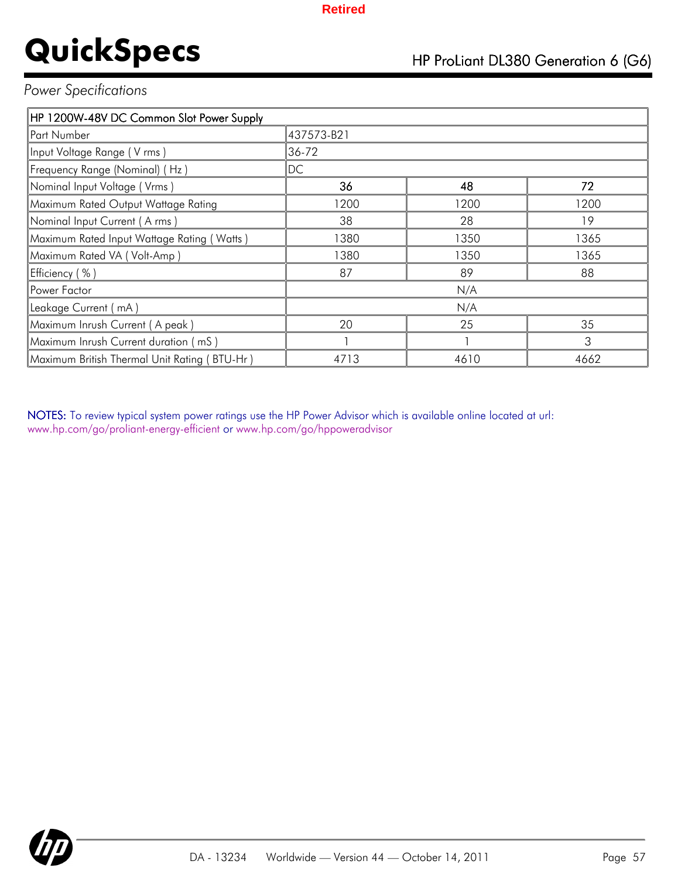*Power Specifications*

| HP 1200W-48V DC Common Slot Power Supply | | | |
|---|---|---|---|
| Part Number | 437573-B21 | | |
| Input Voltage Range ( V rms ) | 36-72 | | |
| Frequency Range (Nominal) ( Hz ) | DC | | |
| Nominal Input Voltage ( Vrms ) | 36 | 48 | 72 |
| Maximum Rated Output Wattage Rating | 1200 | 1200 | 1200 |
| Nominal Input Current ( A rms ) | 38 | 28 | 19 |
| Maximum Rated Input Wattage Rating ( Watts ) | 1380 | 1350 | 1365 |
| Maximum Rated VA ( Volt-Amp ) | 1380 | 1350 | 1365 |
| Efficiency ( % ) | 87 | 89 | 88 |
| Power Factor | N/A | | |
| Leakage Current ( mA ) | N/A | | |
| Maximum Inrush Current ( A peak ) | 20 | 25 | 35 |
| Maximum Inrush Current duration ( mS ) | 1 | 1 | 3 |
| Maximum British Thermal Unit Rating ( BTU-Hr ) | 4713 | 4610 | 4662 |

NOTES: To review typical system power ratings use the HP Power Advisor which is available online located at url: www.hp.com/go/proliant-energy-efficient or www.hp.com/go/hppoweradvisor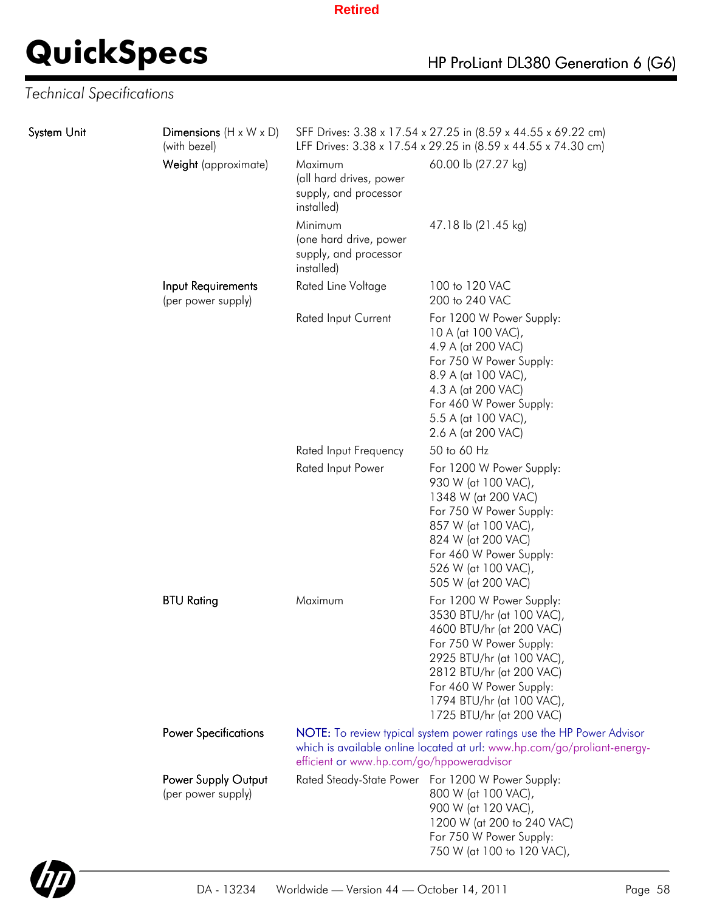# Technical Specifications

| | | | |
|---|---|---|---|
| System Unit | **Dimensions** (H x W x D) (with bezel) | SFF Drives: 3.38 x 17.54 x 27.25 in (8.59 x 44.55 x 69.22 cm)<br>LFF Drives: 3.38 x 17.54 x 29.25 in (8.59 x 44.55 x 74.30 cm) | |
| | **Weight** (approximate) | Maximum (all hard drives, power supply, and processor installed) | 60.00 lb (27.27 kg) |
| | | Minimum (one hard drive, power supply, and processor installed) | 47.18 lb (21.45 kg) |
| | **Input Requirements** (per power supply) | Rated Line Voltage | 100 to 120 VAC<br>200 to 240 VAC |
| | | Rated Input Current | For 1200 W Power Supply:<br>10 A (at 100 VAC),<br>4.9 A (at 200 VAC)<br>For 750 W Power Supply:<br>8.9 A (at 100 VAC),<br>4.3 A (at 200 VAC)<br>For 460 W Power Supply:<br>5.5 A (at 100 VAC),<br>2.6 A (at 200 VAC) |
| | | Rated Input Frequency | 50 to 60 Hz |
| | | Rated Input Power | For 1200 W Power Supply:<br>930 W (at 100 VAC),<br>1348 W (at 200 VAC)<br>For 750 W Power Supply:<br>857 W (at 100 VAC),<br>824 W (at 200 VAC)<br>For 460 W Power Supply:<br>526 W (at 100 VAC),<br>505 W (at 200 VAC) |
| | **BTU Rating** | Maximum | For 1200 W Power Supply:<br>3530 BTU/hr (at 100 VAC),<br>4600 BTU/hr (at 200 VAC)<br>For 750 W Power Supply:<br>2925 BTU/hr (at 100 VAC),<br>2812 BTU/hr (at 200 VAC)<br>For 460 W Power Supply:<br>1794 BTU/hr (at 100 VAC),<br>1725 BTU/hr (at 200 VAC) |
| | **Power Specifications** | **NOTE:** To review typical system power ratings use the HP Power Advisor which is available online located at url: www.hp.com/go/proliant-energy-efficient or www.hp.com/go/hppoweradvisor | |
| | **Power Supply Output** (per power supply) | Rated Steady-State Power | For 1200 W Power Supply:<br>800 W (at 100 VAC),<br>900 W (at 120 VAC),<br>1200 W (at 200 to 240 VAC)<br>For 750 W Power Supply:<br>750 W (at 100 to 120 VAC), |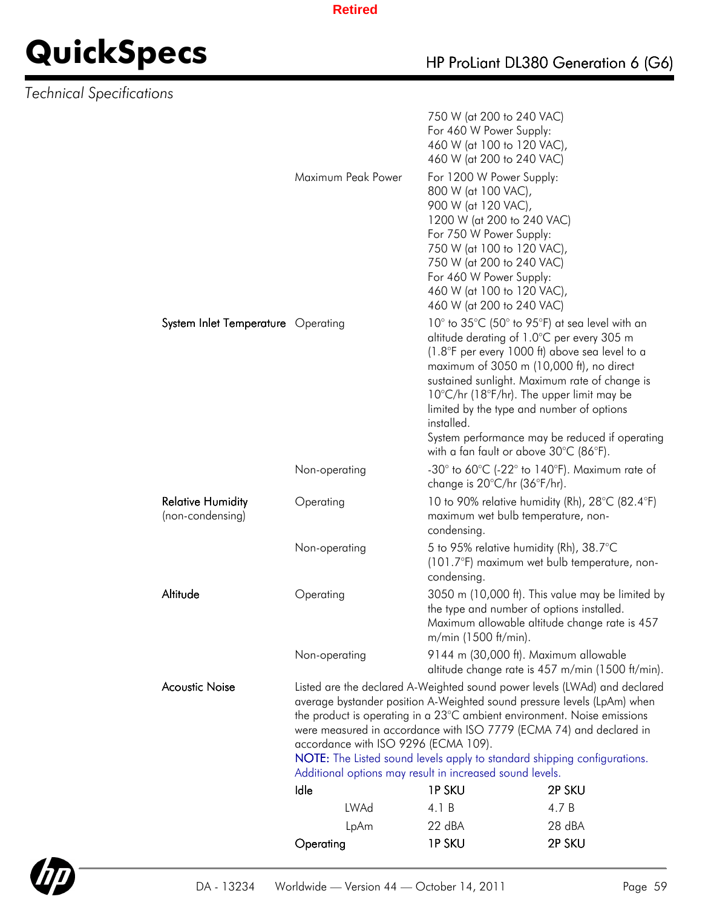*Technical Specifications*

| | | |
|---|---|---|
| | | 750 W (at 200 to 240 VAC)<br>For 460 W Power Supply:<br>460 W (at 100 to 120 VAC),<br>460 W (at 200 to 240 VAC) |
| | Maximum Peak Power | For 1200 W Power Supply:<br>800 W (at 100 VAC),<br>900 W (at 120 VAC),<br>1200 W (at 200 to 240 VAC)<br>For 750 W Power Supply:<br>750 W (at 100 to 120 VAC),<br>750 W (at 200 to 240 VAC)<br>For 460 W Power Supply:<br>460 W (at 100 to 120 VAC),<br>460 W (at 200 to 240 VAC) |
| **System Inlet Temperature** | Operating | 10° to 35°C (50° to 95°F) at sea level with an altitude derating of 1.0°C per every 305 m (1.8°F per every 1000 ft) above sea level to a maximum of 3050 m (10,000 ft), no direct sustained sunlight. Maximum rate of change is 10°C/hr (18°F/hr). The upper limit may be limited by the type and number of options installed.<br>System performance may be reduced if operating with a fan fault or above 30°C (86°F). |
| | Non-operating | -30° to 60°C (-22° to 140°F). Maximum rate of change is 20°C/hr (36°F/hr). |
| **Relative Humidity** (non-condensing) | Operating | 10 to 90% relative humidity (Rh), 28°C (82.4°F) maximum wet bulb temperature, non-condensing. |
| | Non-operating | 5 to 95% relative humidity (Rh), 38.7°C (101.7°F) maximum wet bulb temperature, non-condensing. |
| **Altitude** | Operating | 3050 m (10,000 ft). This value may be limited by the type and number of options installed. Maximum allowable altitude change rate is 457 m/min (1500 ft/min). |
| | Non-operating | 9144 m (30,000 ft). Maximum allowable altitude change rate is 457 m/min (1500 ft/min). |

**Acoustic Noise**

Listed are the declared A-Weighted sound power levels (LWAd) and declared average bystander position A-Weighted sound pressure levels (LpAm) when the product is operating in a 23°C ambient environment. Noise emissions were measured in accordance with ISO 7779 (ECMA 74) and declared in accordance with ISO 9296 (ECMA 109).

**NOTE:** The Listed sound levels apply to standard shipping configurations. Additional options may result in increased sound levels.

| **Idle** | **1P SKU** | **2P SKU** |
|---|---|---|
| LWAd | 4.1 B | 4.7 B |
| LpAm | 22 dBA | 28 dBA |
| **Operating** | **1P SKU** | **2P SKU** |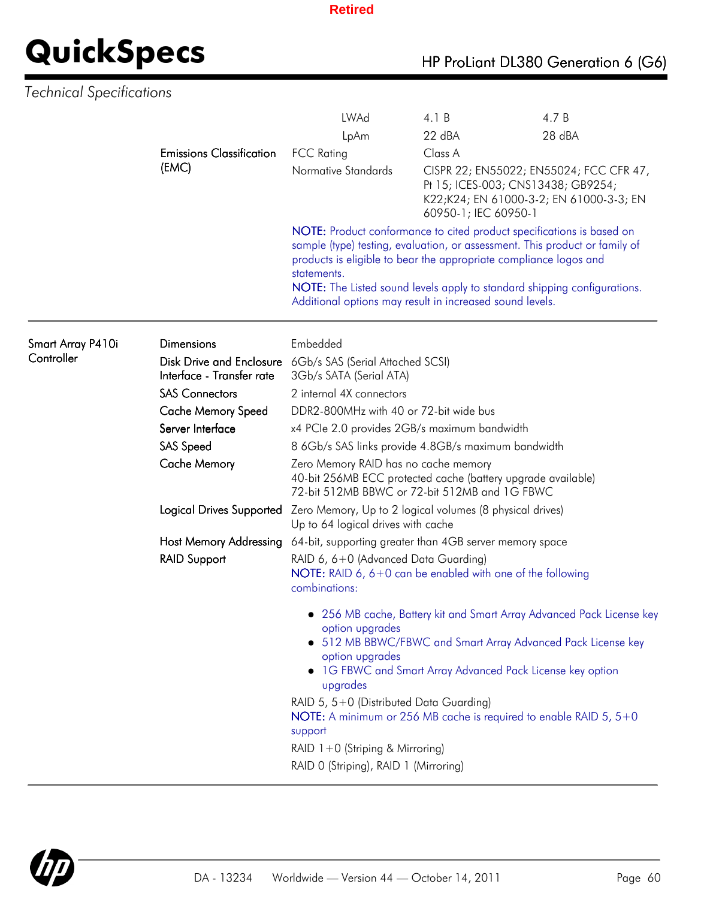*Technical Specifications*

| | | | | |
|---|---|---|---|---|
| | | LWAd | 4.1 B | 4.7 B |
| | | LpAm | 22 dBA | 28 dBA |
| | Emissions Classification (EMC) | FCC Rating | Class A | |
| | | Normative Standards | CISPR 22; EN55022; EN55024; FCC CFR 47, Pt 15; ICES-003; CNS13438; GB9254; K22;K24; EN 61000-3-2; EN 61000-3-3; EN 60950-1; IEC 60950-1 | |

**NOTE:** Product conformance to cited product specifications is based on sample (type) testing, evaluation, or assessment. This product or family of products is eligible to bear the appropriate compliance logos and statements.
**NOTE:** The Listed sound levels apply to standard shipping configurations. Additional options may result in increased sound levels.

---

**Smart Array P410i Controller**

| | |
|---|---|
| Dimensions | Embedded |
| Disk Drive and Enclosure Interface - Transfer rate | 6Gb/s SAS (Serial Attached SCSI)<br>3Gb/s SATA (Serial ATA) |
| SAS Connectors | 2 internal 4X connectors |
| Cache Memory Speed | DDR2-800MHz with 40 or 72-bit wide bus |
| Server Interface | x4 PCIe 2.0 provides 2GB/s maximum bandwidth |
| SAS Speed | 8 6Gb/s SAS links provide 4.8GB/s maximum bandwidth |
| Cache Memory | Zero Memory RAID has no cache memory<br>40-bit 256MB ECC protected cache (battery upgrade available)<br>72-bit 512MB BBWC or 72-bit 512MB and 1G FBWC |
| Logical Drives Supported | Zero Memory, Up to 2 logical volumes (8 physical drives)<br>Up to 64 logical drives with cache |
| Host Memory Addressing | 64-bit, supporting greater than 4GB server memory space |
| RAID Support | RAID 6, 6+0 (Advanced Data Guarding) |

**NOTE:** RAID 6, 6+0 can be enabled with one of the following combinations:

- 256 MB cache, Battery kit and Smart Array Advanced Pack License key option upgrades
- 512 MB BBWC/FBWC and Smart Array Advanced Pack License key option upgrades
- 1G FBWC and Smart Array Advanced Pack License key option upgrades

RAID 5, 5+0 (Distributed Data Guarding)
**NOTE:** A minimum or 256 MB cache is required to enable RAID 5, 5+0 support

RAID 1+0 (Striping & Mirroring)

RAID 0 (Striping), RAID 1 (Mirroring)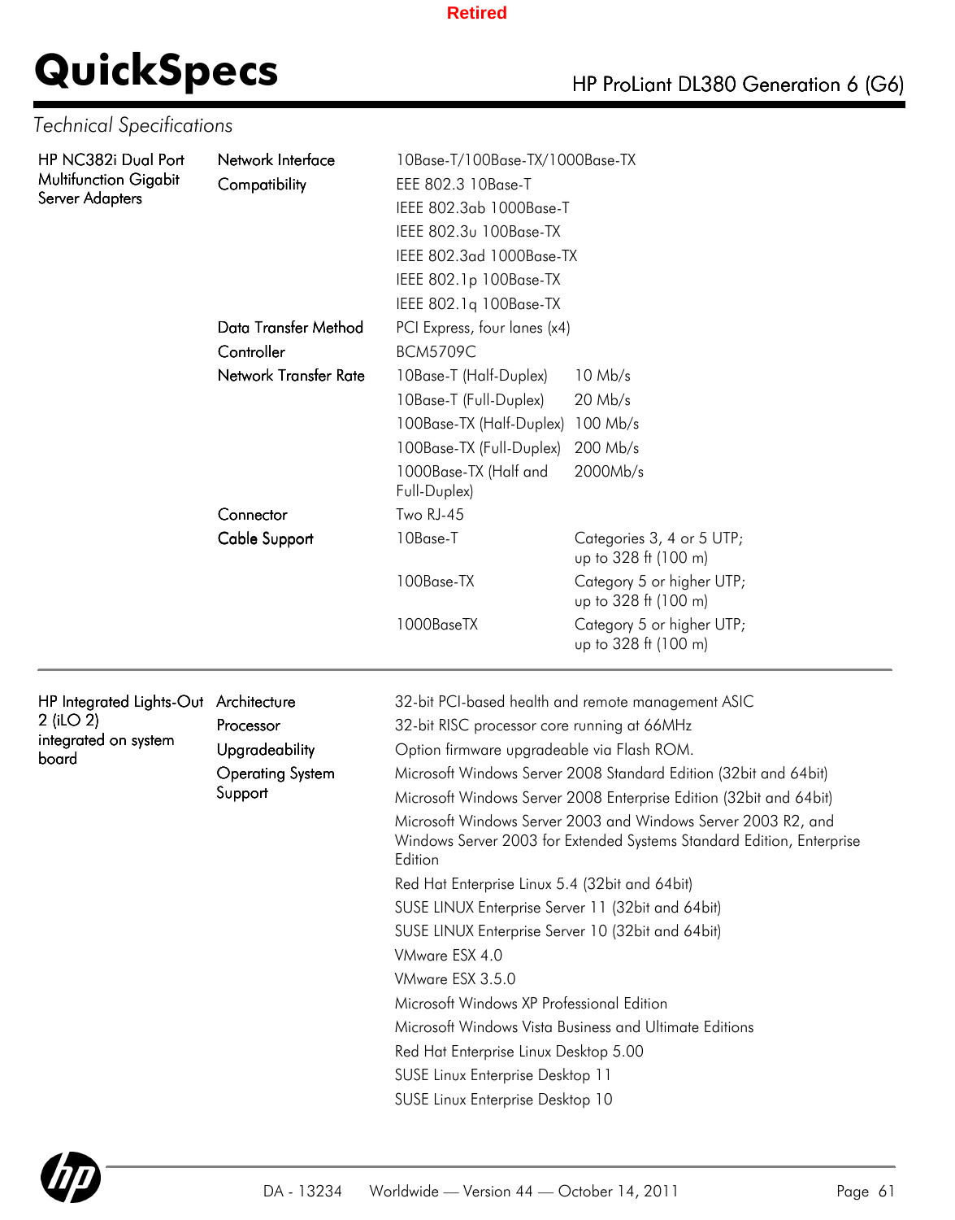Retired

# QuickSpecs

HP ProLiant DL380 Generation 6 (G6)

*Technical Specifications*

| | | | |
|---|---|---|---|
| HP NC382i Dual Port Multifunction Gigabit Server Adapters | Network Interface Compatibility | 10Base-T/100Base-TX/1000Base-TX | |
| | | EEE 802.3 10Base-T | |
| | | IEEE 802.3ab 1000Base-T | |
| | | IEEE 802.3u 100Base-TX | |
| | | IEEE 802.3ad 1000Base-TX | |
| | | IEEE 802.1p 100Base-TX | |
| | | IEEE 802.1q 100Base-TX | |
| | Data Transfer Method | PCI Express, four lanes (x4) | |
| | Controller | BCM5709C | |
| | Network Transfer Rate | 10Base-T (Half-Duplex) | 10 Mb/s |
| | | 10Base-T (Full-Duplex) | 20 Mb/s |
| | | 100Base-TX (Half-Duplex) | 100 Mb/s |
| | | 100Base-TX (Full-Duplex) | 200 Mb/s |
| | | 1000Base-TX (Half and Full-Duplex) | 2000Mb/s |
| | Connector | Two RJ-45 | |
| | Cable Support | 10Base-T | Categories 3, 4 or 5 UTP; up to 328 ft (100 m) |
| | | 100Base-TX | Category 5 or higher UTP; up to 328 ft (100 m) |
| | | 1000BaseTX | Category 5 or higher UTP; up to 328 ft (100 m) |

| | | |
|---|---|---|
| HP Integrated Lights-Out 2 (iLO 2) integrated on system board | Architecture | 32-bit PCI-based health and remote management ASIC |
| | Processor | 32-bit RISC processor core running at 66MHz |
| | Upgradeability | Option firmware upgradeable via Flash ROM. |
| | Operating System Support | Microsoft Windows Server 2008 Standard Edition (32bit and 64bit) |
| | | Microsoft Windows Server 2008 Enterprise Edition (32bit and 64bit) |
| | | Microsoft Windows Server 2003 and Windows Server 2003 R2, and Windows Server 2003 for Extended Systems Standard Edition, Enterprise Edition |
| | | Red Hat Enterprise Linux 5.4 (32bit and 64bit) |
| | | SUSE LINUX Enterprise Server 11 (32bit and 64bit) |
| | | SUSE LINUX Enterprise Server 10 (32bit and 64bit) |
| | | VMware ESX 4.0 |
| | | VMware ESX 3.5.0 |
| | | Microsoft Windows XP Professional Edition |
| | | Microsoft Windows Vista Business and Ultimate Editions |
| | | Red Hat Enterprise Linux Desktop 5.00 |
| | | SUSE Linux Enterprise Desktop 11 |
| | | SUSE Linux Enterprise Desktop 10 |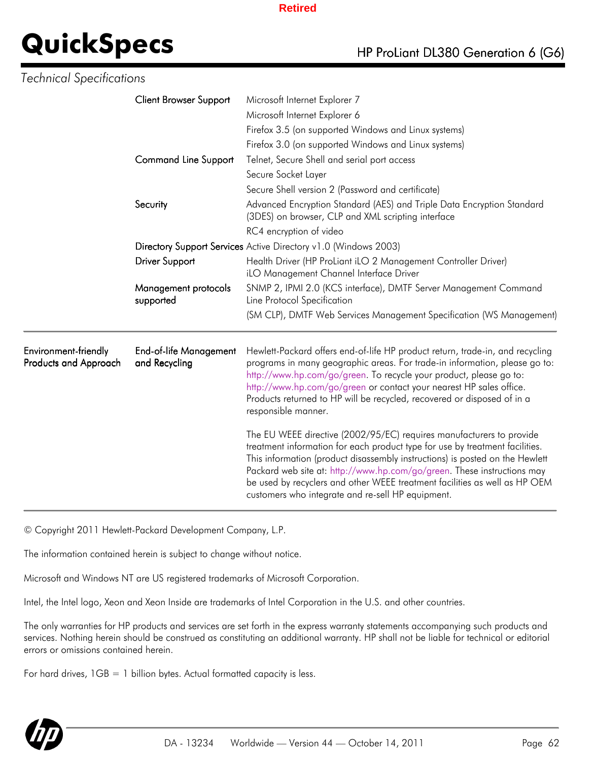Retired

# QuickSpecs

HP ProLiant DL380 Generation 6 (G6)

*Technical Specifications*

| | | |
|---|---|---|
| | Client Browser Support | Microsoft Internet Explorer 7<br>Microsoft Internet Explorer 6<br>Firefox 3.5 (on supported Windows and Linux systems)<br>Firefox 3.0 (on supported Windows and Linux systems) |
| | Command Line Support | Telnet, Secure Shell and serial port access<br>Secure Socket Layer<br>Secure Shell version 2 (Password and certificate) |
| | Security | Advanced Encryption Standard (AES) and Triple Data Encryption Standard (3DES) on browser, CLP and XML scripting interface<br>RC4 encryption of video |
| | Directory Support Services | Active Directory v1.0 (Windows 2003) |
| | Driver Support | Health Driver (HP ProLiant iLO 2 Management Controller Driver)<br>iLO Management Channel Interface Driver |
| | Management protocols supported | SNMP 2, IPMI 2.0 (KCS interface), DMTF Server Management Command Line Protocol Specification<br>(SM CLP), DMTF Web Services Management Specification (WS Management) |
| Environment-friendly Products and Approach | End-of-life Management and Recycling | Hewlett-Packard offers end-of-life HP product return, trade-in, and recycling programs in many geographic areas. For trade-in information, please go to: http://www.hp.com/go/green. To recycle your product, please go to: http://www.hp.com/go/green or contact your nearest HP sales office. Products returned to HP will be recycled, recovered or disposed of in a responsible manner.<br><br>The EU WEEE directive (2002/95/EC) requires manufacturers to provide treatment information for each product type for use by treatment facilities. This information (product disassembly instructions) is posted on the Hewlett Packard web site at: http://www.hp.com/go/green. These instructions may be used by recyclers and other WEEE treatment facilities as well as HP OEM customers who integrate and re-sell HP equipment. |

© Copyright 2011 Hewlett-Packard Development Company, L.P.

The information contained herein is subject to change without notice.

Microsoft and Windows NT are US registered trademarks of Microsoft Corporation.

Intel, the Intel logo, Xeon and Xeon Inside are trademarks of Intel Corporation in the U.S. and other countries.

The only warranties for HP products and services are set forth in the express warranty statements accompanying such products and services. Nothing herein should be construed as constituting an additional warranty. HP shall not be liable for technical or editorial errors or omissions contained herein.

For hard drives, 1GB = 1 billion bytes. Actual formatted capacity is less.

DA - 13234 Worldwide — Version 44 — October 14, 2011